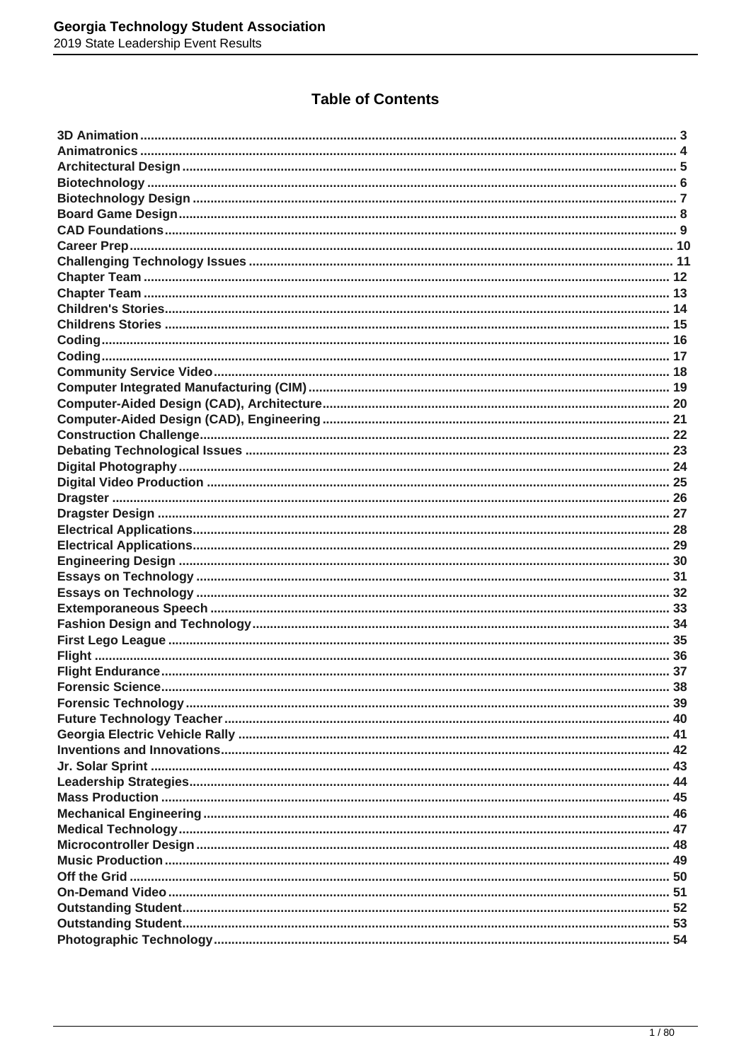## Table of Contents

| Event | Page |
|---|---|
| 3D Animation | 3 |
| Animatronics | 4 |
| Architectural Design | 5 |
| Biotechnology | 6 |
| Biotechnology Design | 7 |
| Board Game Design | 8 |
| CAD Foundations | 9 |
| Career Prep | 10 |
| Challenging Technology Issues | 11 |
| Chapter Team | 12 |
| Chapter Team | 13 |
| Children's Stories | 14 |
| Childrens Stories | 15 |
| Coding | 16 |
| Coding | 17 |
| Community Service Video | 18 |
| Computer Integrated Manufacturing (CIM) | 19 |
| Computer-Aided Design (CAD), Architecture | 20 |
| Computer-Aided Design (CAD), Engineering | 21 |
| Construction Challenge | 22 |
| Debating Technological Issues | 23 |
| Digital Photography | 24 |
| Digital Video Production | 25 |
| Dragster | 26 |
| Dragster Design | 27 |
| Electrical Applications | 28 |
| Electrical Applications | 29 |
| Engineering Design | 30 |
| Essays on Technology | 31 |
| Essays on Technology | 32 |
| Extemporaneous Speech | 33 |
| Fashion Design and Technology | 34 |
| First Lego League | 35 |
| Flight | 36 |
| Flight Endurance | 37 |
| Forensic Science | 38 |
| Forensic Technology | 39 |
| Future Technology Teacher | 40 |
| Georgia Electric Vehicle Rally | 41 |
| Inventions and Innovations | 42 |
| Jr. Solar Sprint | 43 |
| Leadership Strategies | 44 |
| Mass Production | 45 |
| Mechanical Engineering | 46 |
| Medical Technology | 47 |
| Microcontroller Design | 48 |
| Music Production | 49 |
| Off the Grid | 50 |
| On-Demand Video | 51 |
| Outstanding Student | 52 |
| Outstanding Student | 53 |
| Photographic Technology | 54 |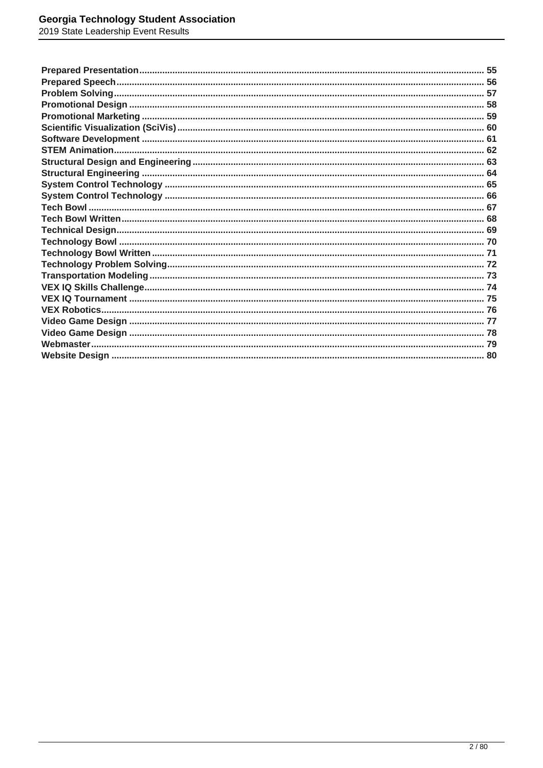| | |
|---|---|
| **Prepared Presentation** | **55** |
| **Prepared Speech** | **56** |
| **Problem Solving** | **57** |
| **Promotional Design** | **58** |
| **Promotional Marketing** | **59** |
| **Scientific Visualization (SciVis)** | **60** |
| **Software Development** | **61** |
| **STEM Animation** | **62** |
| **Structural Design and Engineering** | **63** |
| **Structural Engineering** | **64** |
| **System Control Technology** | **65** |
| **System Control Technology** | **66** |
| **Tech Bowl** | **67** |
| **Tech Bowl Written** | **68** |
| **Technical Design** | **69** |
| **Technology Bowl** | **70** |
| **Technology Bowl Written** | **71** |
| **Technology Problem Solving** | **72** |
| **Transportation Modeling** | **73** |
| **VEX IQ Skills Challenge** | **74** |
| **VEX IQ Tournament** | **75** |
| **VEX Robotics** | **76** |
| **Video Game Design** | **77** |
| **Video Game Design** | **78** |
| **Webmaster** | **79** |
| **Website Design** | **80** |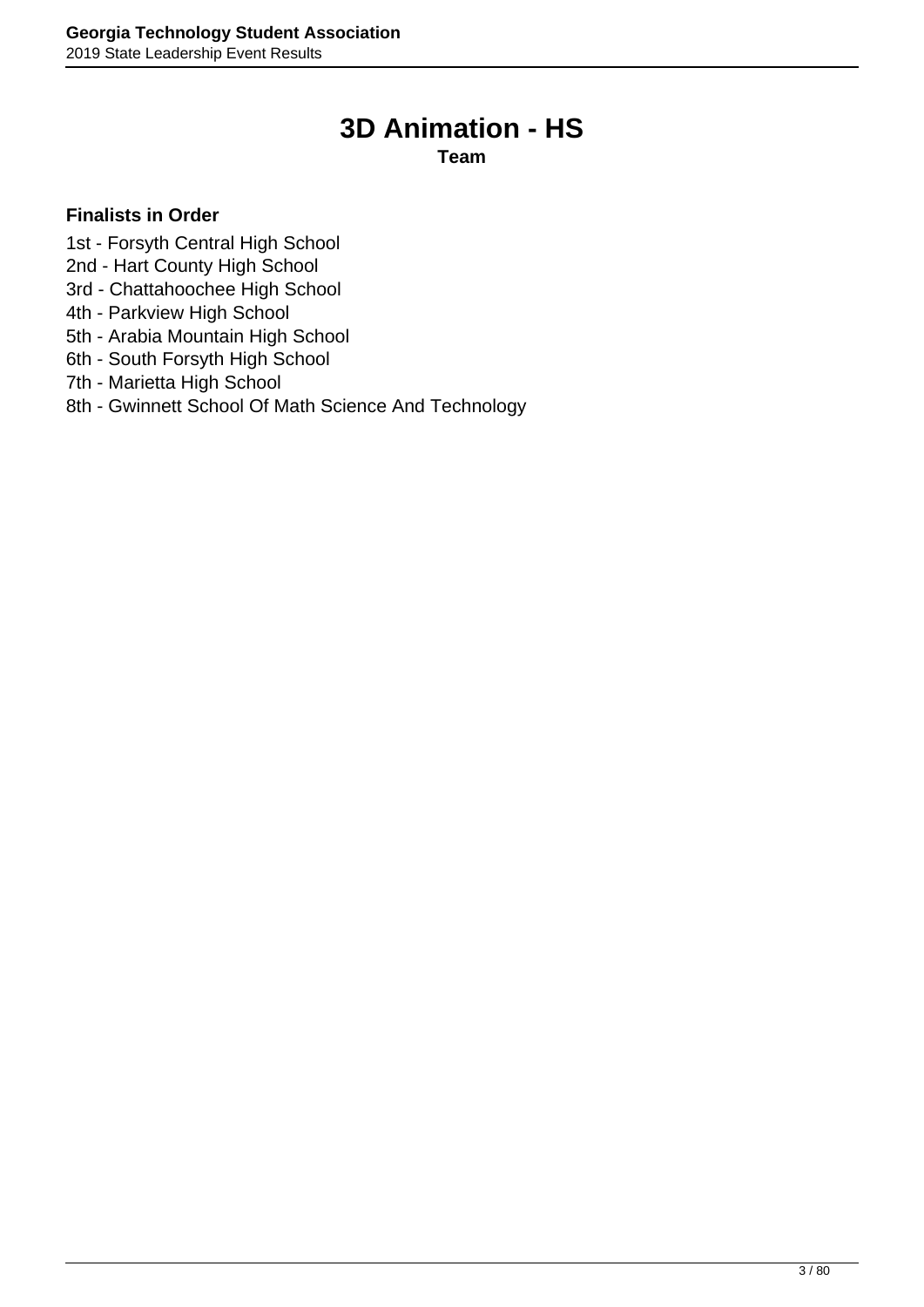# 3D Animation - HS

**Team**

**Finalists in Order**

1st - Forsyth Central High School
2nd - Hart County High School
3rd - Chattahoochee High School
4th - Parkview High School
5th - Arabia Mountain High School
6th - South Forsyth High School
7th - Marietta High School
8th - Gwinnett School Of Math Science And Technology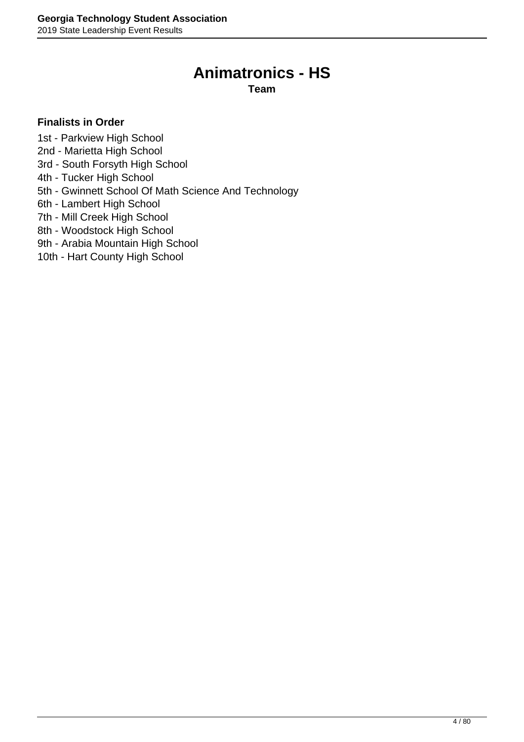# Animatronics - HS

**Team**

**Finalists in Order**

1st - Parkview High School
2nd - Marietta High School
3rd - South Forsyth High School
4th - Tucker High School
5th - Gwinnett School Of Math Science And Technology
6th - Lambert High School
7th - Mill Creek High School
8th - Woodstock High School
9th - Arabia Mountain High School
10th - Hart County High School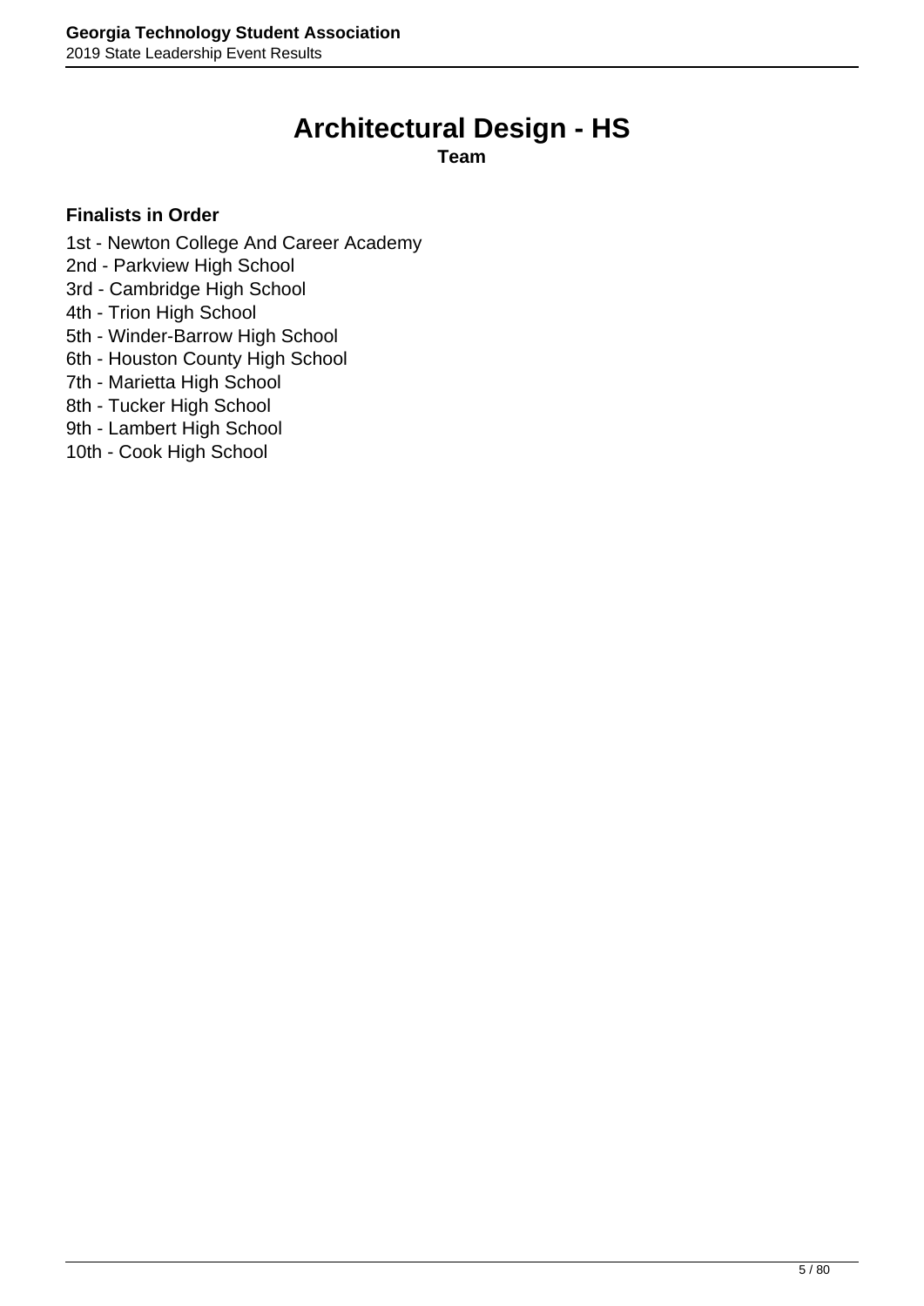# Architectural Design - HS

**Team**

**Finalists in Order**

1st - Newton College And Career Academy
2nd - Parkview High School
3rd - Cambridge High School
4th - Trion High School
5th - Winder-Barrow High School
6th - Houston County High School
7th - Marietta High School
8th - Tucker High School
9th - Lambert High School
10th - Cook High School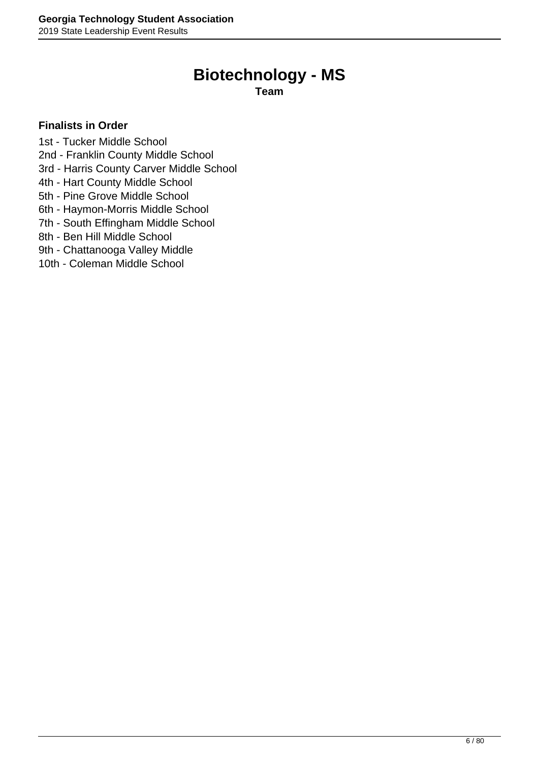# Biotechnology - MS

**Team**

**Finalists in Order**

1st - Tucker Middle School
2nd - Franklin County Middle School
3rd - Harris County Carver Middle School
4th - Hart County Middle School
5th - Pine Grove Middle School
6th - Haymon-Morris Middle School
7th - South Effingham Middle School
8th - Ben Hill Middle School
9th - Chattanooga Valley Middle
10th - Coleman Middle School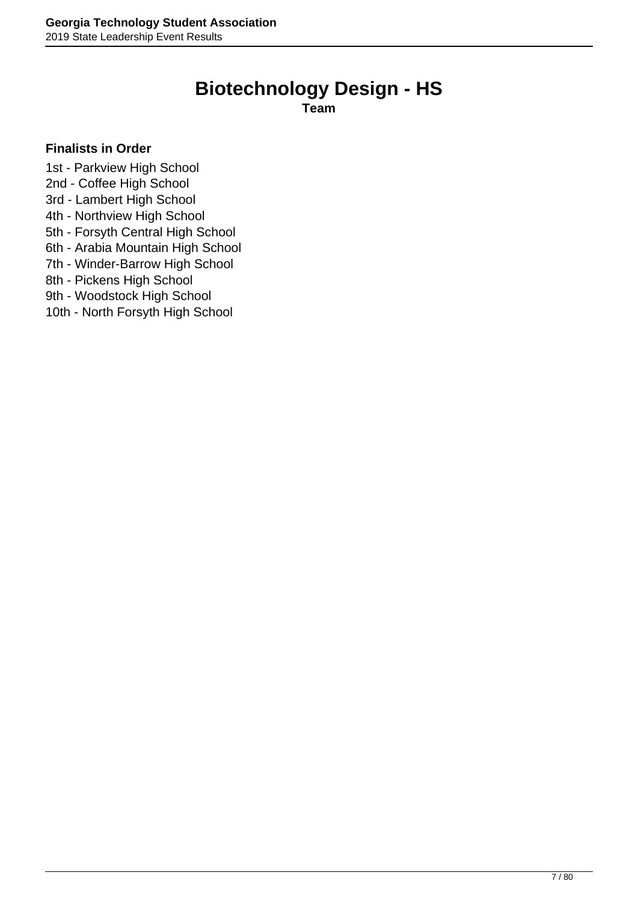# Biotechnology Design - HS

**Team**

**Finalists in Order**

1st - Parkview High School
2nd - Coffee High School
3rd - Lambert High School
4th - Northview High School
5th - Forsyth Central High School
6th - Arabia Mountain High School
7th - Winder-Barrow High School
8th - Pickens High School
9th - Woodstock High School
10th - North Forsyth High School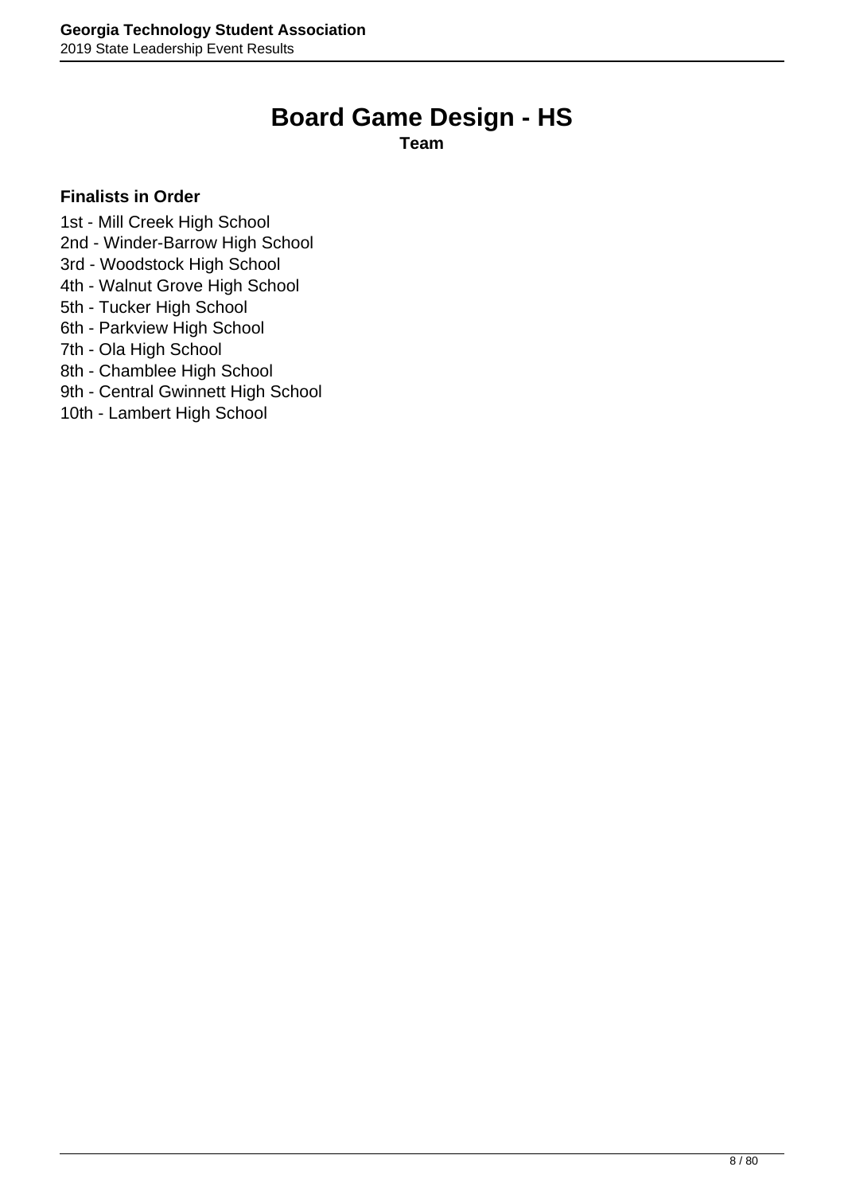# Board Game Design - HS

**Team**

**Finalists in Order**

1st - Mill Creek High School
2nd - Winder-Barrow High School
3rd - Woodstock High School
4th - Walnut Grove High School
5th - Tucker High School
6th - Parkview High School
7th - Ola High School
8th - Chamblee High School
9th - Central Gwinnett High School
10th - Lambert High School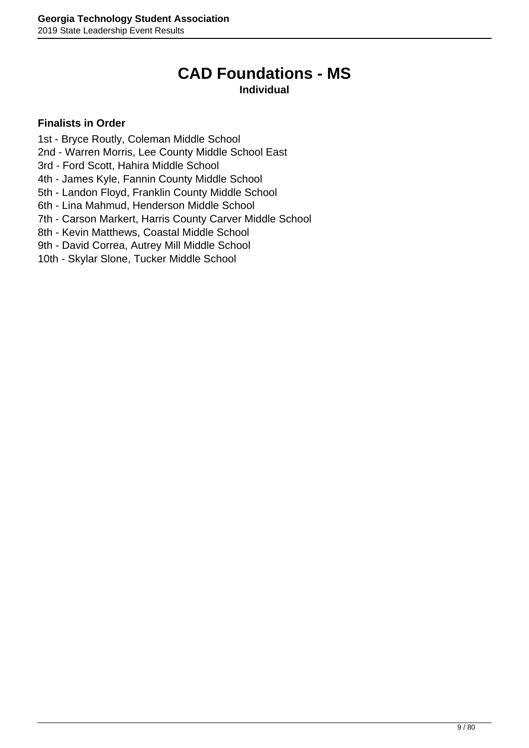# CAD Foundations - MS

**Individual**

**Finalists in Order**

1st - Bryce Routly, Coleman Middle School
2nd - Warren Morris, Lee County Middle School East
3rd - Ford Scott, Hahira Middle School
4th - James Kyle, Fannin County Middle School
5th - Landon Floyd, Franklin County Middle School
6th - Lina Mahmud, Henderson Middle School
7th - Carson Markert, Harris County Carver Middle School
8th - Kevin Matthews, Coastal Middle School
9th - David Correa, Autrey Mill Middle School
10th - Skylar Slone, Tucker Middle School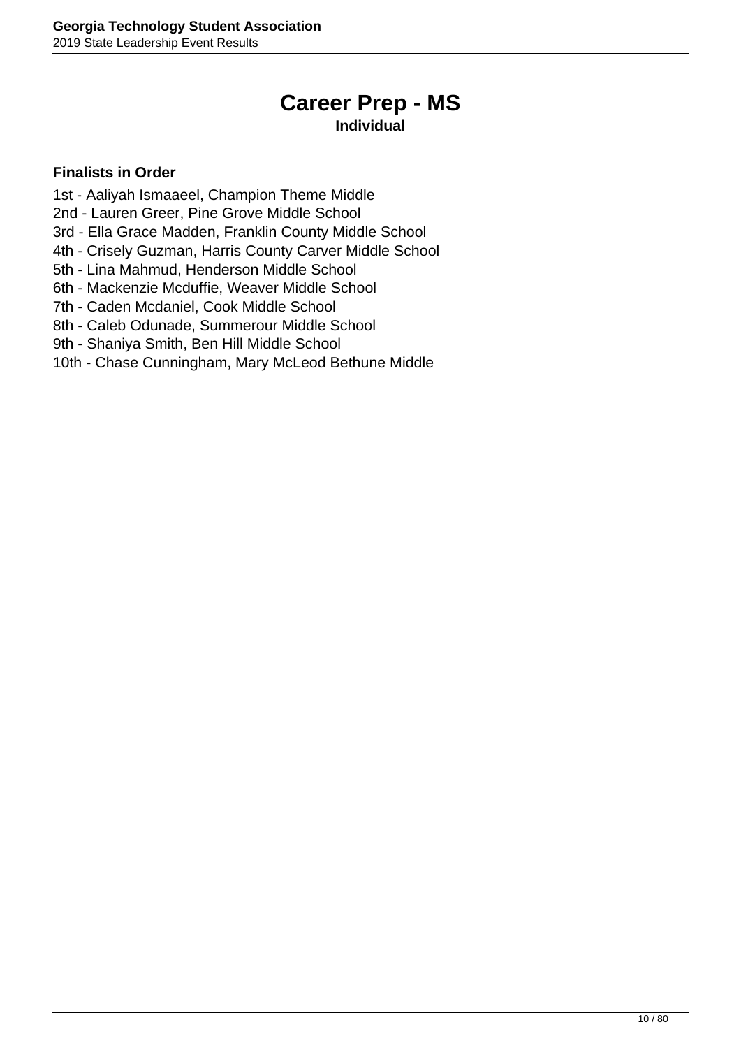# Career Prep - MS

**Individual**

**Finalists in Order**

1st - Aaliyah Ismaaeel, Champion Theme Middle
2nd - Lauren Greer, Pine Grove Middle School
3rd - Ella Grace Madden, Franklin County Middle School
4th - Crisely Guzman, Harris County Carver Middle School
5th - Lina Mahmud, Henderson Middle School
6th - Mackenzie Mcduffie, Weaver Middle School
7th - Caden Mcdaniel, Cook Middle School
8th - Caleb Odunade, Summerour Middle School
9th - Shaniya Smith, Ben Hill Middle School
10th - Chase Cunningham, Mary McLeod Bethune Middle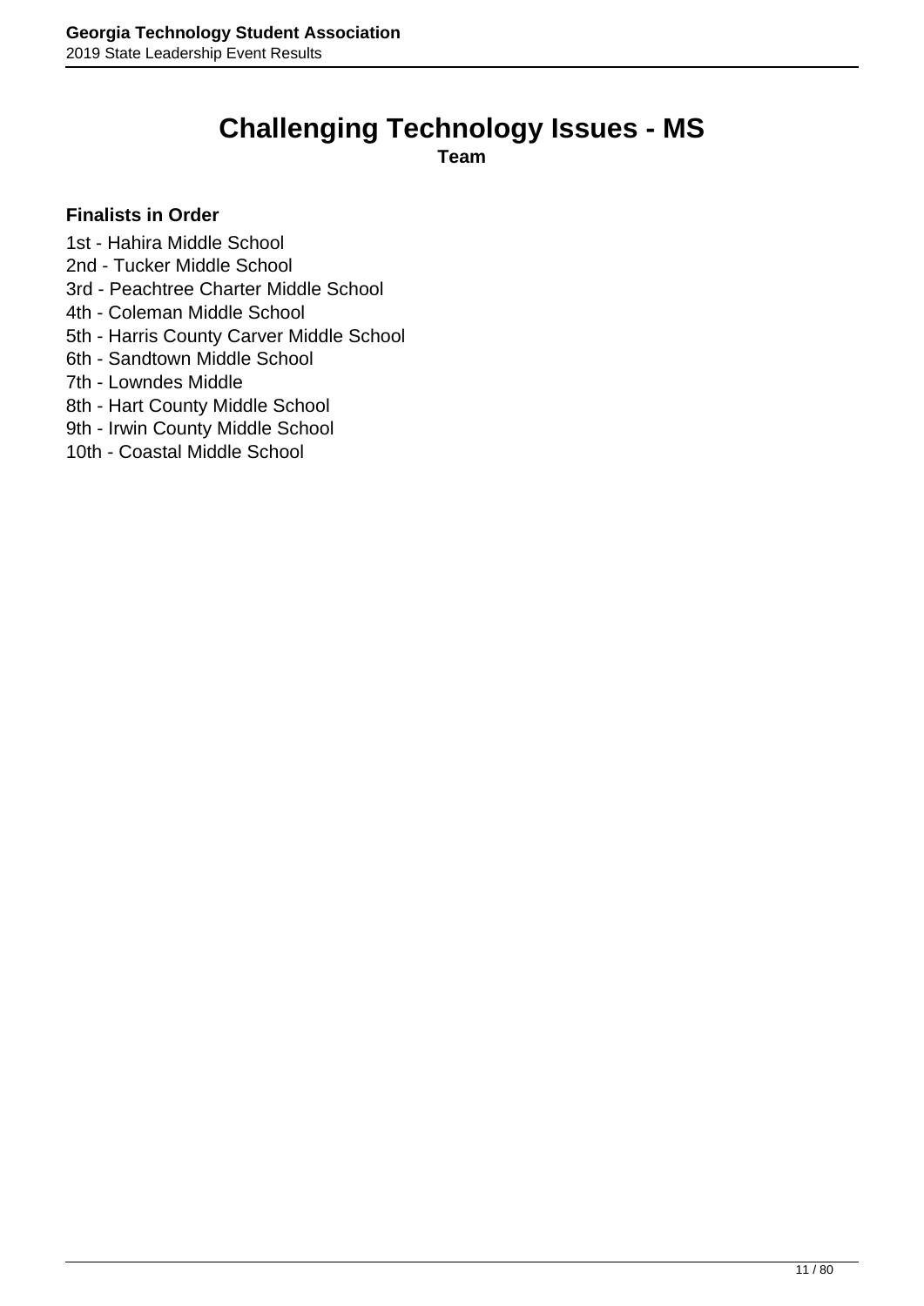# Challenging Technology Issues - MS

**Team**

**Finalists in Order**

1st - Hahira Middle School
2nd - Tucker Middle School
3rd - Peachtree Charter Middle School
4th - Coleman Middle School
5th - Harris County Carver Middle School
6th - Sandtown Middle School
7th - Lowndes Middle
8th - Hart County Middle School
9th - Irwin County Middle School
10th - Coastal Middle School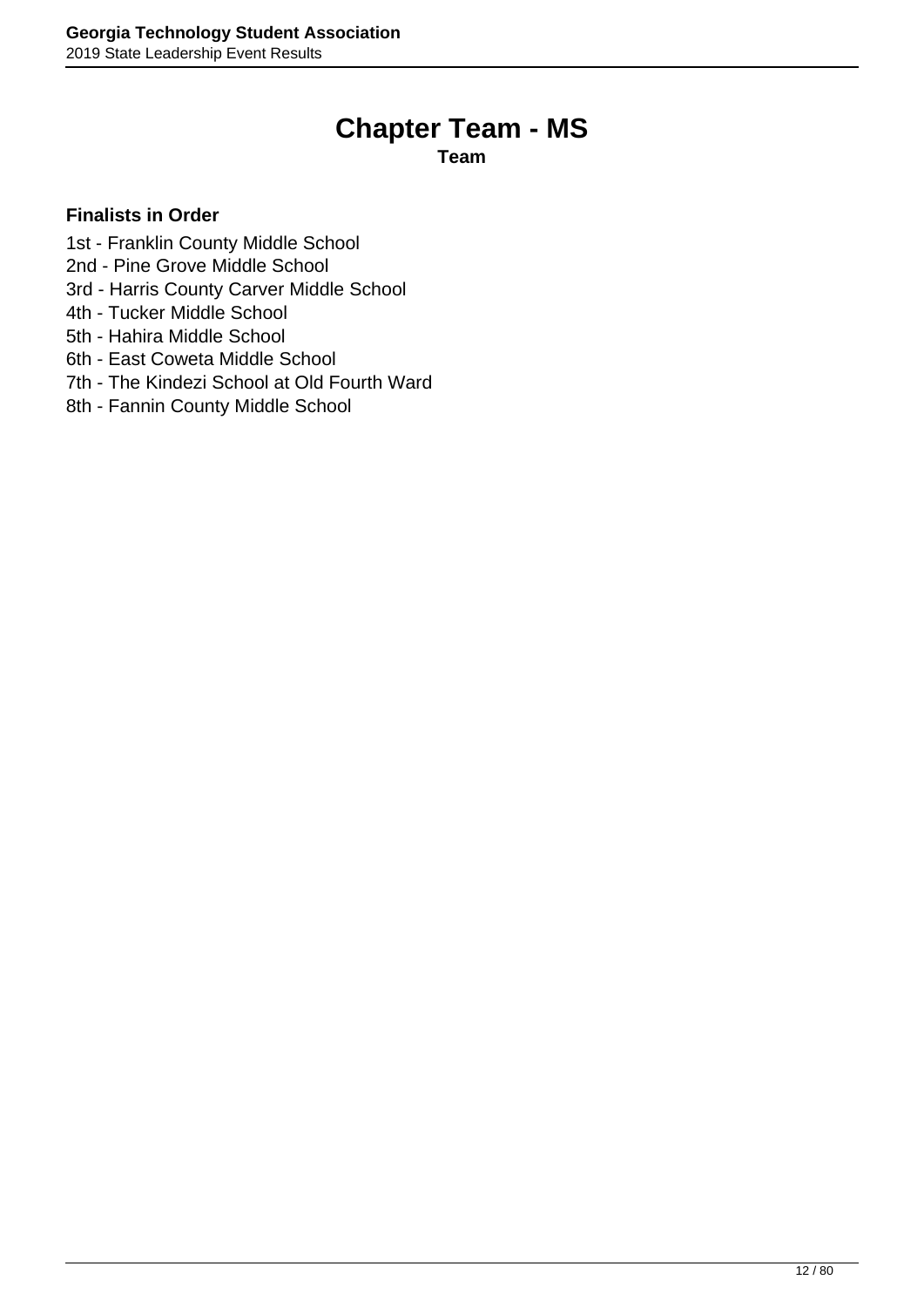# Chapter Team - MS

**Team**

**Finalists in Order**

1st - Franklin County Middle School
2nd - Pine Grove Middle School
3rd - Harris County Carver Middle School
4th - Tucker Middle School
5th - Hahira Middle School
6th - East Coweta Middle School
7th - The Kindezi School at Old Fourth Ward
8th - Fannin County Middle School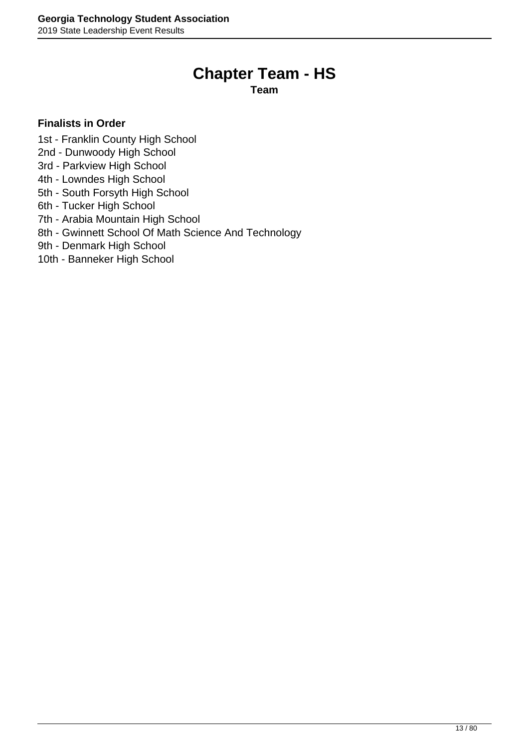# Chapter Team - HS

**Team**

**Finalists in Order**

1st - Franklin County High School
2nd - Dunwoody High School
3rd - Parkview High School
4th - Lowndes High School
5th - South Forsyth High School
6th - Tucker High School
7th - Arabia Mountain High School
8th - Gwinnett School Of Math Science And Technology
9th - Denmark High School
10th - Banneker High School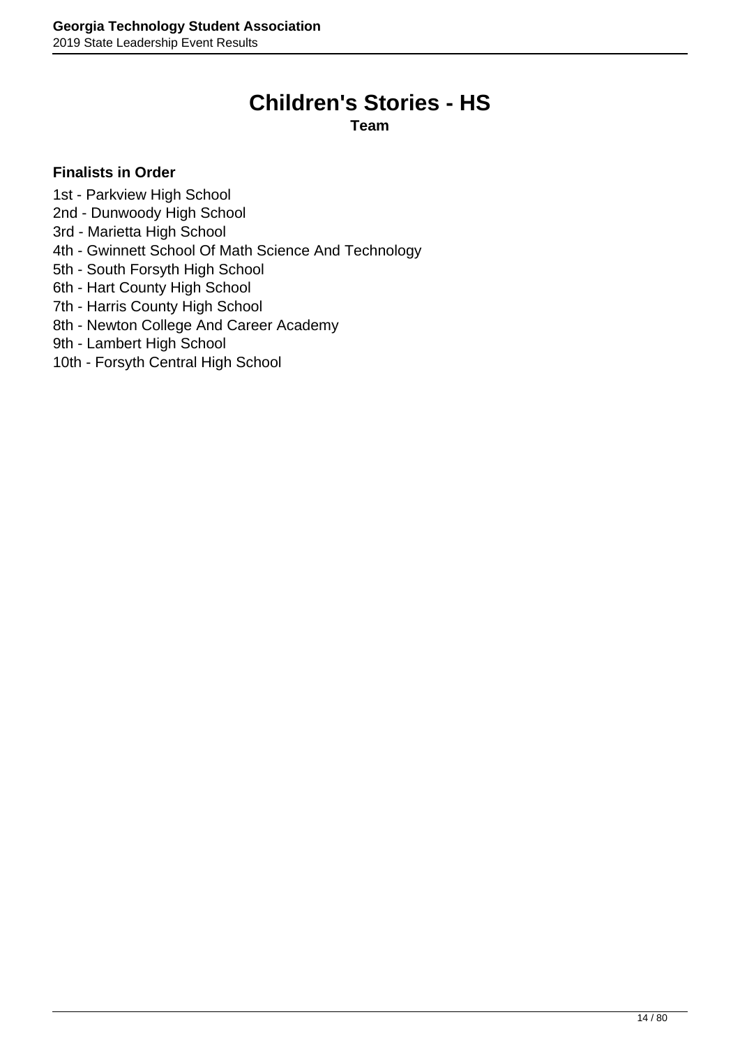# Children's Stories - HS

**Team**

**Finalists in Order**

1st - Parkview High School
2nd - Dunwoody High School
3rd - Marietta High School
4th - Gwinnett School Of Math Science And Technology
5th - South Forsyth High School
6th - Hart County High School
7th - Harris County High School
8th - Newton College And Career Academy
9th - Lambert High School
10th - Forsyth Central High School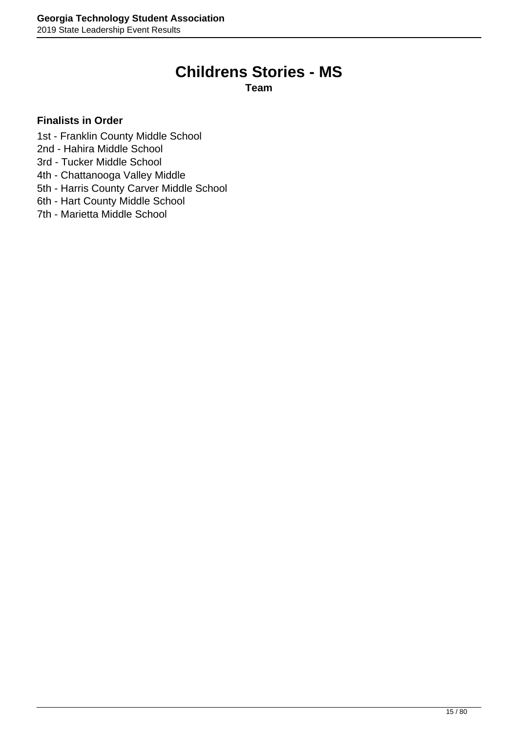# Childrens Stories - MS

**Team**

**Finalists in Order**

1st - Franklin County Middle School
2nd - Hahira Middle School
3rd - Tucker Middle School
4th - Chattanooga Valley Middle
5th - Harris County Carver Middle School
6th - Hart County Middle School
7th - Marietta Middle School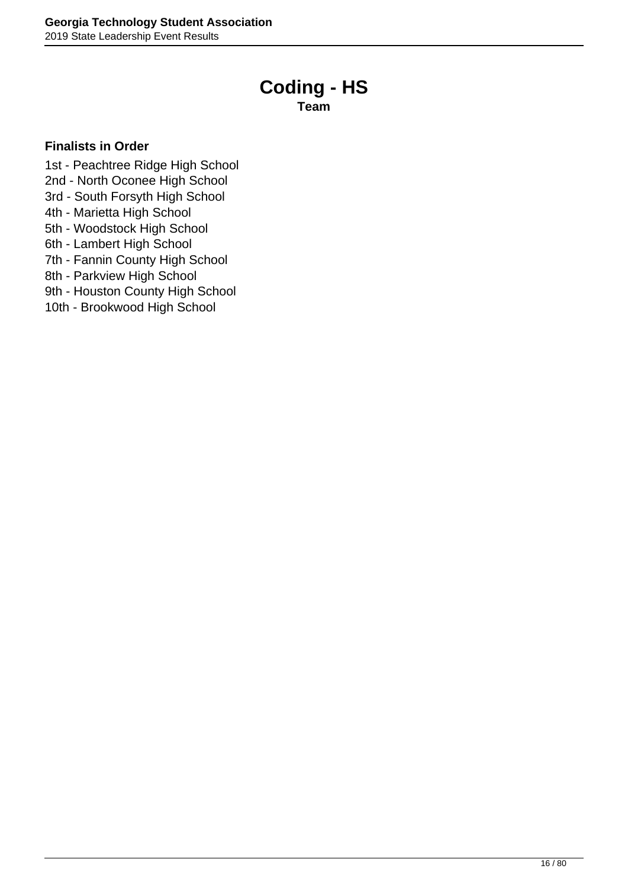# Coding - HS

**Team**

**Finalists in Order**

1st - Peachtree Ridge High School
2nd - North Oconee High School
3rd - South Forsyth High School
4th - Marietta High School
5th - Woodstock High School
6th - Lambert High School
7th - Fannin County High School
8th - Parkview High School
9th - Houston County High School
10th - Brookwood High School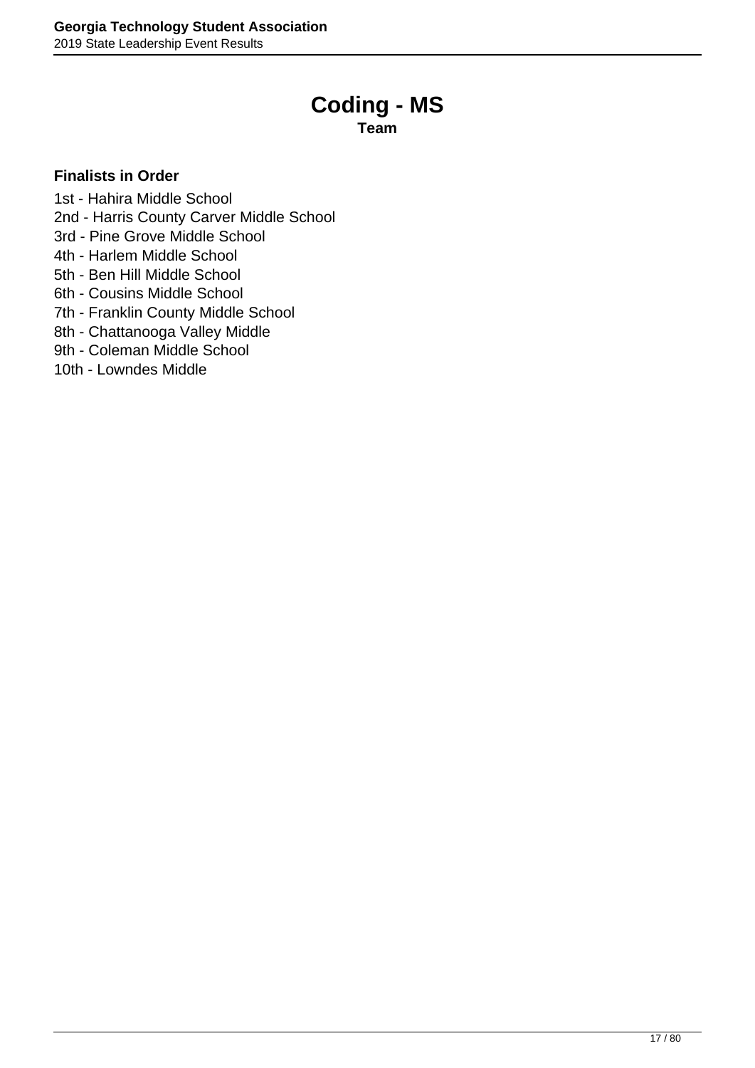# Coding - MS

**Team**

**Finalists in Order**

1st - Hahira Middle School
2nd - Harris County Carver Middle School
3rd - Pine Grove Middle School
4th - Harlem Middle School
5th - Ben Hill Middle School
6th - Cousins Middle School
7th - Franklin County Middle School
8th - Chattanooga Valley Middle
9th - Coleman Middle School
10th - Lowndes Middle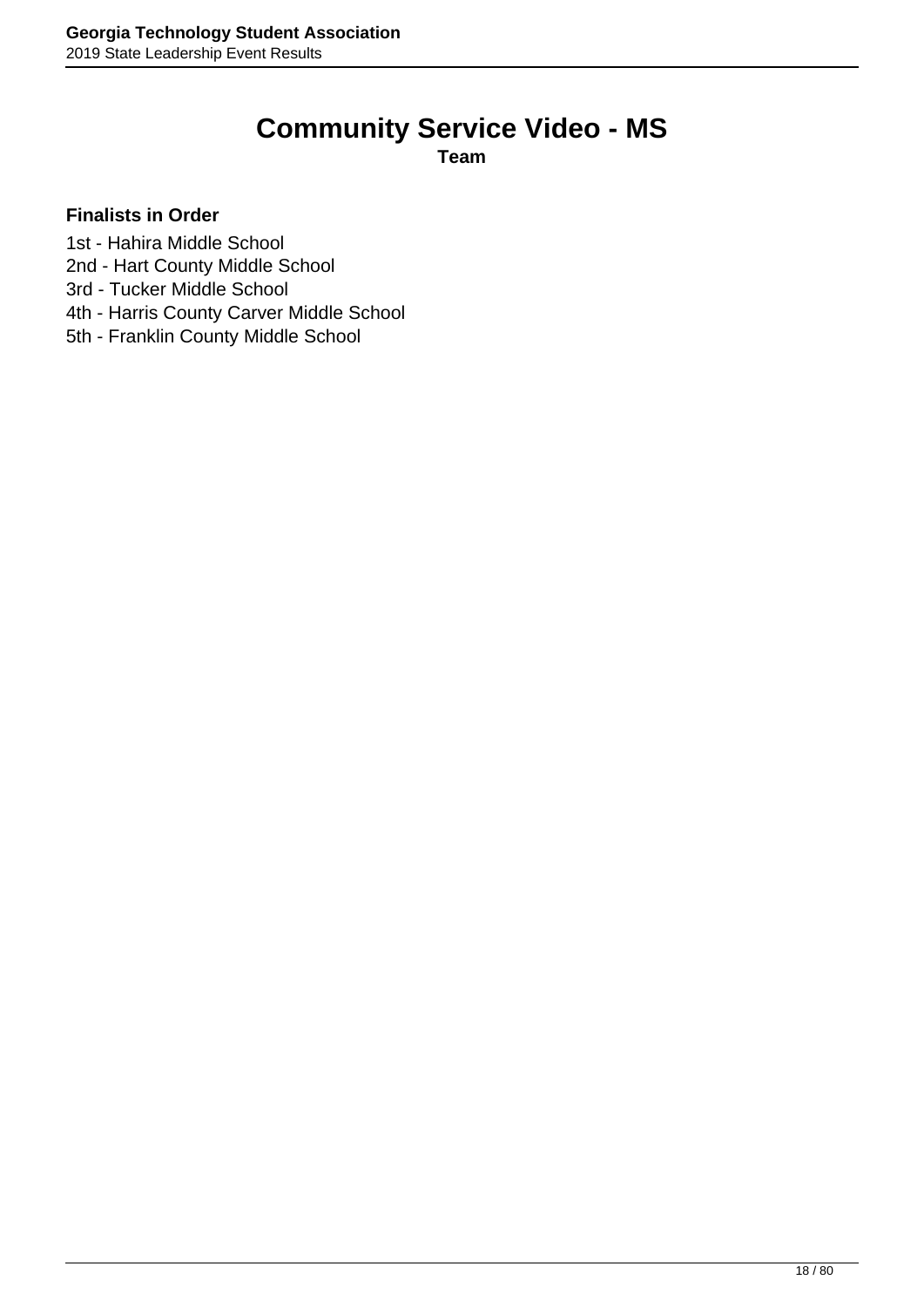# Community Service Video - MS

**Team**

**Finalists in Order**

1st - Hahira Middle School
2nd - Hart County Middle School
3rd - Tucker Middle School
4th - Harris County Carver Middle School
5th - Franklin County Middle School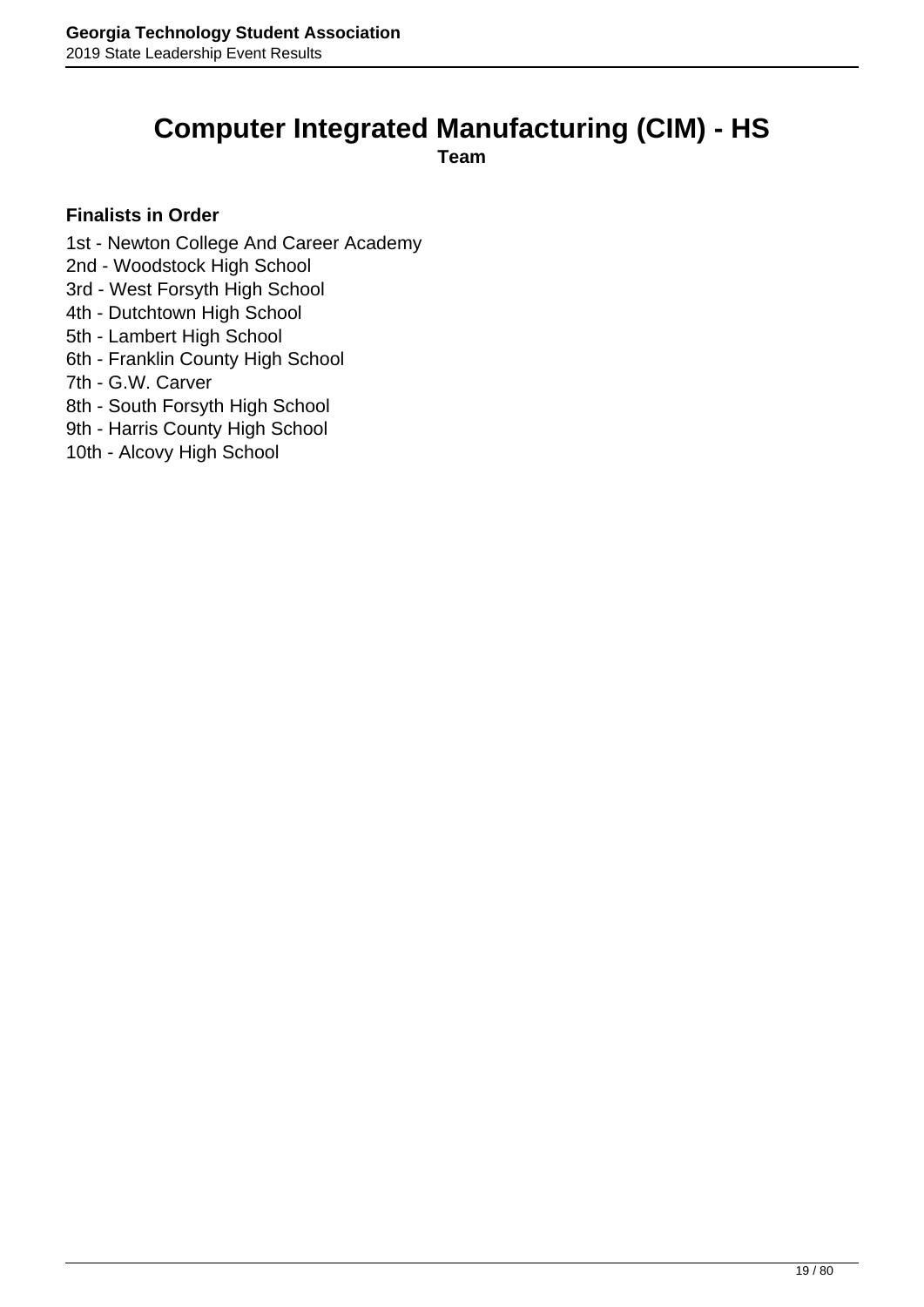# Computer Integrated Manufacturing (CIM) - HS

**Team**

**Finalists in Order**

1st - Newton College And Career Academy
2nd - Woodstock High School
3rd - West Forsyth High School
4th - Dutchtown High School
5th - Lambert High School
6th - Franklin County High School
7th - G.W. Carver
8th - South Forsyth High School
9th - Harris County High School
10th - Alcovy High School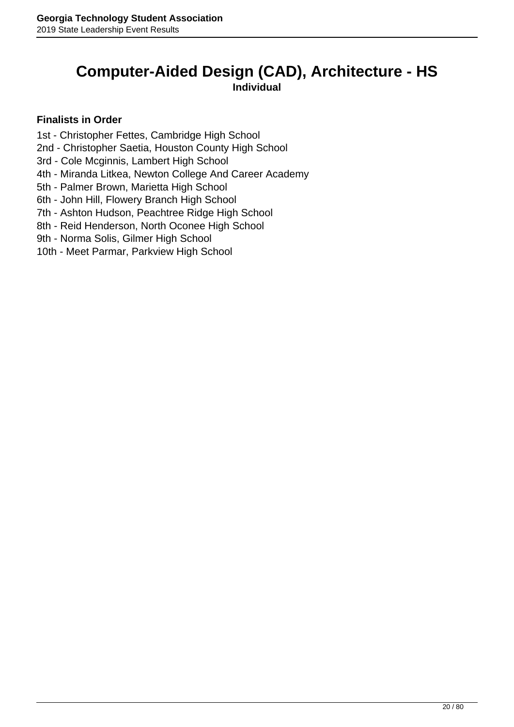# Computer-Aided Design (CAD), Architecture - HS

**Individual**

**Finalists in Order**

1st - Christopher Fettes, Cambridge High School
2nd - Christopher Saetia, Houston County High School
3rd - Cole Mcginnis, Lambert High School
4th - Miranda Litkea, Newton College And Career Academy
5th - Palmer Brown, Marietta High School
6th - John Hill, Flowery Branch High School
7th - Ashton Hudson, Peachtree Ridge High School
8th - Reid Henderson, North Oconee High School
9th - Norma Solis, Gilmer High School
10th - Meet Parmar, Parkview High School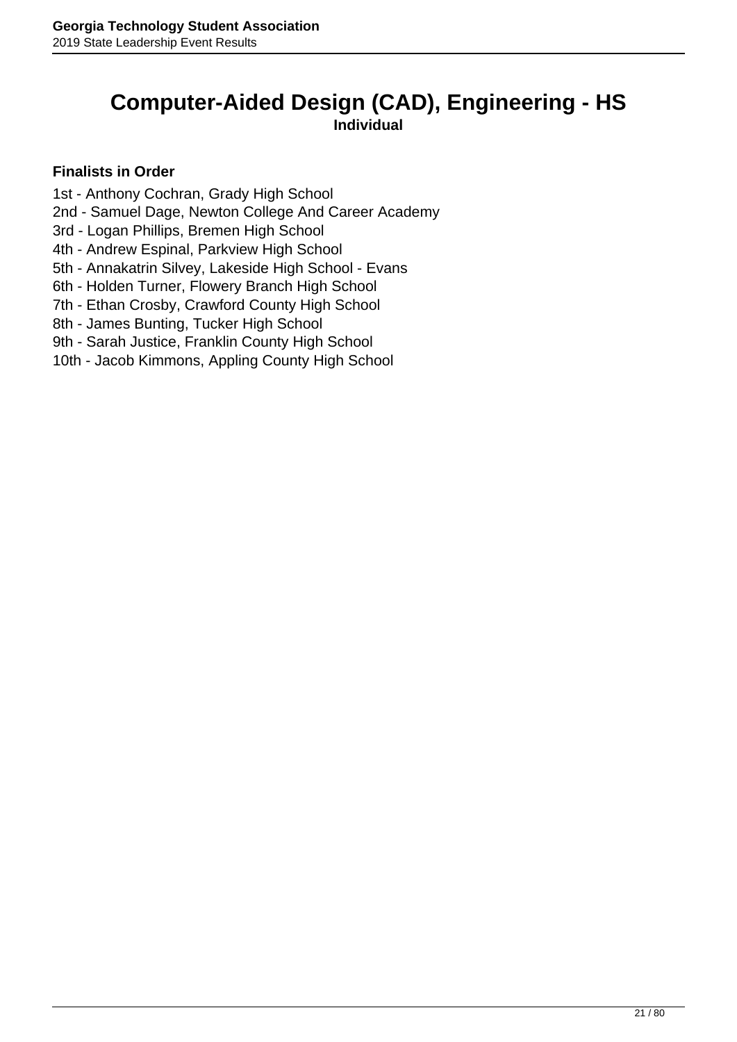# Computer-Aided Design (CAD), Engineering - HS

**Individual**

**Finalists in Order**

1st - Anthony Cochran, Grady High School
2nd - Samuel Dage, Newton College And Career Academy
3rd - Logan Phillips, Bremen High School
4th - Andrew Espinal, Parkview High School
5th - Annakatrin Silvey, Lakeside High School - Evans
6th - Holden Turner, Flowery Branch High School
7th - Ethan Crosby, Crawford County High School
8th - James Bunting, Tucker High School
9th - Sarah Justice, Franklin County High School
10th - Jacob Kimmons, Appling County High School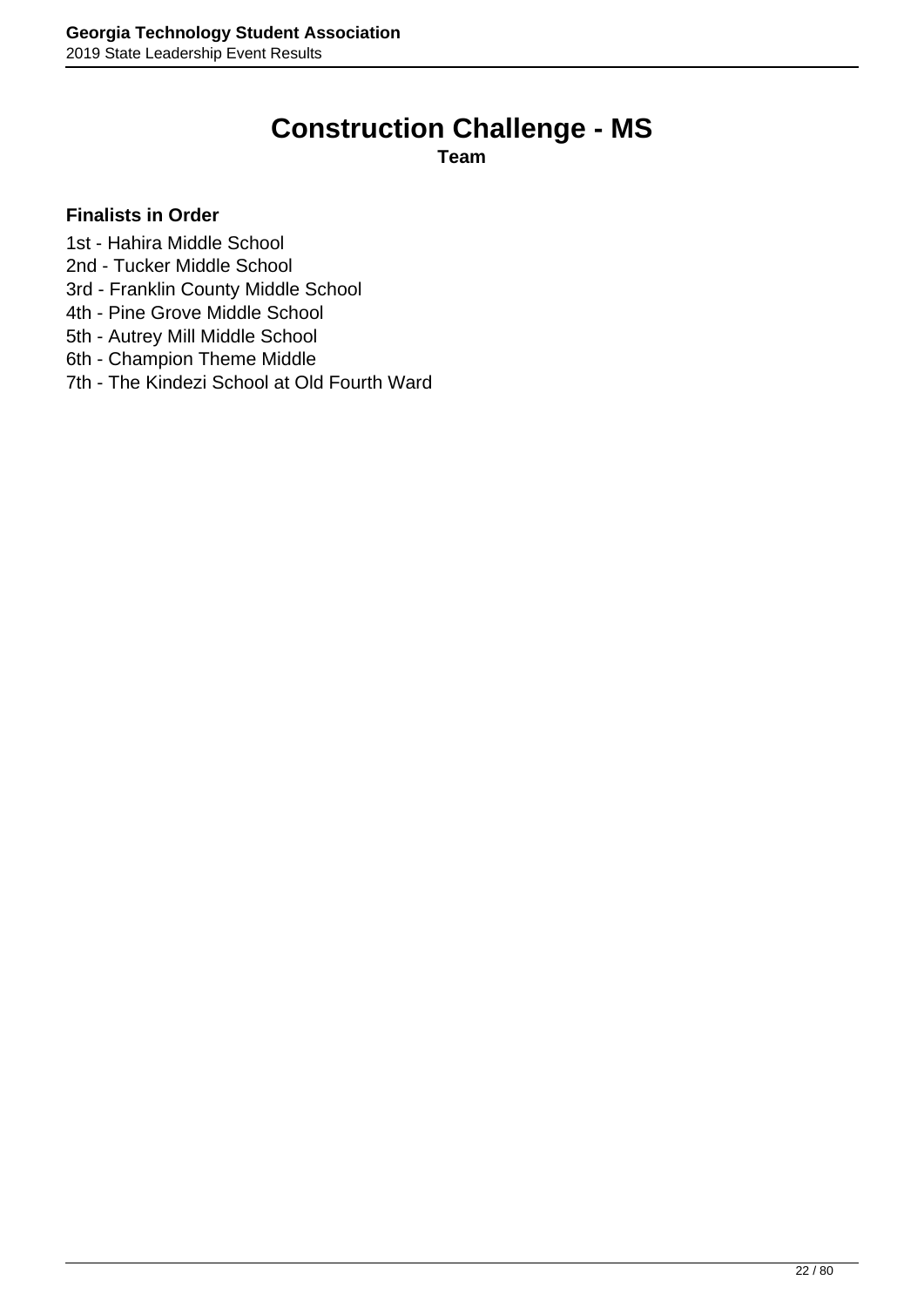# Construction Challenge - MS

**Team**

**Finalists in Order**

1st - Hahira Middle School
2nd - Tucker Middle School
3rd - Franklin County Middle School
4th - Pine Grove Middle School
5th - Autrey Mill Middle School
6th - Champion Theme Middle
7th - The Kindezi School at Old Fourth Ward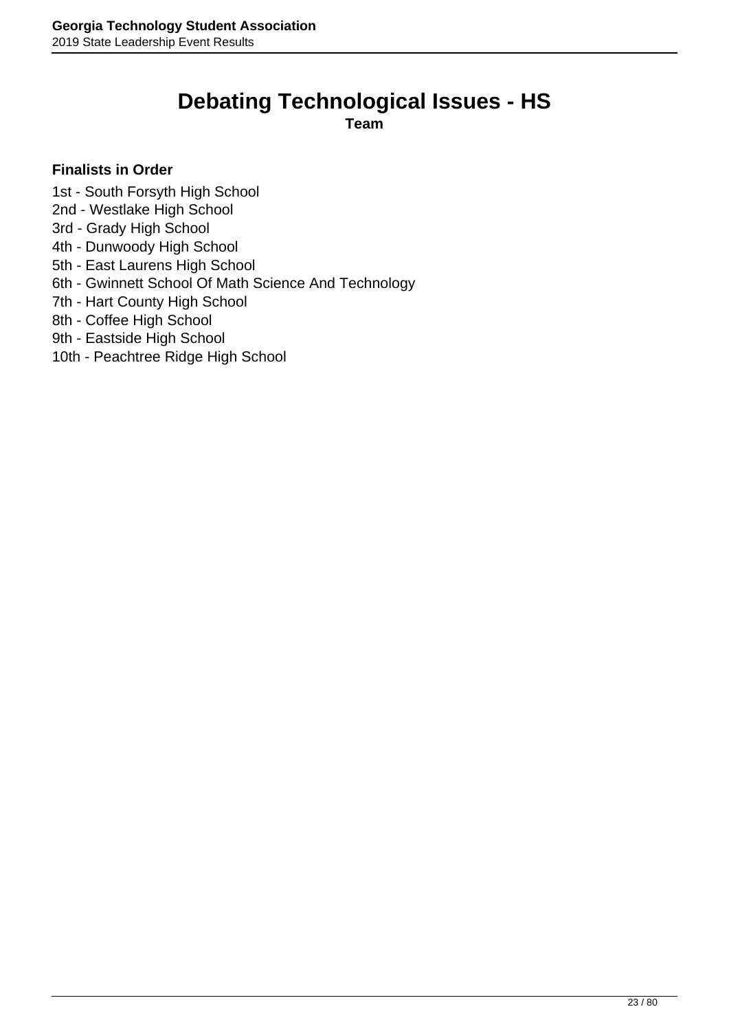# Debating Technological Issues - HS

**Team**

**Finalists in Order**

1st - South Forsyth High School
2nd - Westlake High School
3rd - Grady High School
4th - Dunwoody High School
5th - East Laurens High School
6th - Gwinnett School Of Math Science And Technology
7th - Hart County High School
8th - Coffee High School
9th - Eastside High School
10th - Peachtree Ridge High School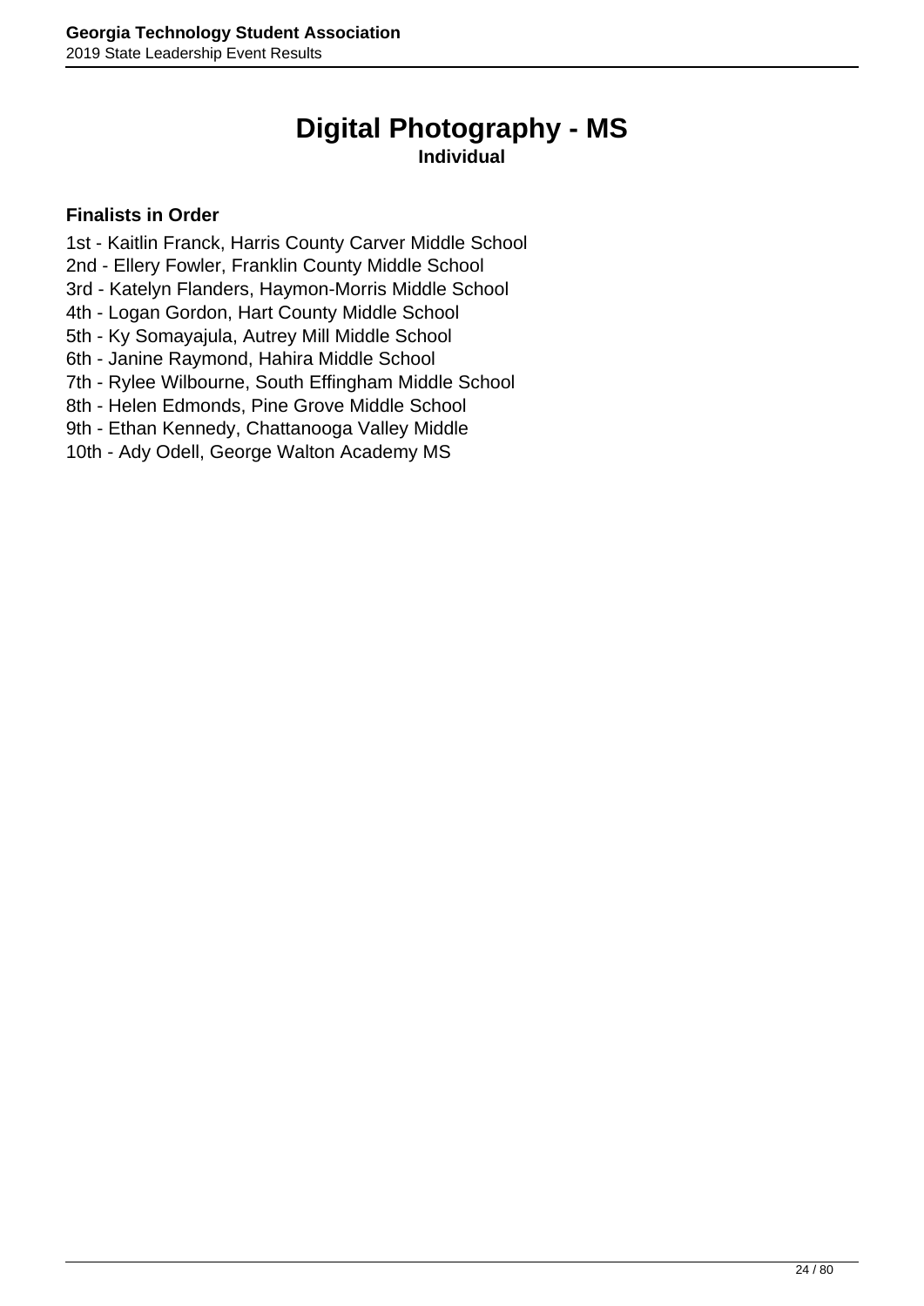# Digital Photography - MS

**Individual**

**Finalists in Order**

1st - Kaitlin Franck, Harris County Carver Middle School
2nd - Ellery Fowler, Franklin County Middle School
3rd - Katelyn Flanders, Haymon-Morris Middle School
4th - Logan Gordon, Hart County Middle School
5th - Ky Somayajula, Autrey Mill Middle School
6th - Janine Raymond, Hahira Middle School
7th - Rylee Wilbourne, South Effingham Middle School
8th - Helen Edmonds, Pine Grove Middle School
9th - Ethan Kennedy, Chattanooga Valley Middle
10th - Ady Odell, George Walton Academy MS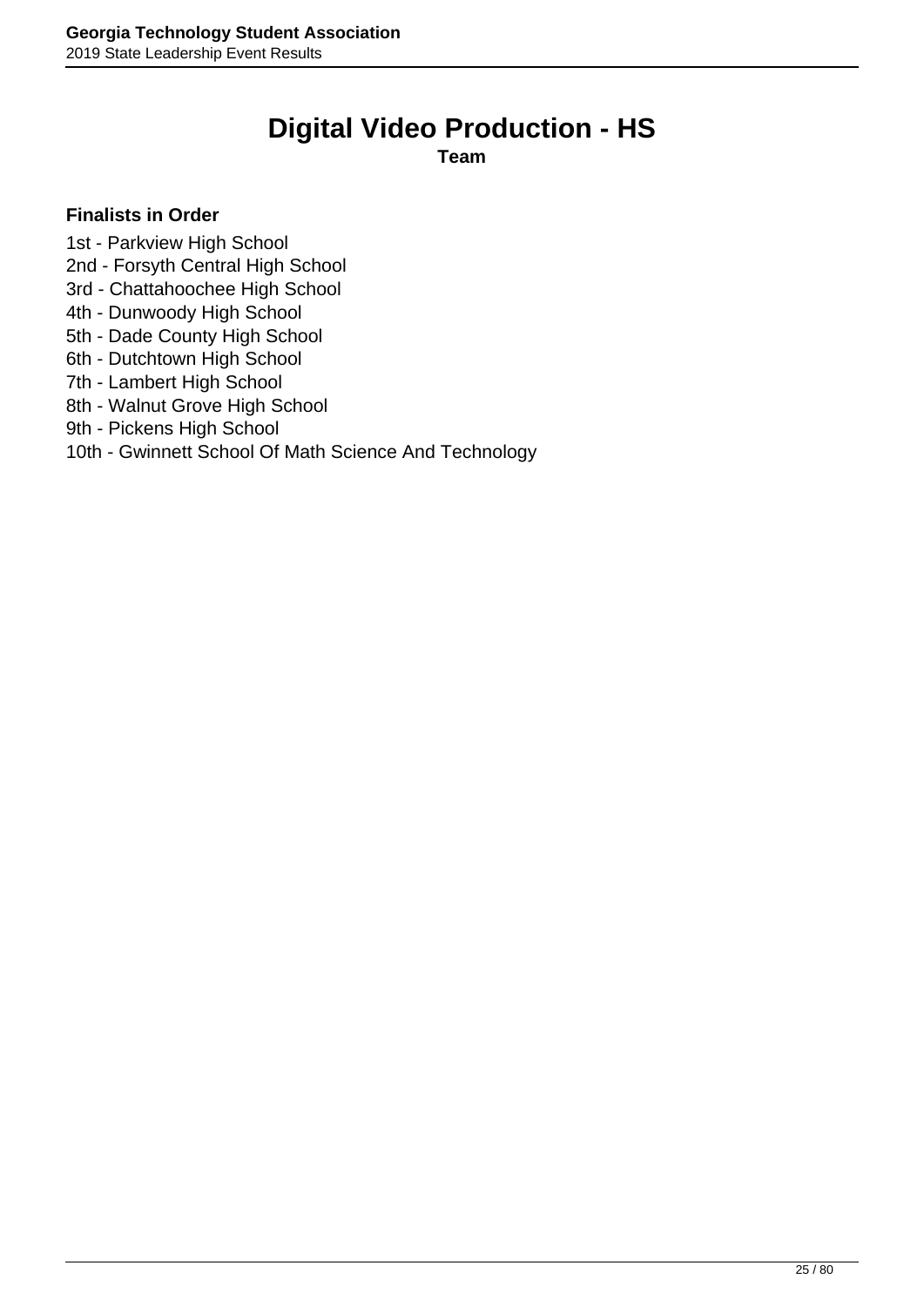# Digital Video Production - HS

**Team**

### Finalists in Order

1st - Parkview High School
2nd - Forsyth Central High School
3rd - Chattahoochee High School
4th - Dunwoody High School
5th - Dade County High School
6th - Dutchtown High School
7th - Lambert High School
8th - Walnut Grove High School
9th - Pickens High School
10th - Gwinnett School Of Math Science And Technology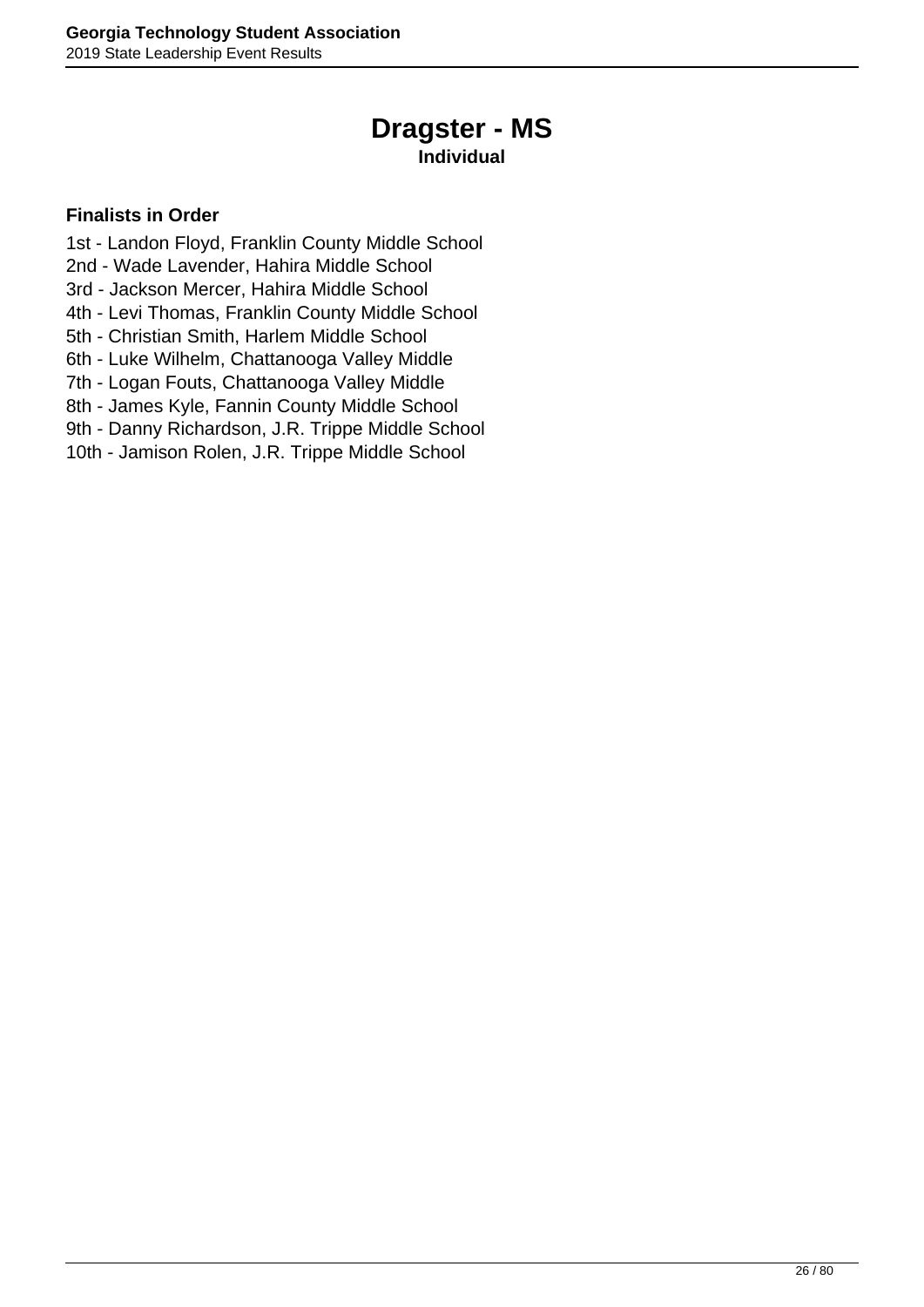# Dragster - MS

**Individual**

**Finalists in Order**

1st - Landon Floyd, Franklin County Middle School
2nd - Wade Lavender, Hahira Middle School
3rd - Jackson Mercer, Hahira Middle School
4th - Levi Thomas, Franklin County Middle School
5th - Christian Smith, Harlem Middle School
6th - Luke Wilhelm, Chattanooga Valley Middle
7th - Logan Fouts, Chattanooga Valley Middle
8th - James Kyle, Fannin County Middle School
9th - Danny Richardson, J.R. Trippe Middle School
10th - Jamison Rolen, J.R. Trippe Middle School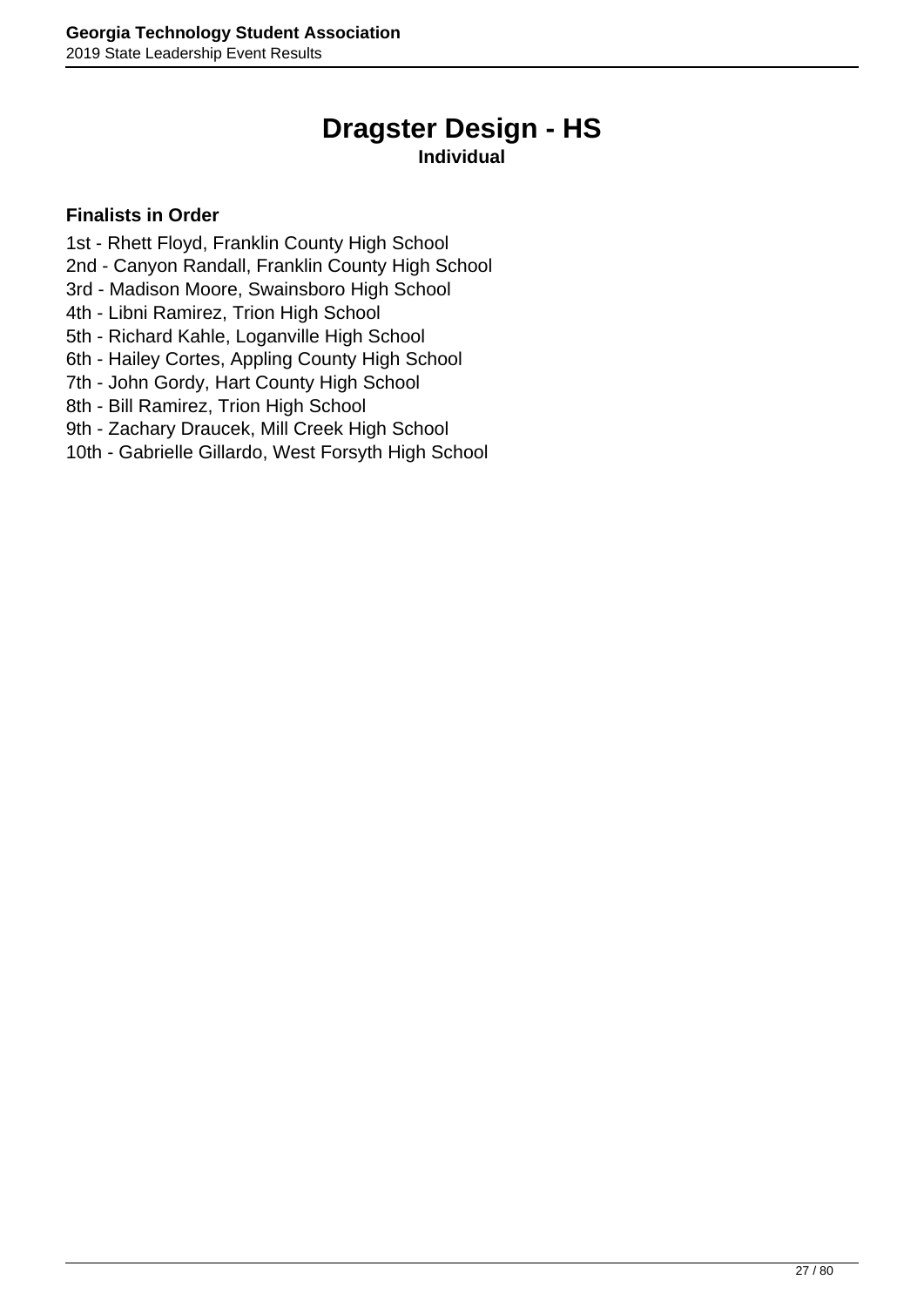# Dragster Design - HS

**Individual**

**Finalists in Order**

1st - Rhett Floyd, Franklin County High School
2nd - Canyon Randall, Franklin County High School
3rd - Madison Moore, Swainsboro High School
4th - Libni Ramirez, Trion High School
5th - Richard Kahle, Loganville High School
6th - Hailey Cortes, Appling County High School
7th - John Gordy, Hart County High School
8th - Bill Ramirez, Trion High School
9th - Zachary Draucek, Mill Creek High School
10th - Gabrielle Gillardo, West Forsyth High School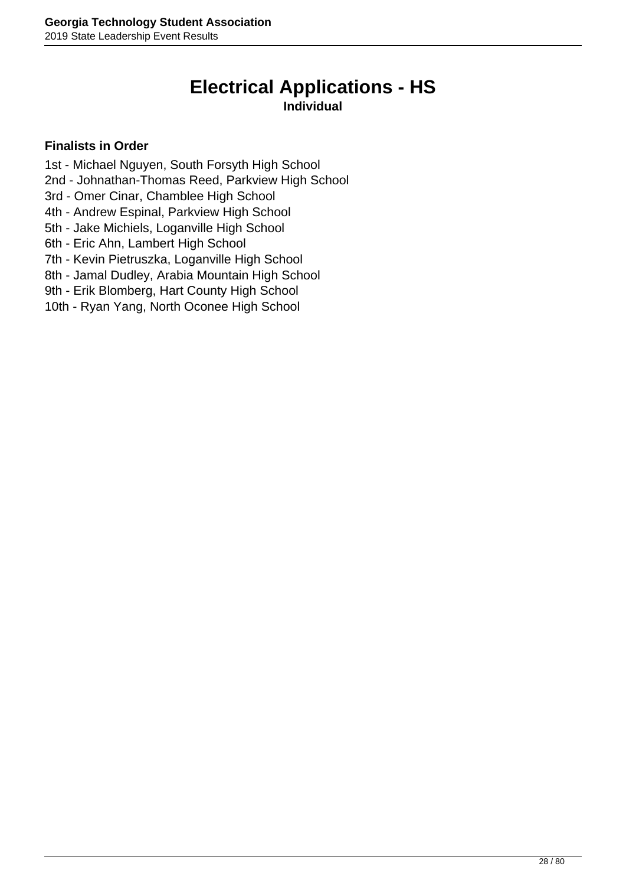# Electrical Applications - HS

**Individual**

**Finalists in Order**

1st - Michael Nguyen, South Forsyth High School
2nd - Johnathan-Thomas Reed, Parkview High School
3rd - Omer Cinar, Chamblee High School
4th - Andrew Espinal, Parkview High School
5th - Jake Michiels, Loganville High School
6th - Eric Ahn, Lambert High School
7th - Kevin Pietruszka, Loganville High School
8th - Jamal Dudley, Arabia Mountain High School
9th - Erik Blomberg, Hart County High School
10th - Ryan Yang, North Oconee High School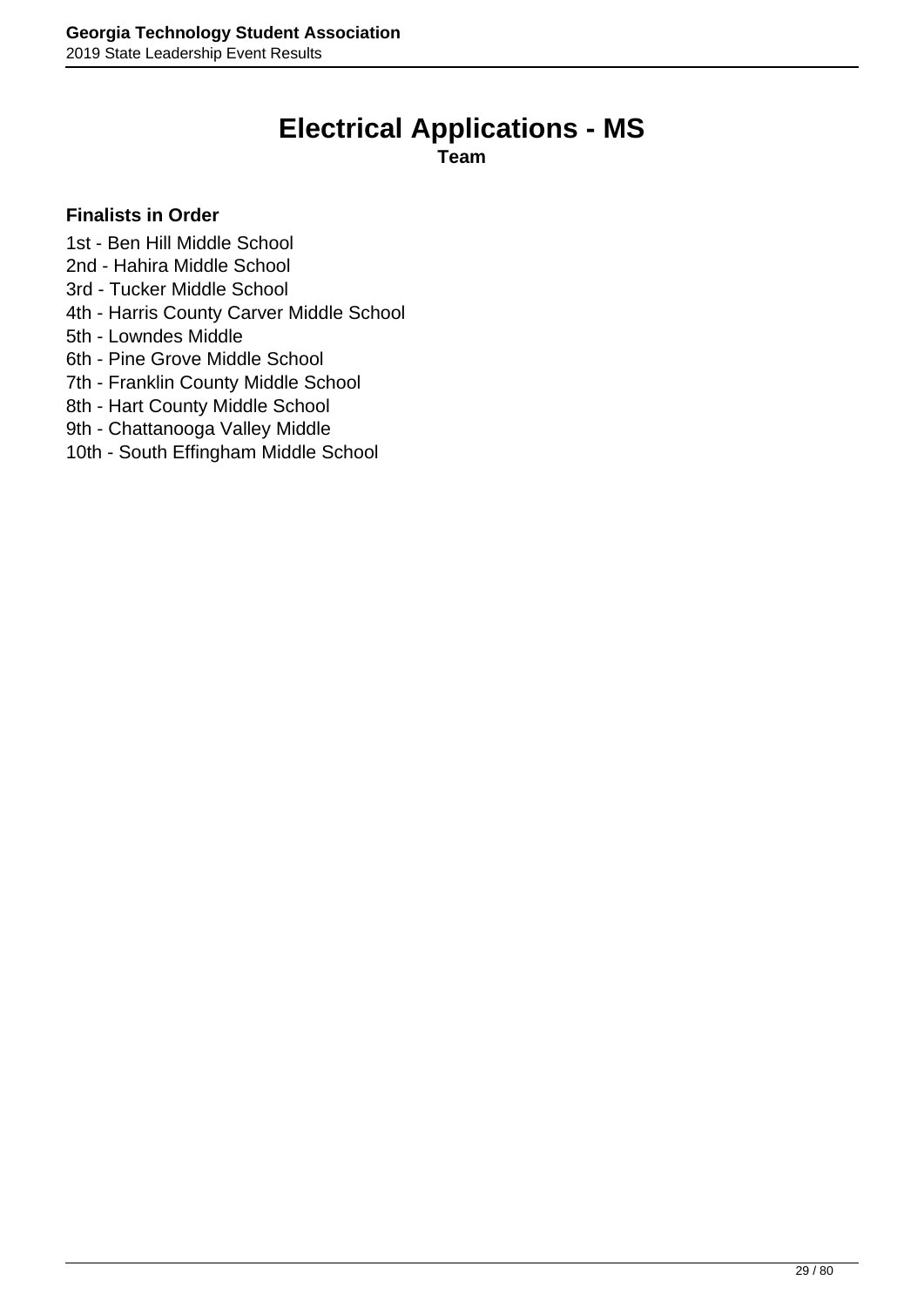# Electrical Applications - MS

**Team**

**Finalists in Order**

1st - Ben Hill Middle School
2nd - Hahira Middle School
3rd - Tucker Middle School
4th - Harris County Carver Middle School
5th - Lowndes Middle
6th - Pine Grove Middle School
7th - Franklin County Middle School
8th - Hart County Middle School
9th - Chattanooga Valley Middle
10th - South Effingham Middle School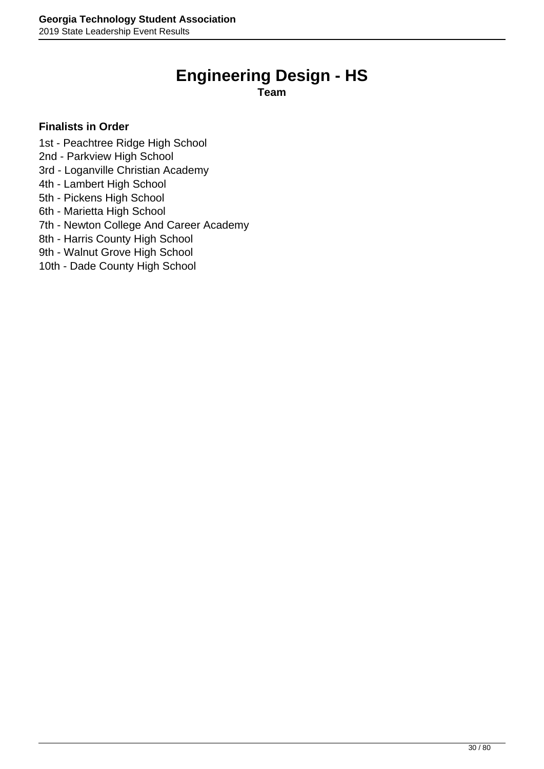# Engineering Design - HS

**Team**

**Finalists in Order**

1st - Peachtree Ridge High School
2nd - Parkview High School
3rd - Loganville Christian Academy
4th - Lambert High School
5th - Pickens High School
6th - Marietta High School
7th - Newton College And Career Academy
8th - Harris County High School
9th - Walnut Grove High School
10th - Dade County High School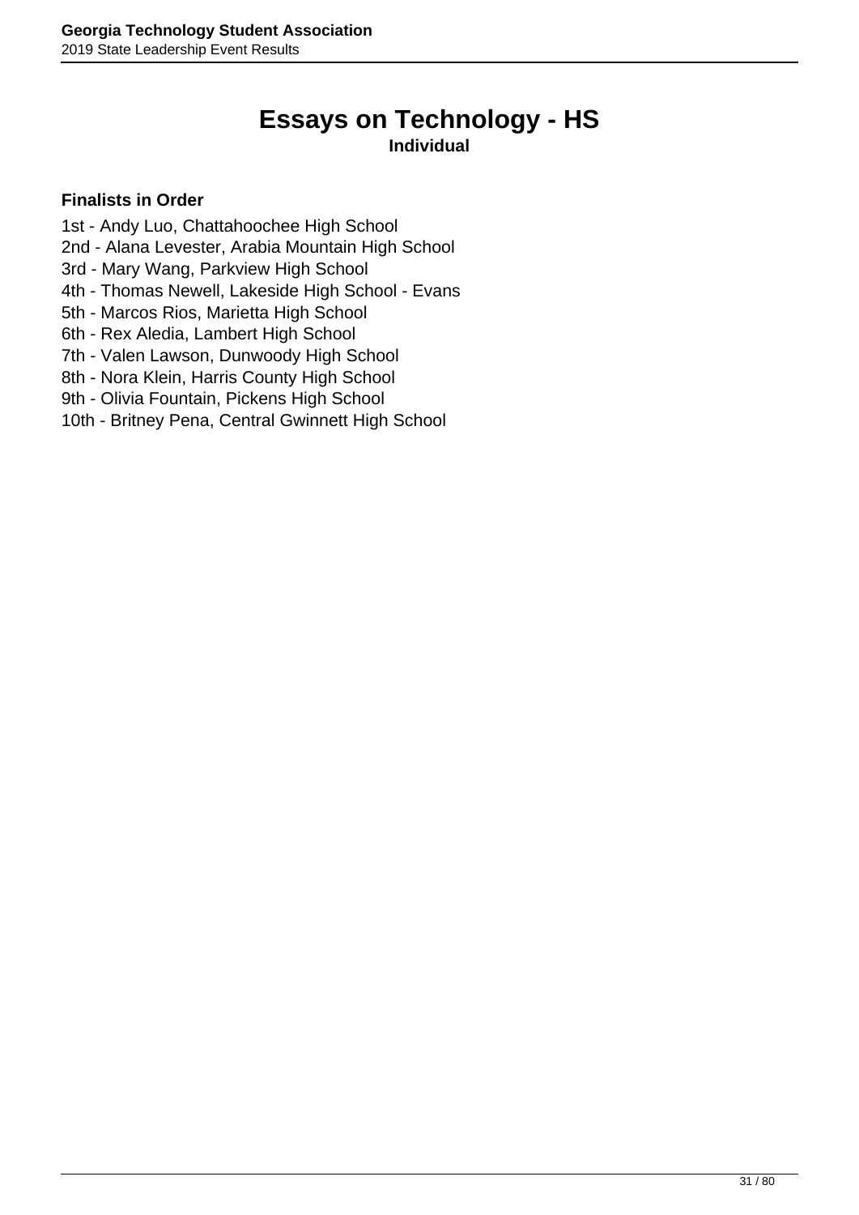# Essays on Technology - HS

**Individual**

**Finalists in Order**

1st - Andy Luo, Chattahoochee High School
2nd - Alana Levester, Arabia Mountain High School
3rd - Mary Wang, Parkview High School
4th - Thomas Newell, Lakeside High School - Evans
5th - Marcos Rios, Marietta High School
6th - Rex Aledia, Lambert High School
7th - Valen Lawson, Dunwoody High School
8th - Nora Klein, Harris County High School
9th - Olivia Fountain, Pickens High School
10th - Britney Pena, Central Gwinnett High School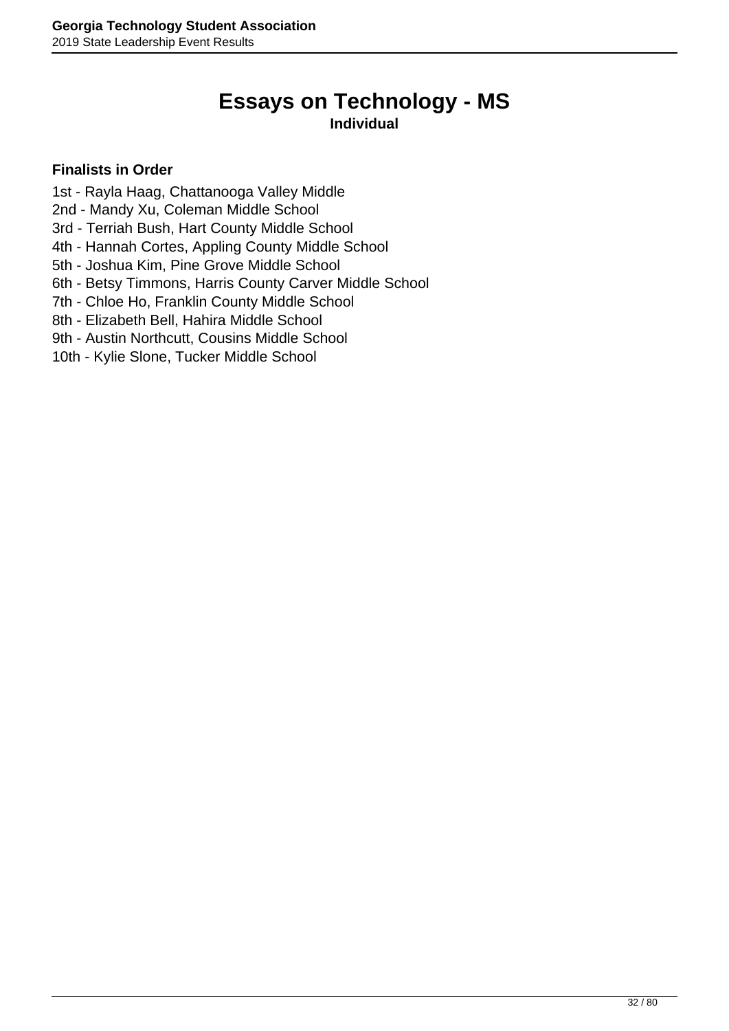# Essays on Technology - MS

**Individual**

**Finalists in Order**

1st - Rayla Haag, Chattanooga Valley Middle
2nd - Mandy Xu, Coleman Middle School
3rd - Terriah Bush, Hart County Middle School
4th - Hannah Cortes, Appling County Middle School
5th - Joshua Kim, Pine Grove Middle School
6th - Betsy Timmons, Harris County Carver Middle School
7th - Chloe Ho, Franklin County Middle School
8th - Elizabeth Bell, Hahira Middle School
9th - Austin Northcutt, Cousins Middle School
10th - Kylie Slone, Tucker Middle School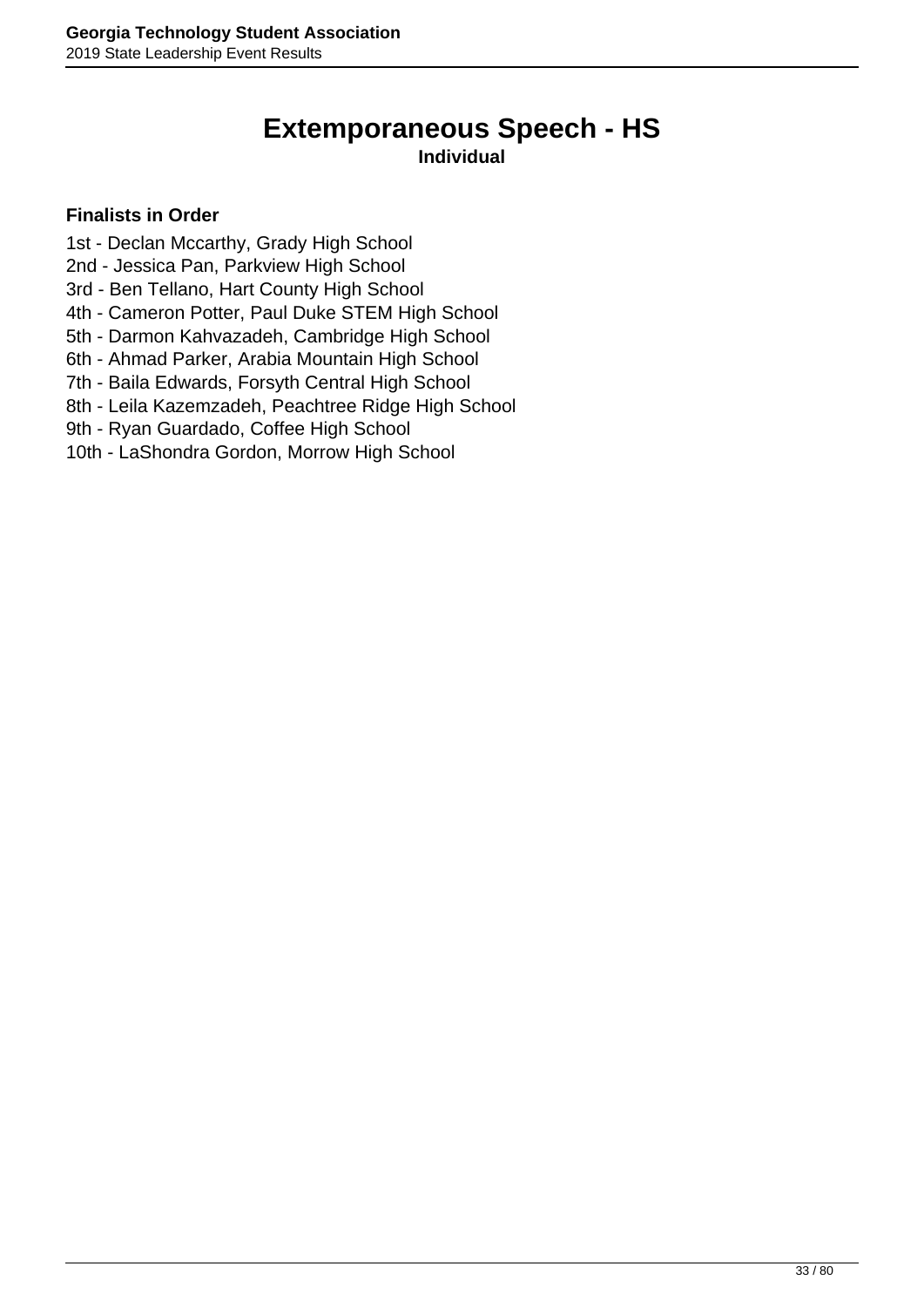# Extemporaneous Speech - HS

**Individual**

**Finalists in Order**

1st - Declan Mccarthy, Grady High School
2nd - Jessica Pan, Parkview High School
3rd - Ben Tellano, Hart County High School
4th - Cameron Potter, Paul Duke STEM High School
5th - Darmon Kahvazadeh, Cambridge High School
6th - Ahmad Parker, Arabia Mountain High School
7th - Baila Edwards, Forsyth Central High School
8th - Leila Kazemzadeh, Peachtree Ridge High School
9th - Ryan Guardado, Coffee High School
10th - LaShondra Gordon, Morrow High School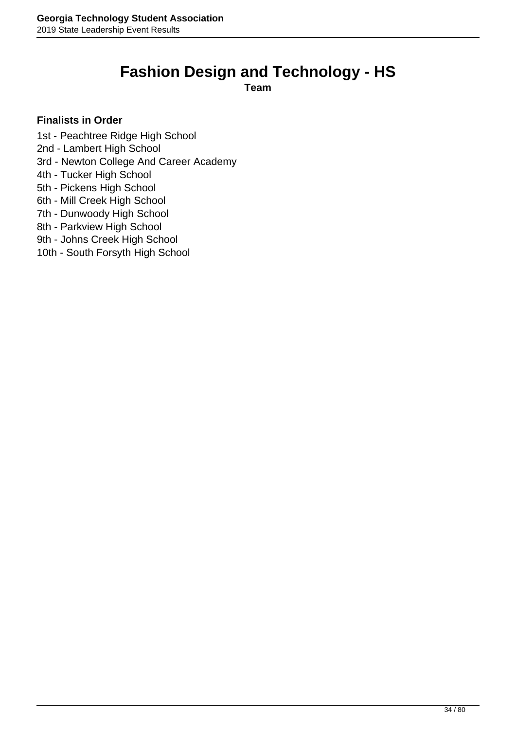# Fashion Design and Technology - HS

**Team**

**Finalists in Order**

1st - Peachtree Ridge High School
2nd - Lambert High School
3rd - Newton College And Career Academy
4th - Tucker High School
5th - Pickens High School
6th - Mill Creek High School
7th - Dunwoody High School
8th - Parkview High School
9th - Johns Creek High School
10th - South Forsyth High School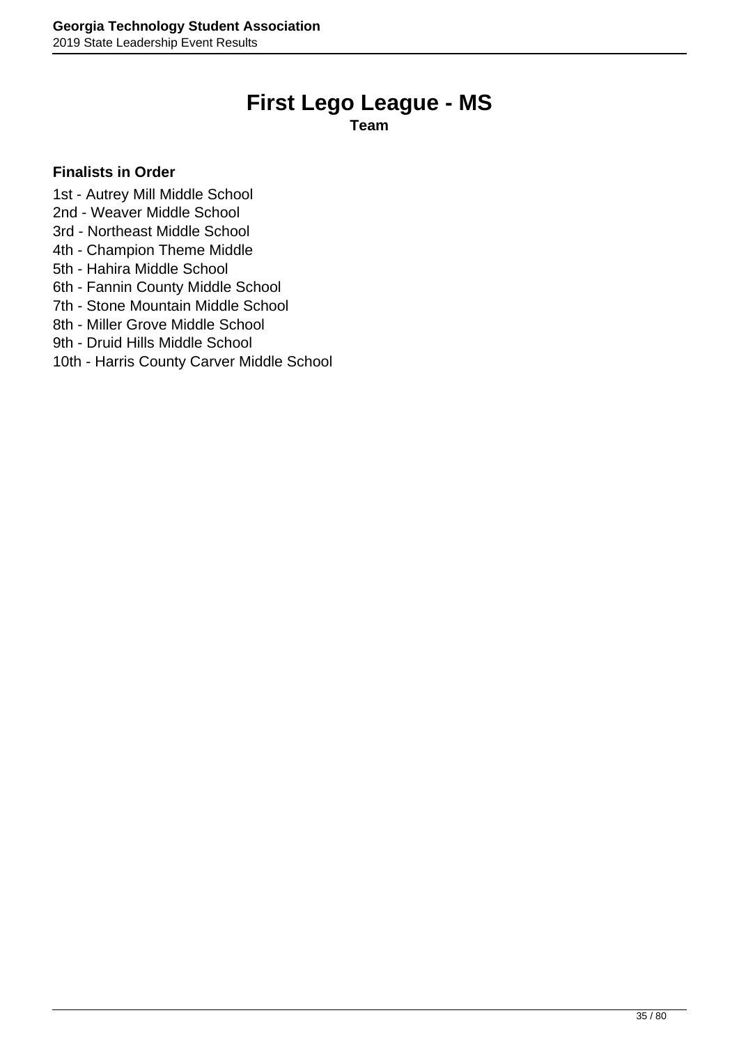# First Lego League - MS

**Team**

**Finalists in Order**

1st - Autrey Mill Middle School
2nd - Weaver Middle School
3rd - Northeast Middle School
4th - Champion Theme Middle
5th - Hahira Middle School
6th - Fannin County Middle School
7th - Stone Mountain Middle School
8th - Miller Grove Middle School
9th - Druid Hills Middle School
10th - Harris County Carver Middle School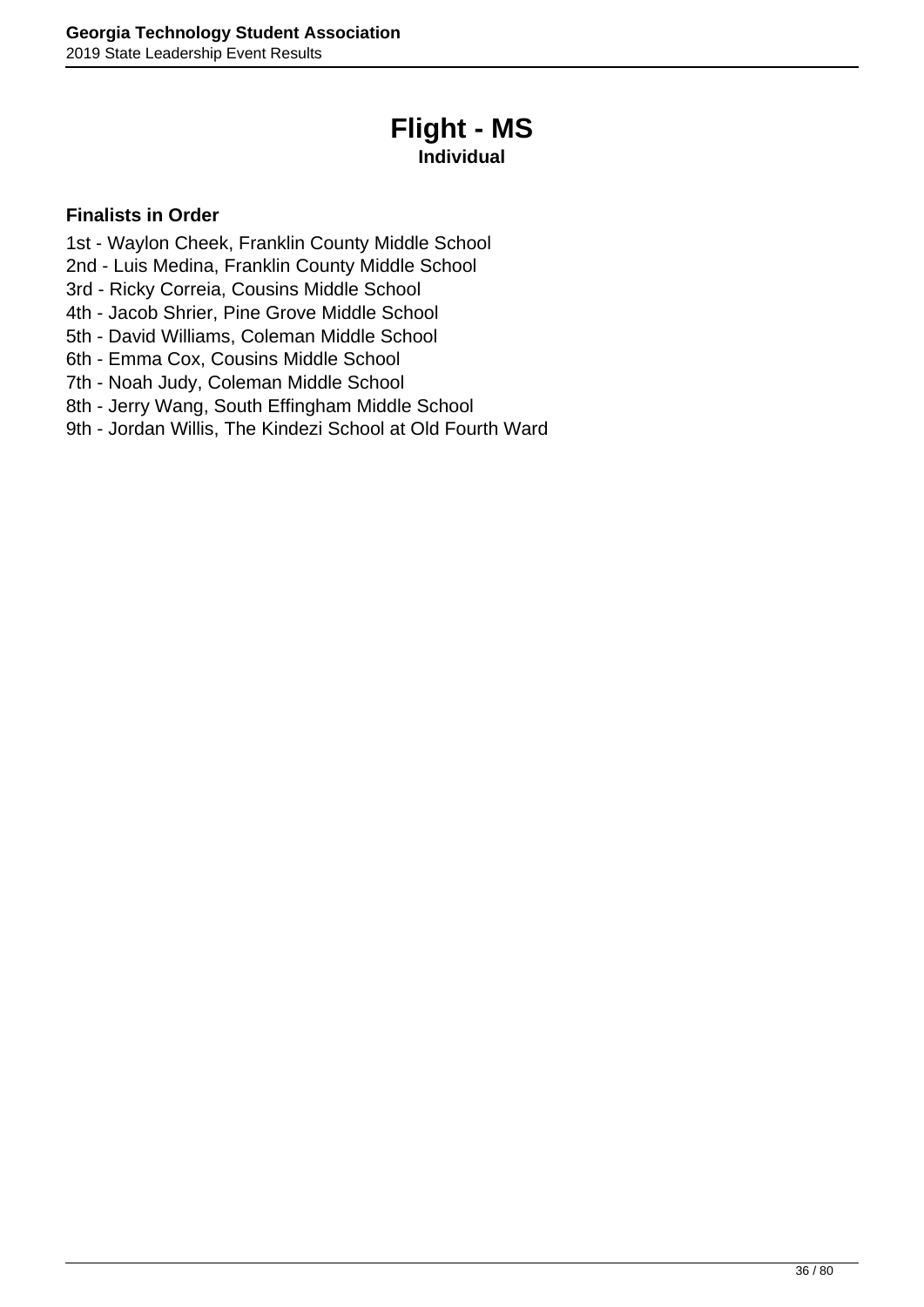# Flight - MS

**Individual**

**Finalists in Order**

1st - Waylon Cheek, Franklin County Middle School
2nd - Luis Medina, Franklin County Middle School
3rd - Ricky Correia, Cousins Middle School
4th - Jacob Shrier, Pine Grove Middle School
5th - David Williams, Coleman Middle School
6th - Emma Cox, Cousins Middle School
7th - Noah Judy, Coleman Middle School
8th - Jerry Wang, South Effingham Middle School
9th - Jordan Willis, The Kindezi School at Old Fourth Ward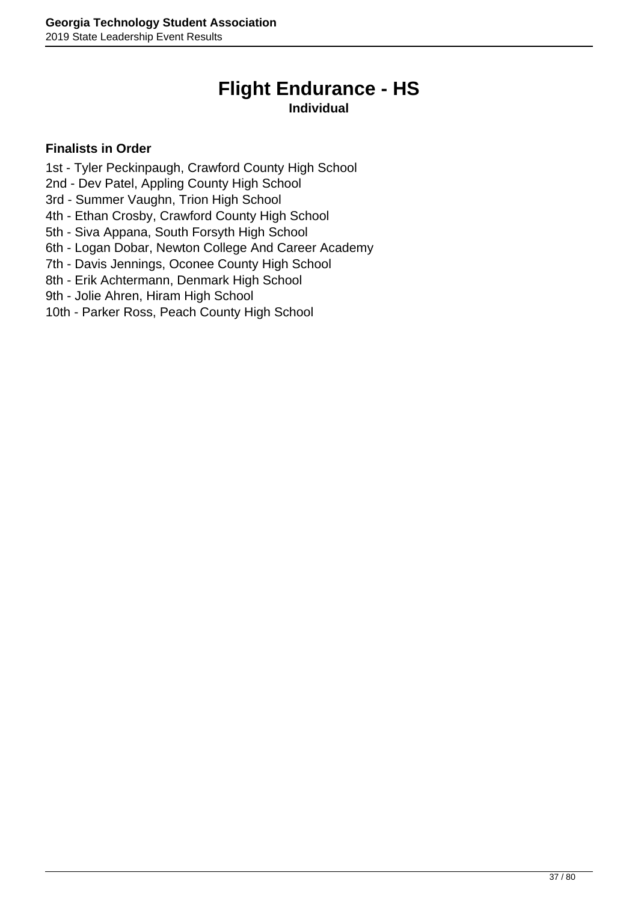# Flight Endurance - HS

**Individual**

**Finalists in Order**

1st - Tyler Peckinpaugh, Crawford County High School
2nd - Dev Patel, Appling County High School
3rd - Summer Vaughn, Trion High School
4th - Ethan Crosby, Crawford County High School
5th - Siva Appana, South Forsyth High School
6th - Logan Dobar, Newton College And Career Academy
7th - Davis Jennings, Oconee County High School
8th - Erik Achtermann, Denmark High School
9th - Jolie Ahren, Hiram High School
10th - Parker Ross, Peach County High School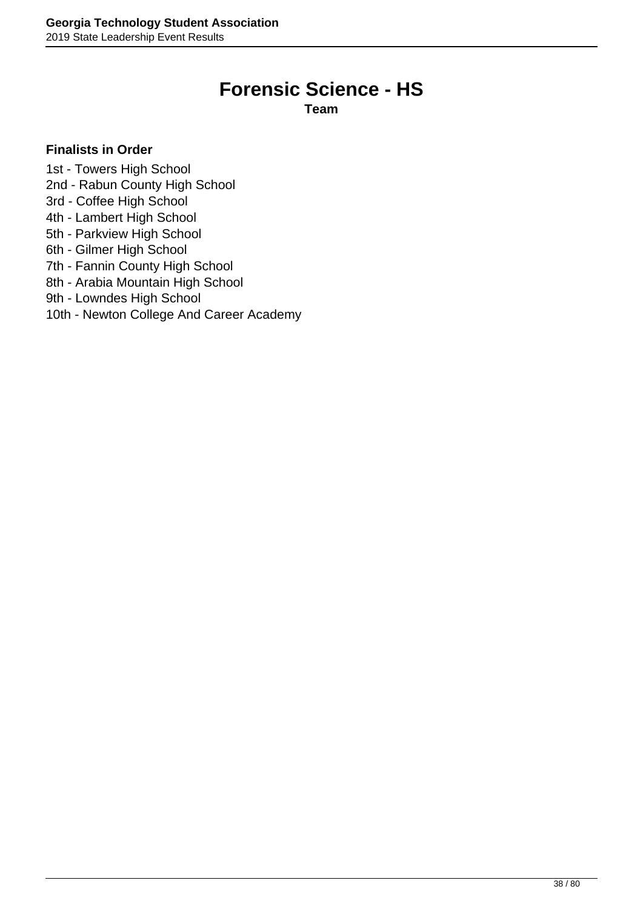# Forensic Science - HS

**Team**

**Finalists in Order**

1st - Towers High School
2nd - Rabun County High School
3rd - Coffee High School
4th - Lambert High School
5th - Parkview High School
6th - Gilmer High School
7th - Fannin County High School
8th - Arabia Mountain High School
9th - Lowndes High School
10th - Newton College And Career Academy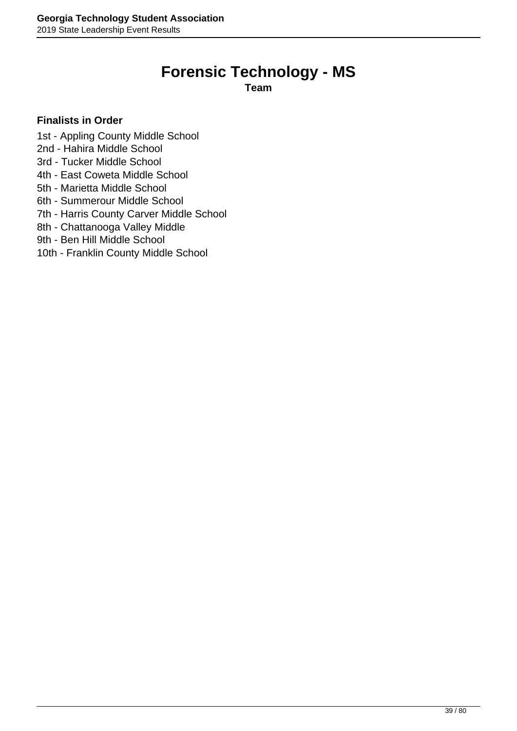# Forensic Technology - MS

**Team**

**Finalists in Order**

1st - Appling County Middle School
2nd - Hahira Middle School
3rd - Tucker Middle School
4th - East Coweta Middle School
5th - Marietta Middle School
6th - Summerour Middle School
7th - Harris County Carver Middle School
8th - Chattanooga Valley Middle
9th - Ben Hill Middle School
10th - Franklin County Middle School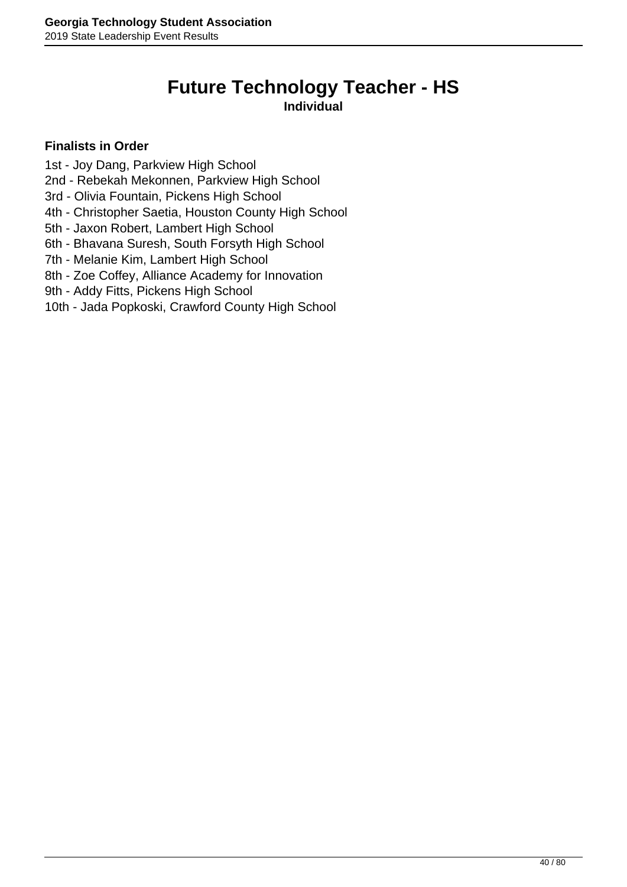# Future Technology Teacher - HS

**Individual**

**Finalists in Order**

1st - Joy Dang, Parkview High School
2nd - Rebekah Mekonnen, Parkview High School
3rd - Olivia Fountain, Pickens High School
4th - Christopher Saetia, Houston County High School
5th - Jaxon Robert, Lambert High School
6th - Bhavana Suresh, South Forsyth High School
7th - Melanie Kim, Lambert High School
8th - Zoe Coffey, Alliance Academy for Innovation
9th - Addy Fitts, Pickens High School
10th - Jada Popkoski, Crawford County High School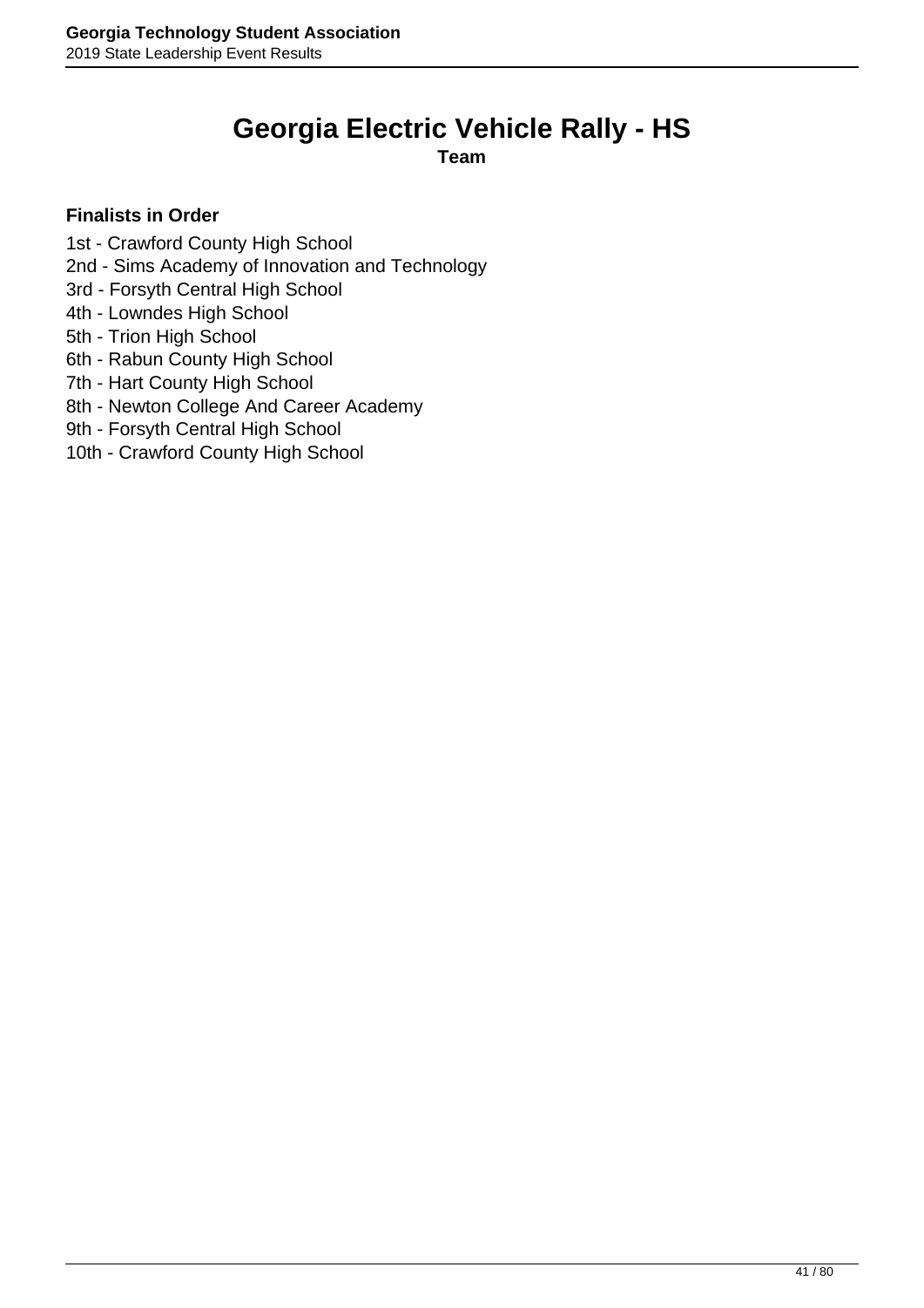# Georgia Electric Vehicle Rally - HS

**Team**

**Finalists in Order**

1st - Crawford County High School
2nd - Sims Academy of Innovation and Technology
3rd - Forsyth Central High School
4th - Lowndes High School
5th - Trion High School
6th - Rabun County High School
7th - Hart County High School
8th - Newton College And Career Academy
9th - Forsyth Central High School
10th - Crawford County High School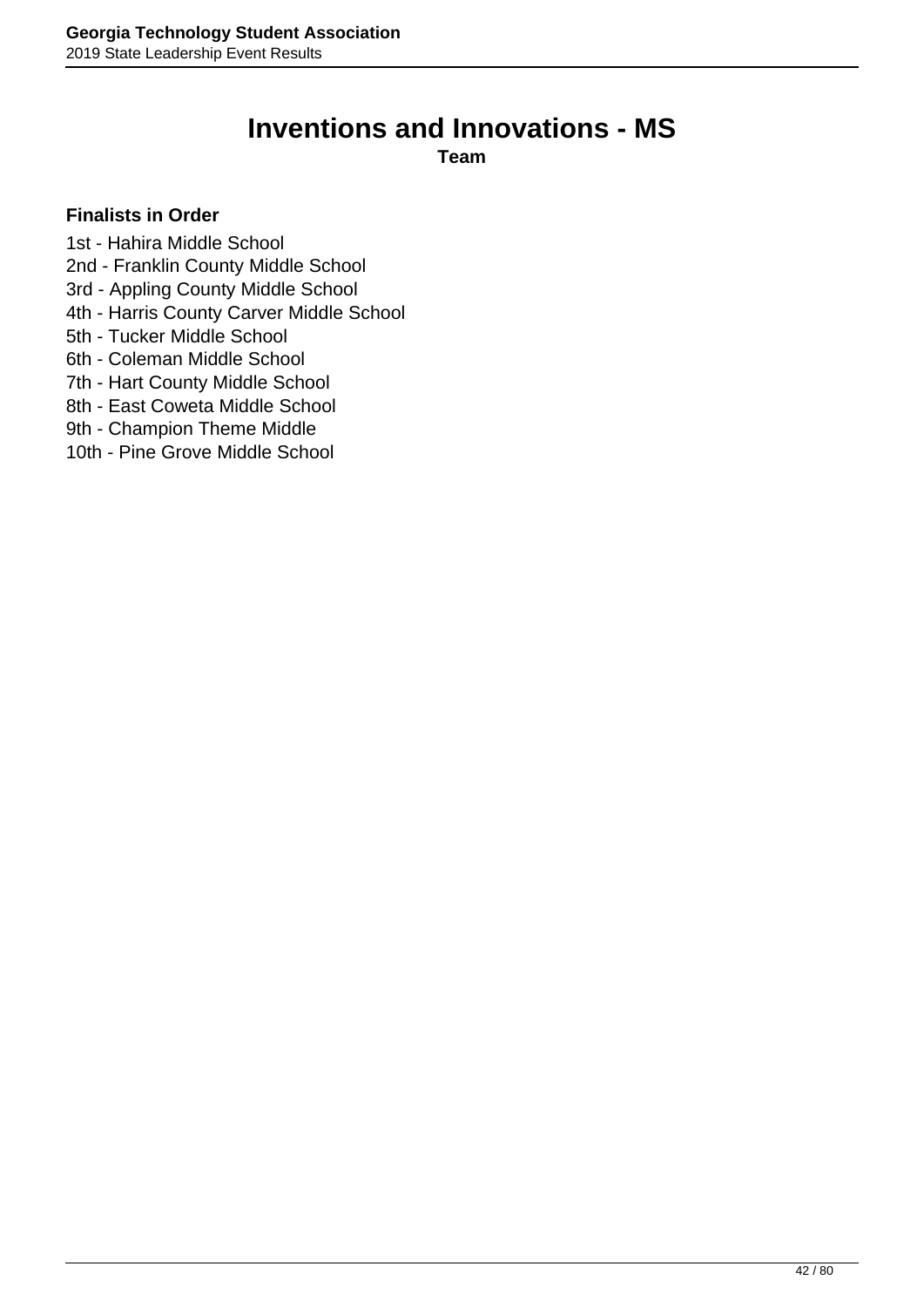# Inventions and Innovations - MS

**Team**

**Finalists in Order**

1st - Hahira Middle School
2nd - Franklin County Middle School
3rd - Appling County Middle School
4th - Harris County Carver Middle School
5th - Tucker Middle School
6th - Coleman Middle School
7th - Hart County Middle School
8th - East Coweta Middle School
9th - Champion Theme Middle
10th - Pine Grove Middle School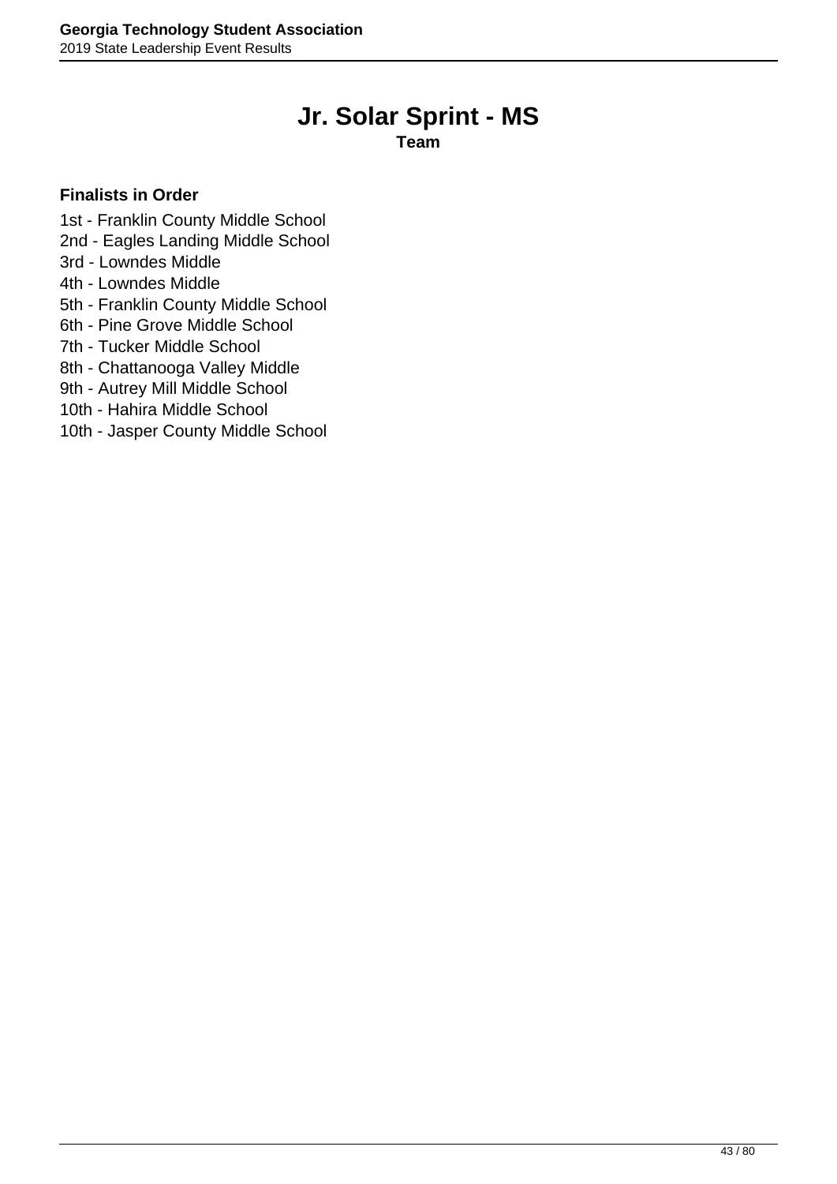# Jr. Solar Sprint - MS

**Team**

**Finalists in Order**

1st - Franklin County Middle School
2nd - Eagles Landing Middle School
3rd - Lowndes Middle
4th - Lowndes Middle
5th - Franklin County Middle School
6th - Pine Grove Middle School
7th - Tucker Middle School
8th - Chattanooga Valley Middle
9th - Autrey Mill Middle School
10th - Hahira Middle School
10th - Jasper County Middle School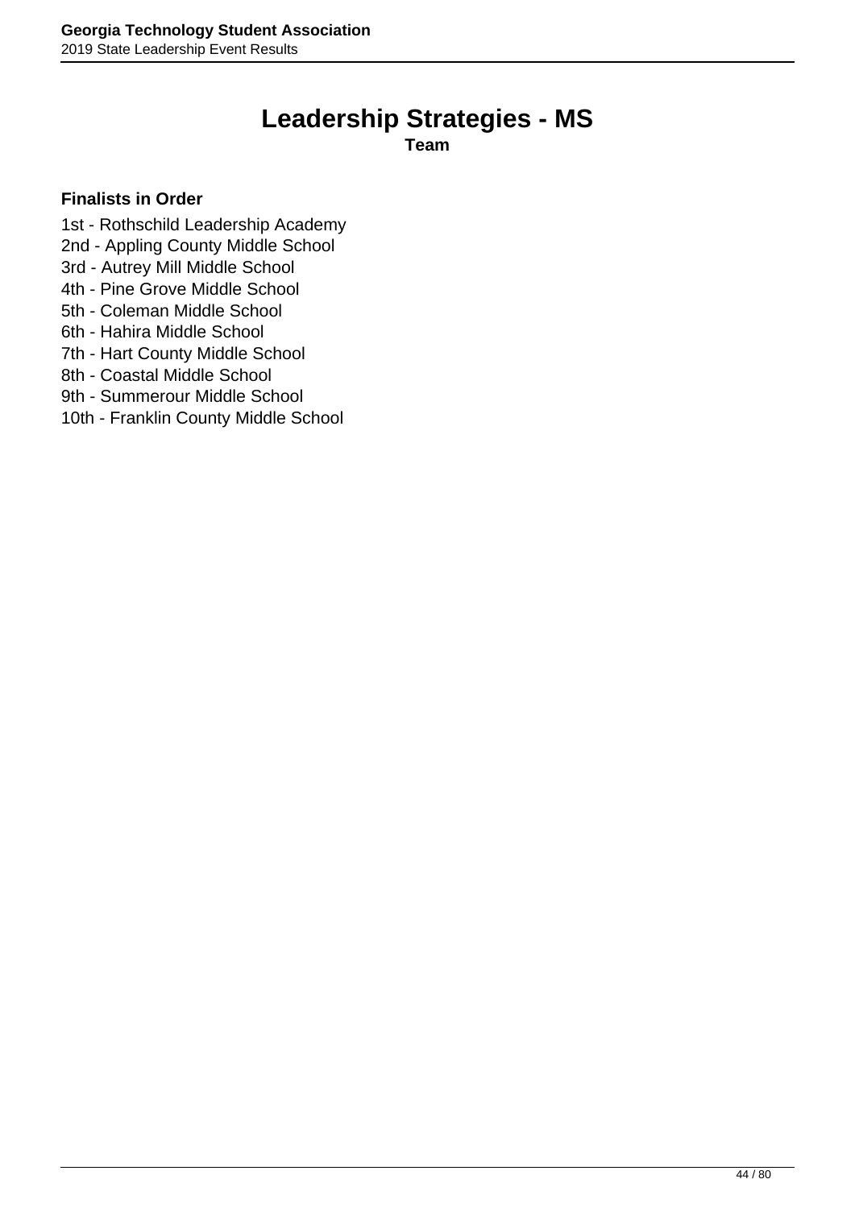# Leadership Strategies - MS

**Team**

**Finalists in Order**

1st - Rothschild Leadership Academy
2nd - Appling County Middle School
3rd - Autrey Mill Middle School
4th - Pine Grove Middle School
5th - Coleman Middle School
6th - Hahira Middle School
7th - Hart County Middle School
8th - Coastal Middle School
9th - Summerour Middle School
10th - Franklin County Middle School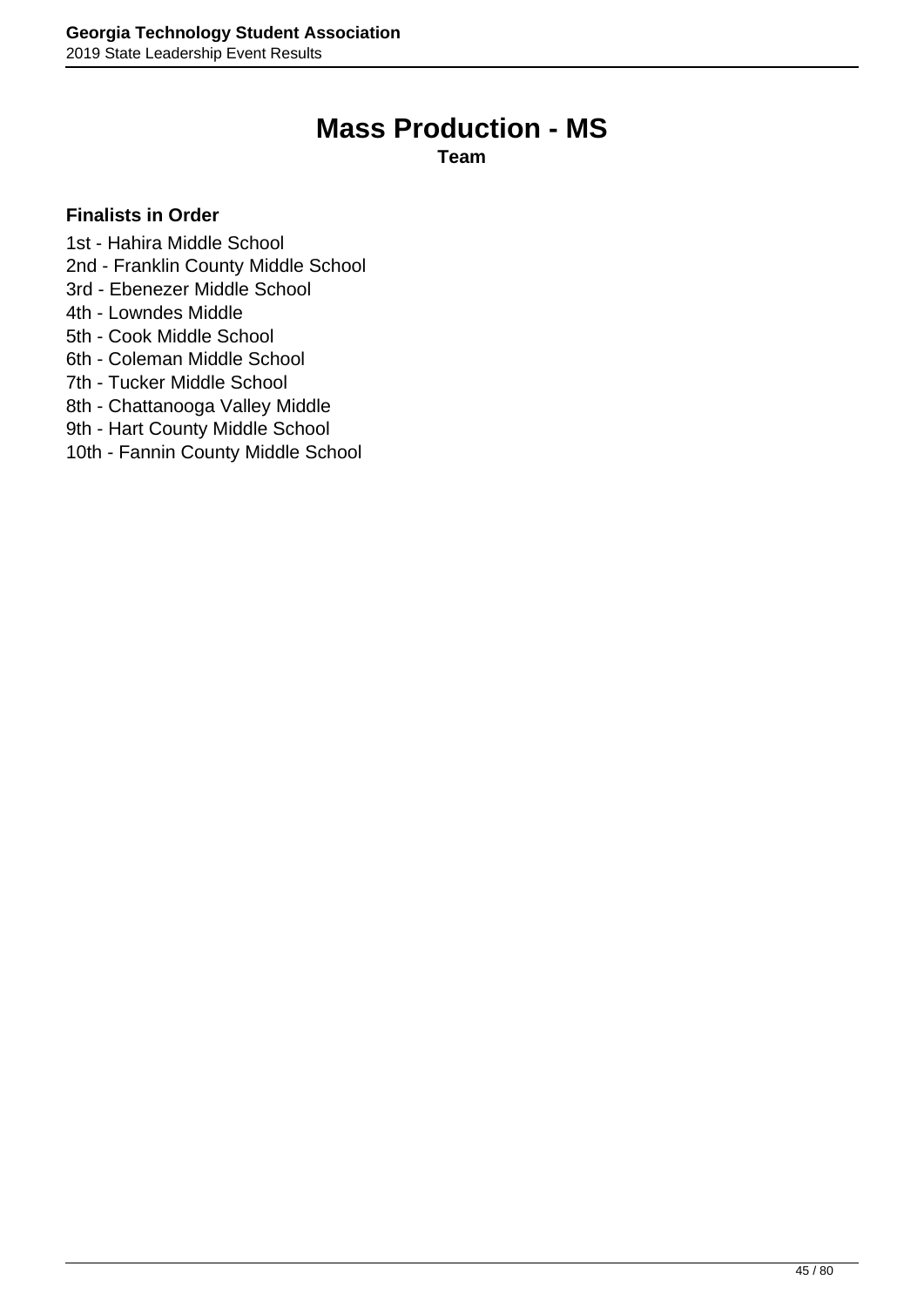# Mass Production - MS

**Team**

**Finalists in Order**

1st - Hahira Middle School
2nd - Franklin County Middle School
3rd - Ebenezer Middle School
4th - Lowndes Middle
5th - Cook Middle School
6th - Coleman Middle School
7th - Tucker Middle School
8th - Chattanooga Valley Middle
9th - Hart County Middle School
10th - Fannin County Middle School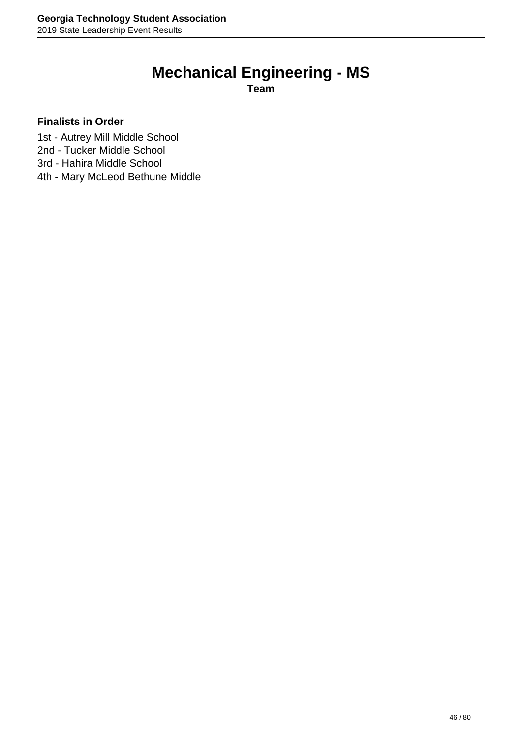# Mechanical Engineering - MS

**Team**

**Finalists in Order**

1st - Autrey Mill Middle School
2nd - Tucker Middle School
3rd - Hahira Middle School
4th - Mary McLeod Bethune Middle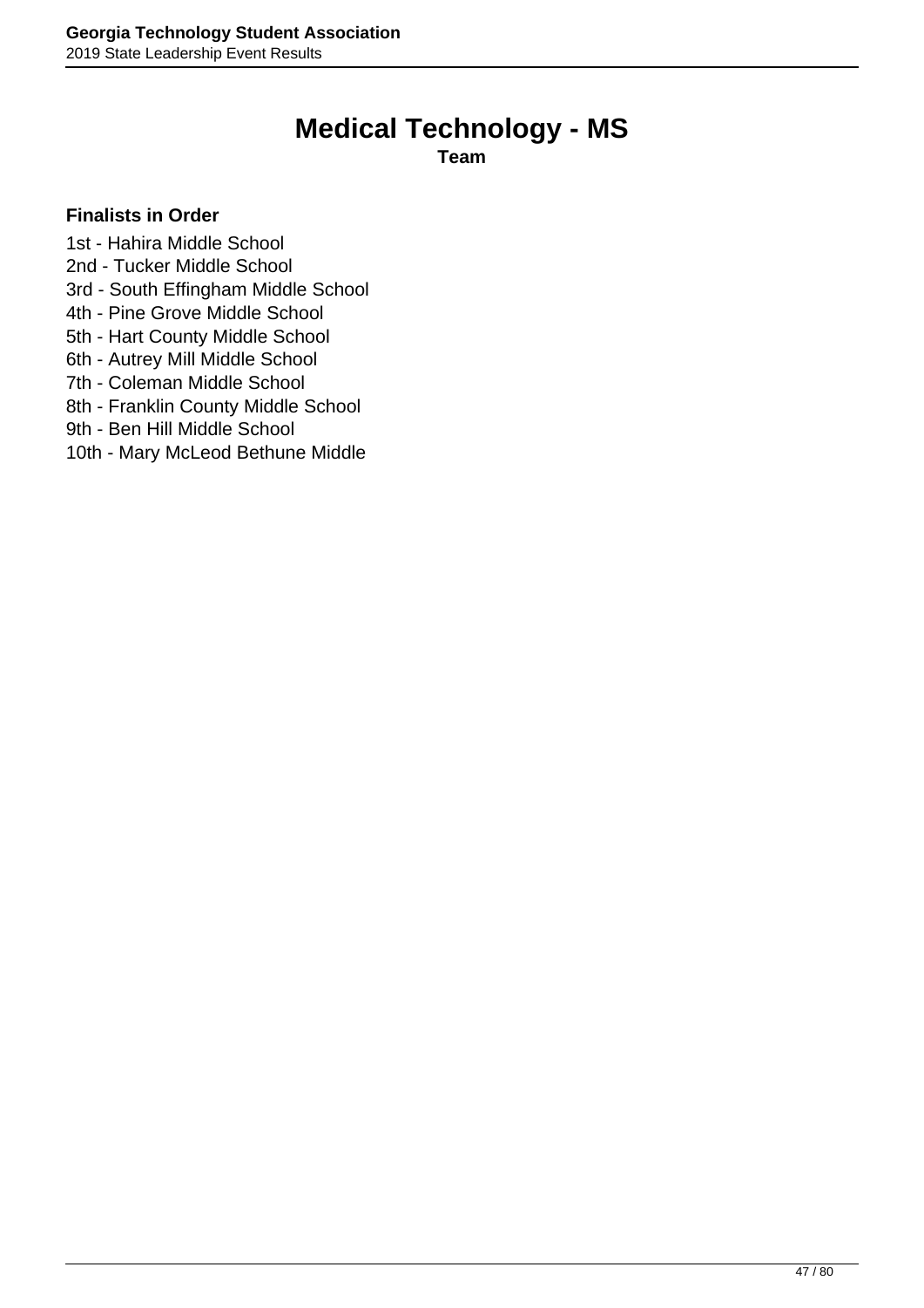# Medical Technology - MS

**Team**

**Finalists in Order**

1st - Hahira Middle School
2nd - Tucker Middle School
3rd - South Effingham Middle School
4th - Pine Grove Middle School
5th - Hart County Middle School
6th - Autrey Mill Middle School
7th - Coleman Middle School
8th - Franklin County Middle School
9th - Ben Hill Middle School
10th - Mary McLeod Bethune Middle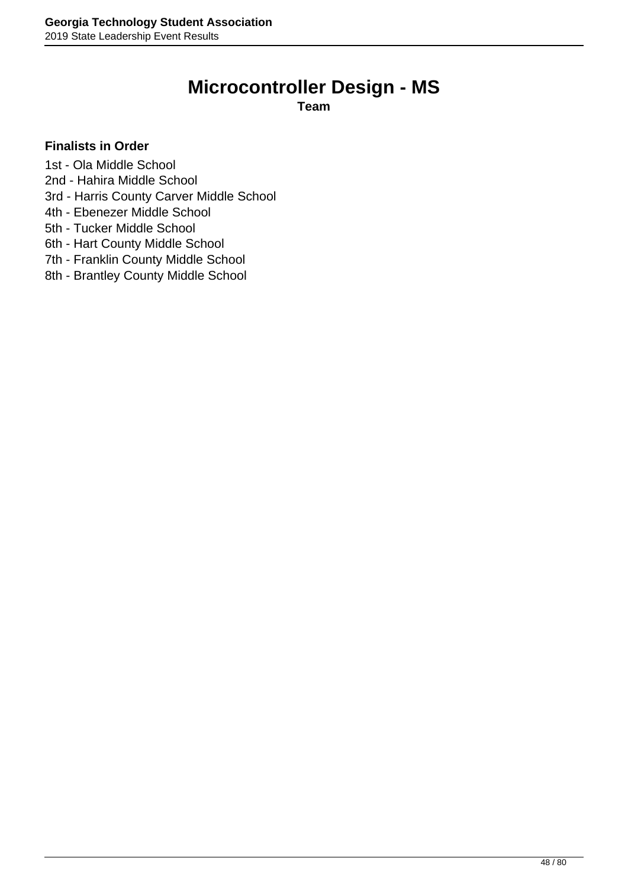# Microcontroller Design - MS

**Team**

**Finalists in Order**

1st - Ola Middle School
2nd - Hahira Middle School
3rd - Harris County Carver Middle School
4th - Ebenezer Middle School
5th - Tucker Middle School
6th - Hart County Middle School
7th - Franklin County Middle School
8th - Brantley County Middle School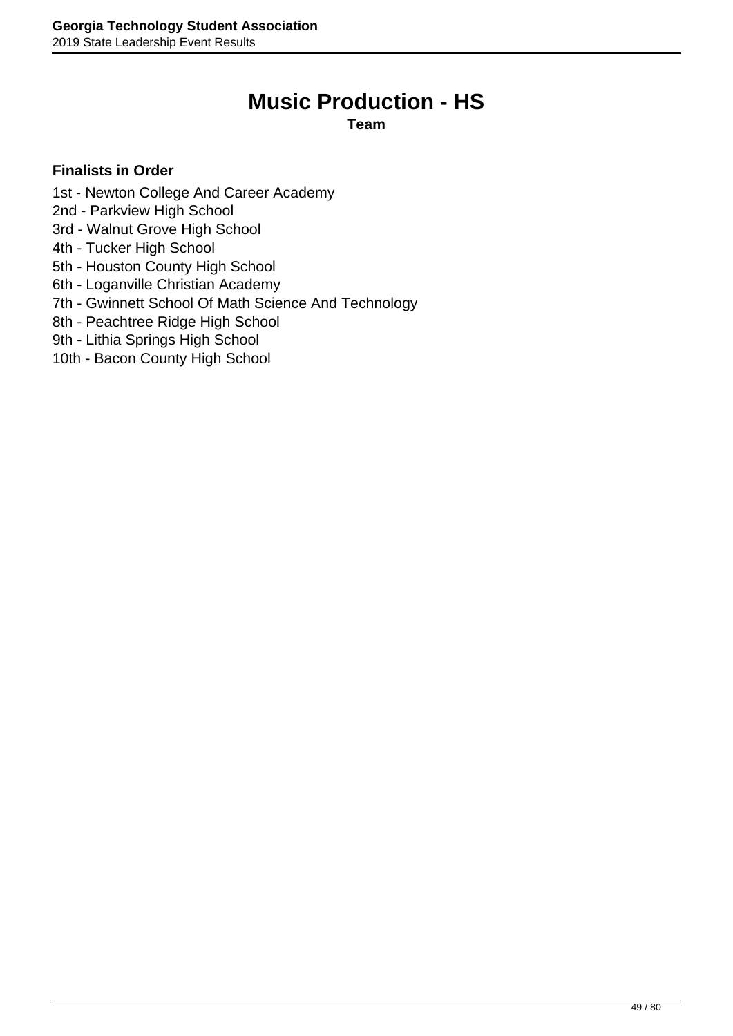# Music Production - HS

**Team**

**Finalists in Order**

1st - Newton College And Career Academy
2nd - Parkview High School
3rd - Walnut Grove High School
4th - Tucker High School
5th - Houston County High School
6th - Loganville Christian Academy
7th - Gwinnett School Of Math Science And Technology
8th - Peachtree Ridge High School
9th - Lithia Springs High School
10th - Bacon County High School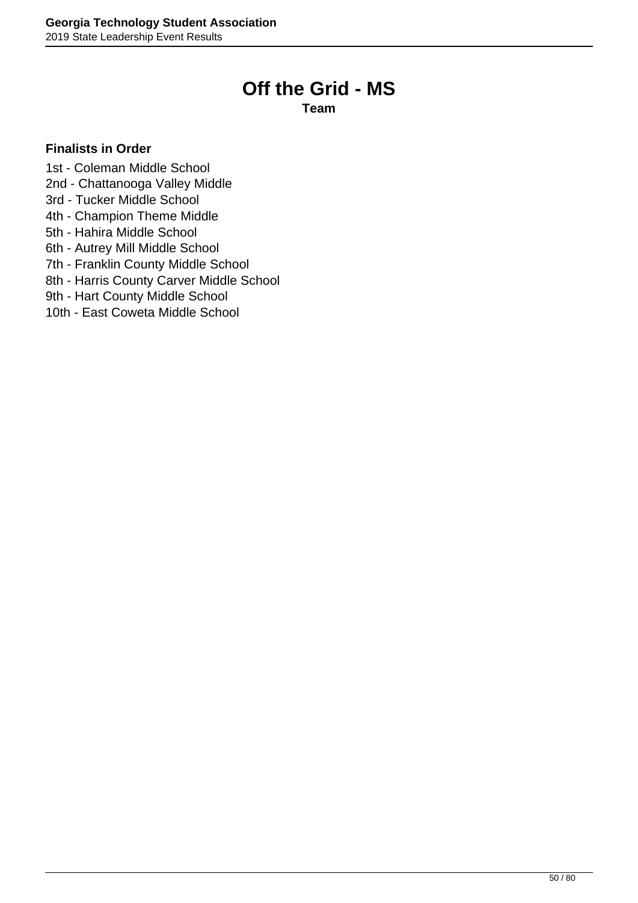# Off the Grid - MS

**Team**

**Finalists in Order**

1st - Coleman Middle School
2nd - Chattanooga Valley Middle
3rd - Tucker Middle School
4th - Champion Theme Middle
5th - Hahira Middle School
6th - Autrey Mill Middle School
7th - Franklin County Middle School
8th - Harris County Carver Middle School
9th - Hart County Middle School
10th - East Coweta Middle School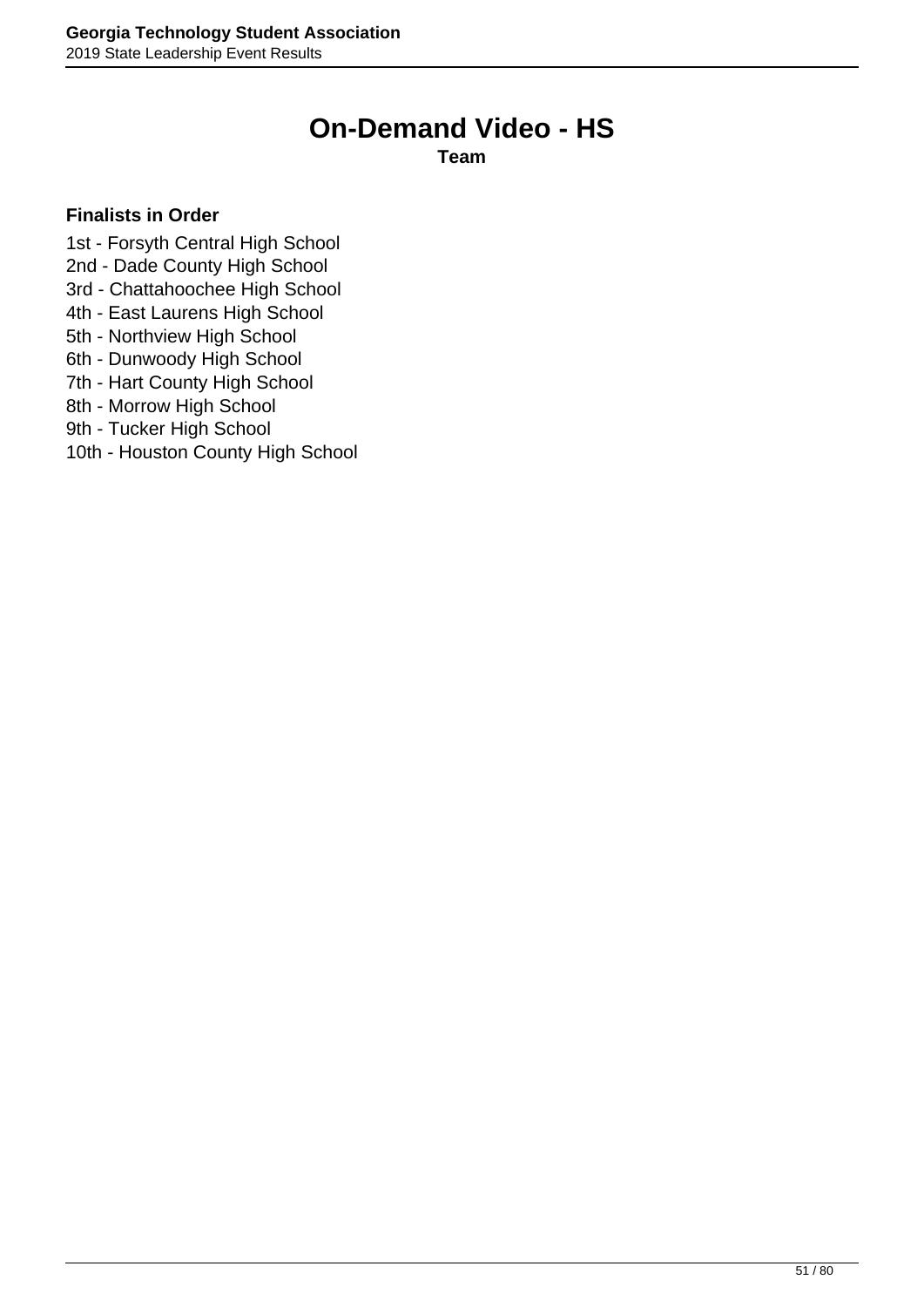# On-Demand Video - HS

**Team**

**Finalists in Order**

1st - Forsyth Central High School
2nd - Dade County High School
3rd - Chattahoochee High School
4th - East Laurens High School
5th - Northview High School
6th - Dunwoody High School
7th - Hart County High School
8th - Morrow High School
9th - Tucker High School
10th - Houston County High School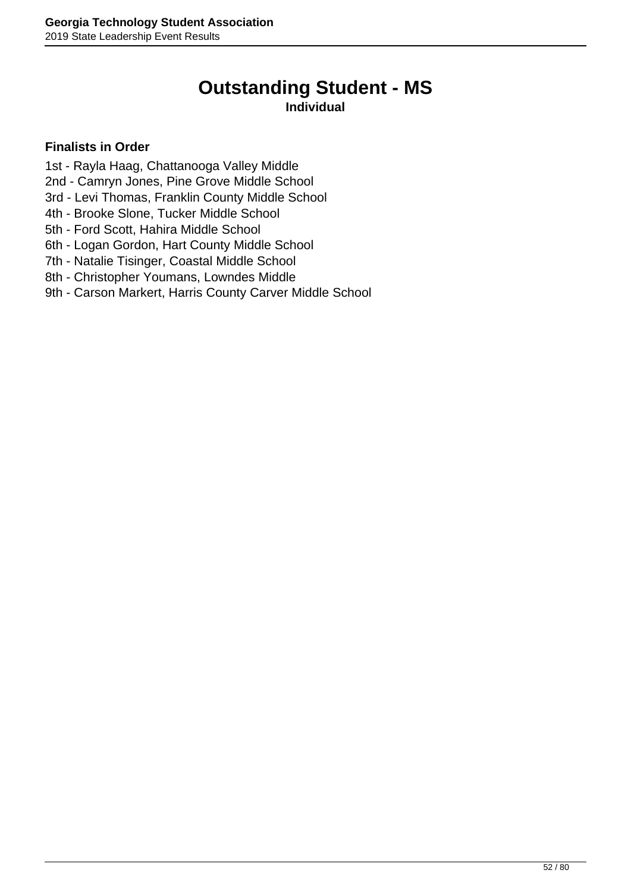# Outstanding Student - MS

**Individual**

**Finalists in Order**

1st - Rayla Haag, Chattanooga Valley Middle
2nd - Camryn Jones, Pine Grove Middle School
3rd - Levi Thomas, Franklin County Middle School
4th - Brooke Slone, Tucker Middle School
5th - Ford Scott, Hahira Middle School
6th - Logan Gordon, Hart County Middle School
7th - Natalie Tisinger, Coastal Middle School
8th - Christopher Youmans, Lowndes Middle
9th - Carson Markert, Harris County Carver Middle School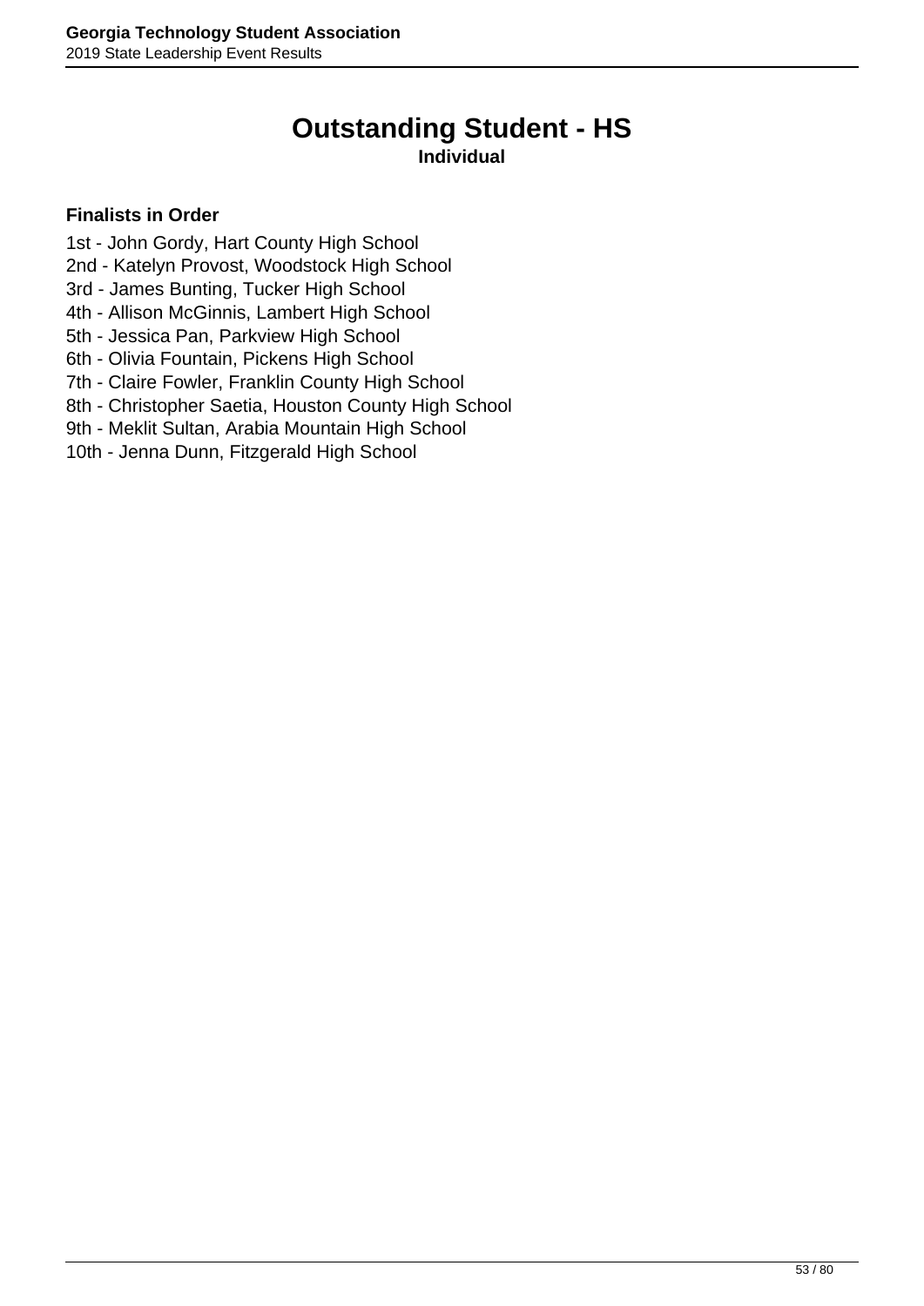# Outstanding Student - HS

**Individual**

**Finalists in Order**

1st - John Gordy, Hart County High School
2nd - Katelyn Provost, Woodstock High School
3rd - James Bunting, Tucker High School
4th - Allison McGinnis, Lambert High School
5th - Jessica Pan, Parkview High School
6th - Olivia Fountain, Pickens High School
7th - Claire Fowler, Franklin County High School
8th - Christopher Saetia, Houston County High School
9th - Meklit Sultan, Arabia Mountain High School
10th - Jenna Dunn, Fitzgerald High School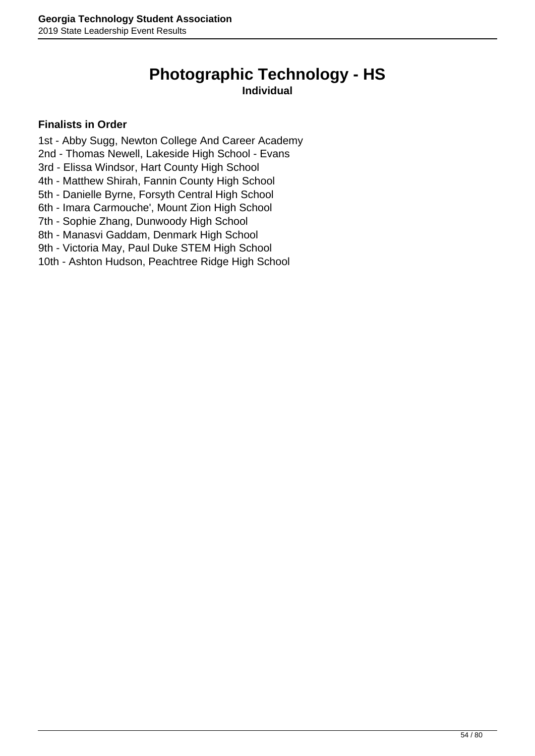# Photographic Technology - HS

**Individual**

**Finalists in Order**

1st - Abby Sugg, Newton College And Career Academy
2nd - Thomas Newell, Lakeside High School - Evans
3rd - Elissa Windsor, Hart County High School
4th - Matthew Shirah, Fannin County High School
5th - Danielle Byrne, Forsyth Central High School
6th - Imara Carmouche', Mount Zion High School
7th - Sophie Zhang, Dunwoody High School
8th - Manasvi Gaddam, Denmark High School
9th - Victoria May, Paul Duke STEM High School
10th - Ashton Hudson, Peachtree Ridge High School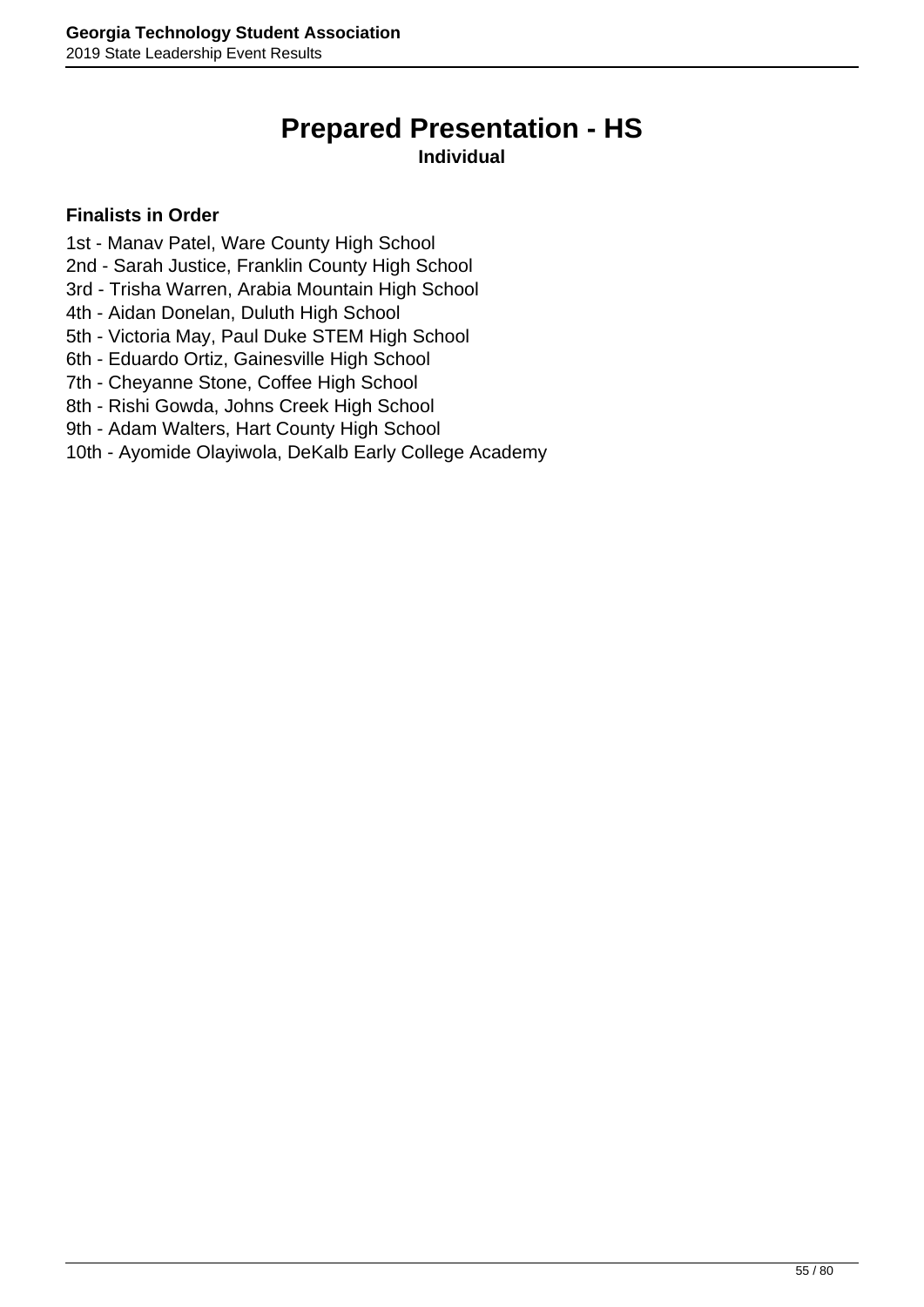# Prepared Presentation - HS

**Individual**

**Finalists in Order**

1st - Manav Patel, Ware County High School
2nd - Sarah Justice, Franklin County High School
3rd - Trisha Warren, Arabia Mountain High School
4th - Aidan Donelan, Duluth High School
5th - Victoria May, Paul Duke STEM High School
6th - Eduardo Ortiz, Gainesville High School
7th - Cheyanne Stone, Coffee High School
8th - Rishi Gowda, Johns Creek High School
9th - Adam Walters, Hart County High School
10th - Ayomide Olayiwola, DeKalb Early College Academy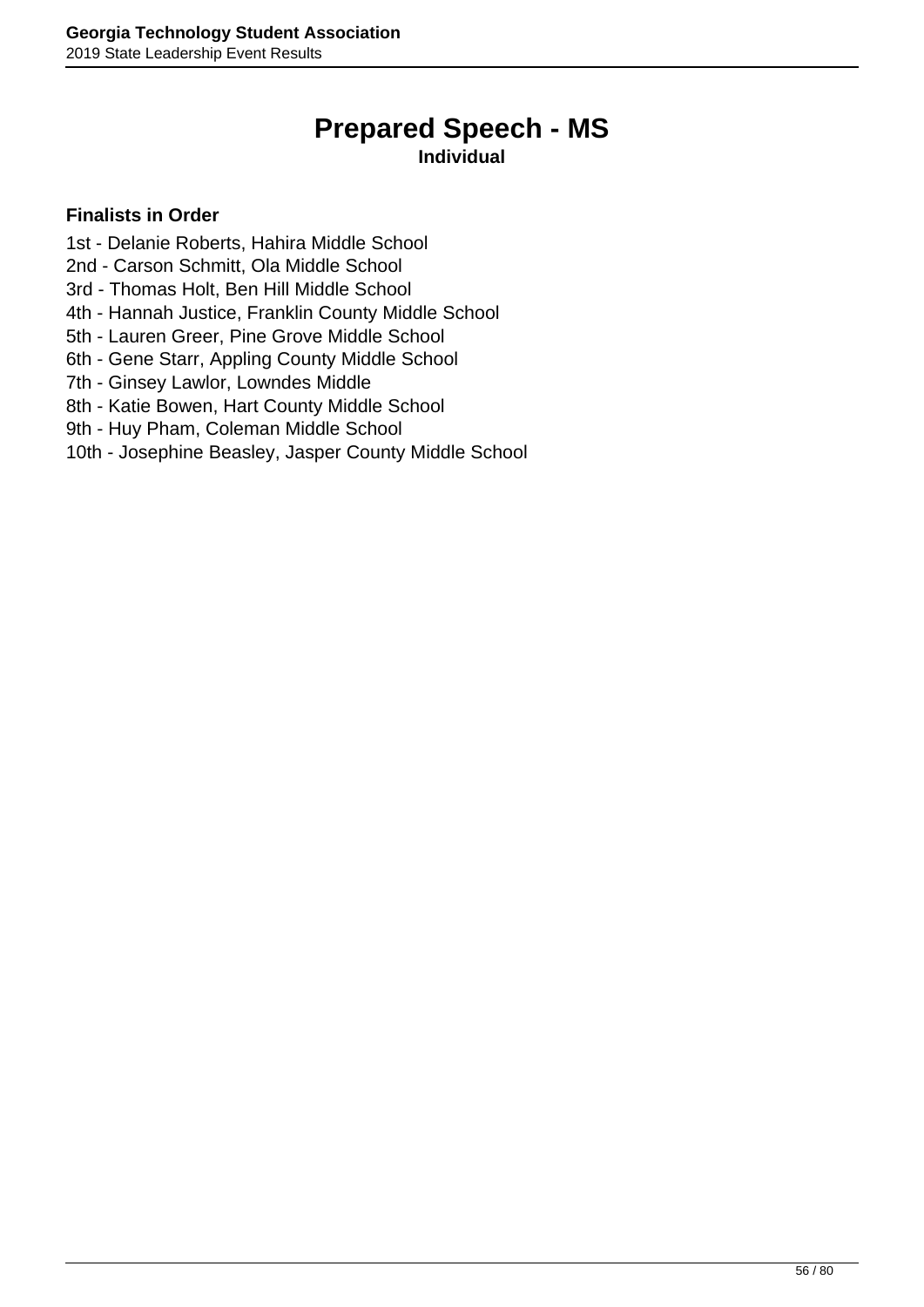# Prepared Speech - MS

**Individual**

**Finalists in Order**

1st - Delanie Roberts, Hahira Middle School
2nd - Carson Schmitt, Ola Middle School
3rd - Thomas Holt, Ben Hill Middle School
4th - Hannah Justice, Franklin County Middle School
5th - Lauren Greer, Pine Grove Middle School
6th - Gene Starr, Appling County Middle School
7th - Ginsey Lawlor, Lowndes Middle
8th - Katie Bowen, Hart County Middle School
9th - Huy Pham, Coleman Middle School
10th - Josephine Beasley, Jasper County Middle School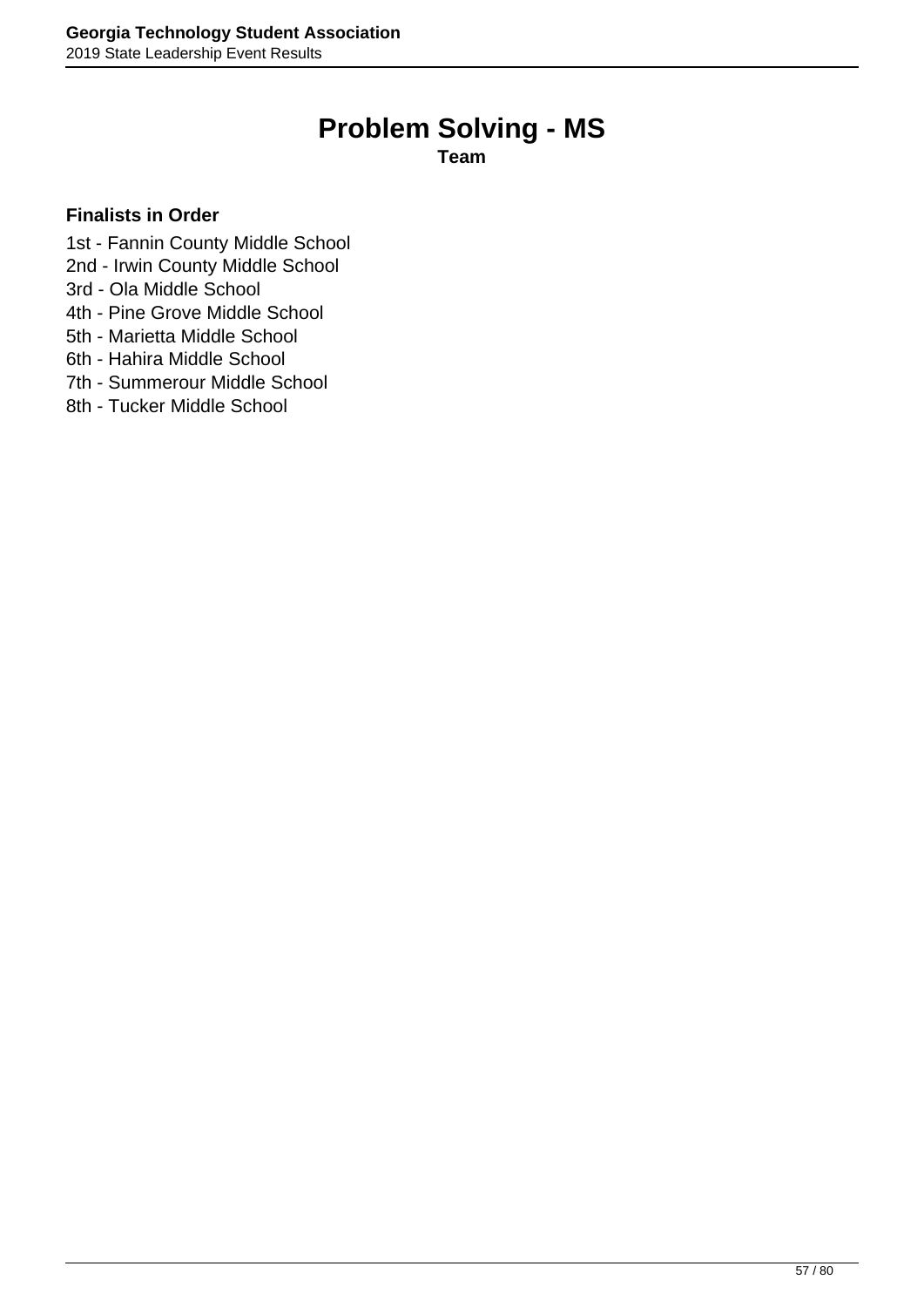# Problem Solving - MS

**Team**

**Finalists in Order**

1st - Fannin County Middle School
2nd - Irwin County Middle School
3rd - Ola Middle School
4th - Pine Grove Middle School
5th - Marietta Middle School
6th - Hahira Middle School
7th - Summerour Middle School
8th - Tucker Middle School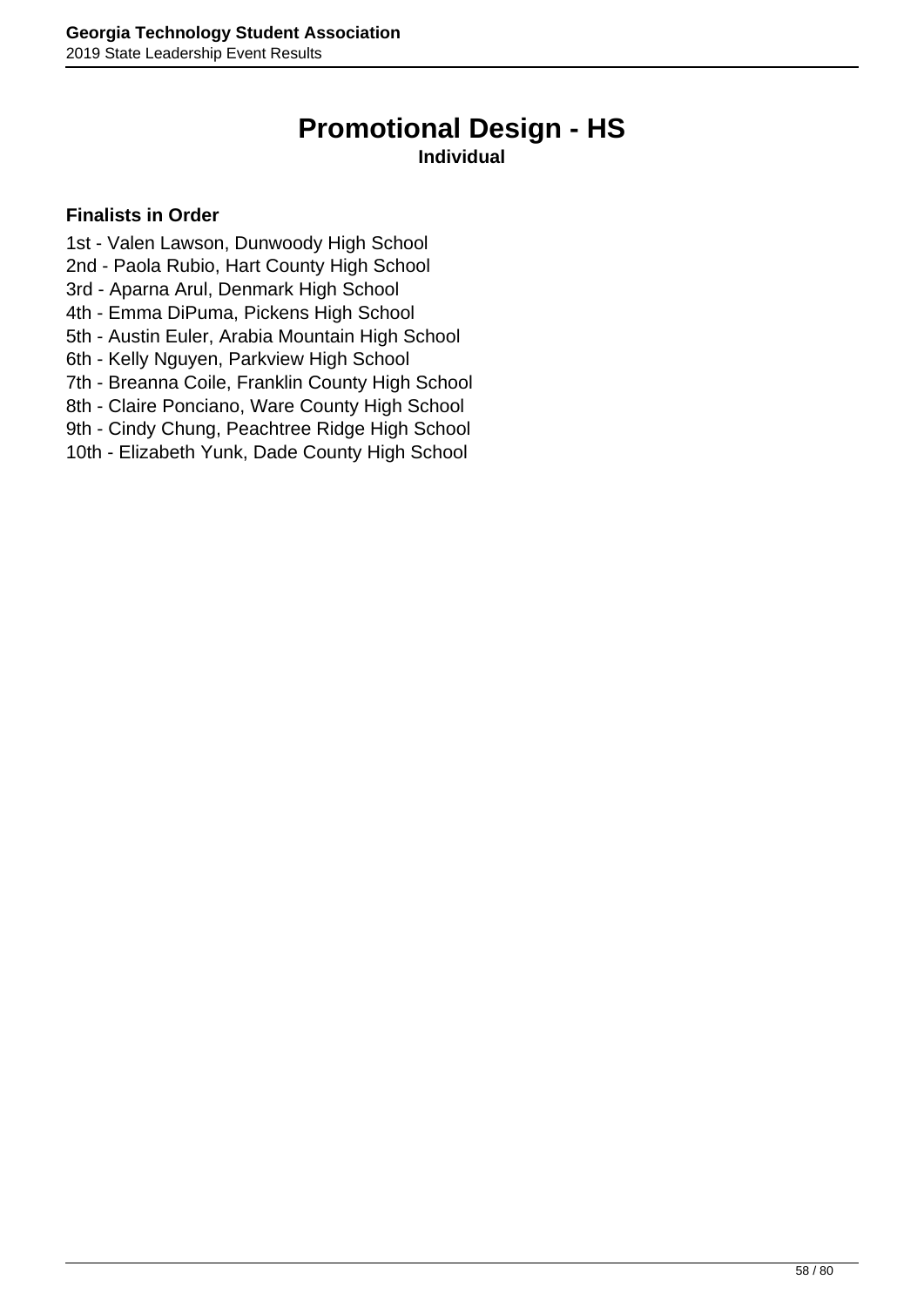# Promotional Design - HS

**Individual**

**Finalists in Order**

1st - Valen Lawson, Dunwoody High School
2nd - Paola Rubio, Hart County High School
3rd - Aparna Arul, Denmark High School
4th - Emma DiPuma, Pickens High School
5th - Austin Euler, Arabia Mountain High School
6th - Kelly Nguyen, Parkview High School
7th - Breanna Coile, Franklin County High School
8th - Claire Ponciano, Ware County High School
9th - Cindy Chung, Peachtree Ridge High School
10th - Elizabeth Yunk, Dade County High School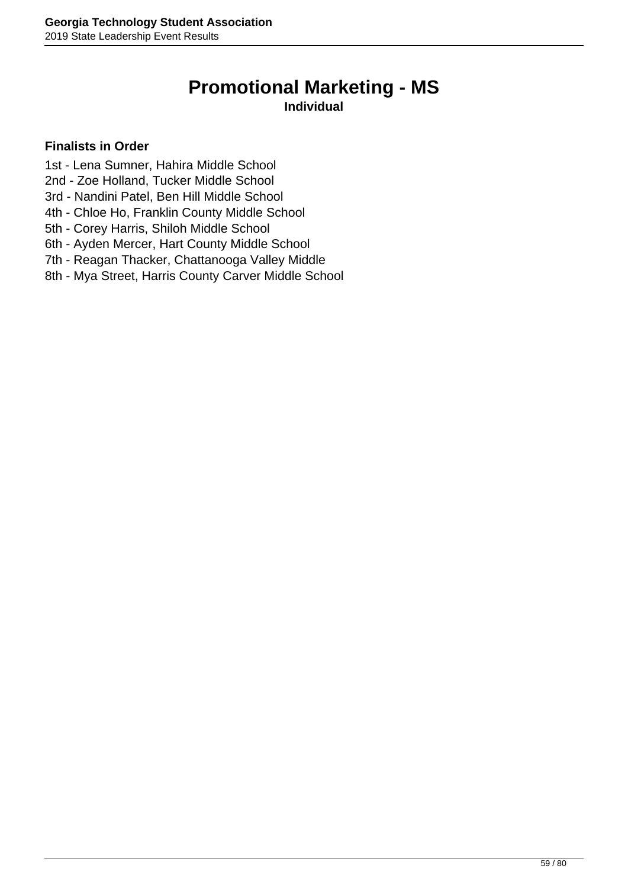# Promotional Marketing - MS

**Individual**

**Finalists in Order**

1st - Lena Sumner, Hahira Middle School
2nd - Zoe Holland, Tucker Middle School
3rd - Nandini Patel, Ben Hill Middle School
4th - Chloe Ho, Franklin County Middle School
5th - Corey Harris, Shiloh Middle School
6th - Ayden Mercer, Hart County Middle School
7th - Reagan Thacker, Chattanooga Valley Middle
8th - Mya Street, Harris County Carver Middle School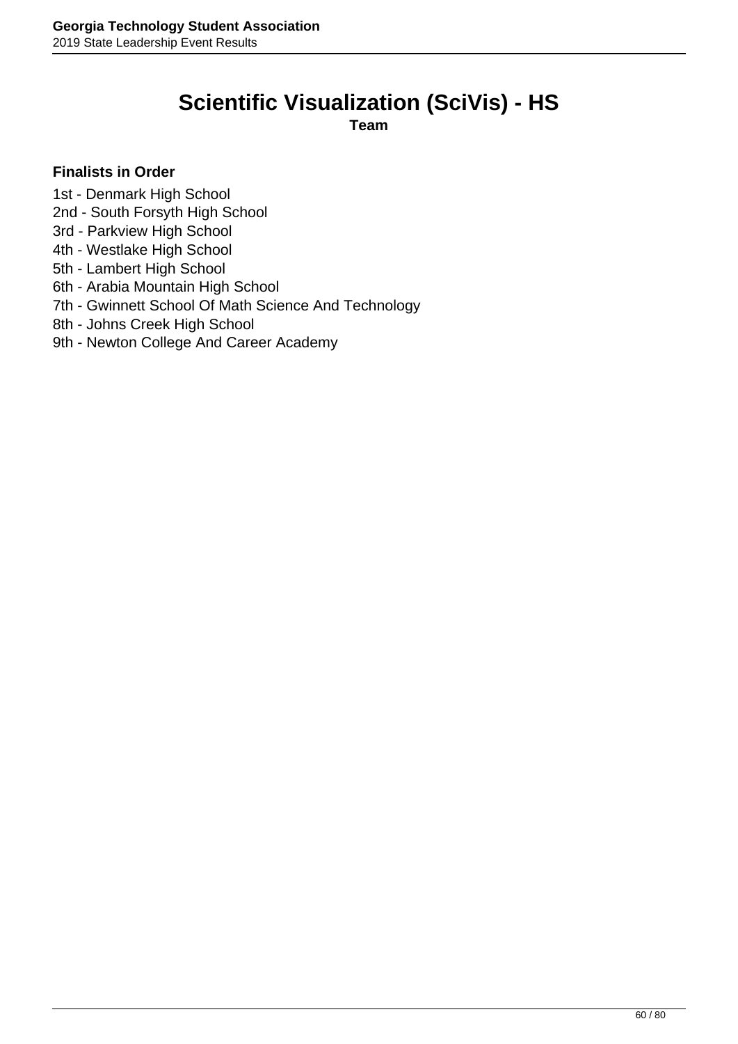# Scientific Visualization (SciVis) - HS

**Team**

**Finalists in Order**

1st - Denmark High School
2nd - South Forsyth High School
3rd - Parkview High School
4th - Westlake High School
5th - Lambert High School
6th - Arabia Mountain High School
7th - Gwinnett School Of Math Science And Technology
8th - Johns Creek High School
9th - Newton College And Career Academy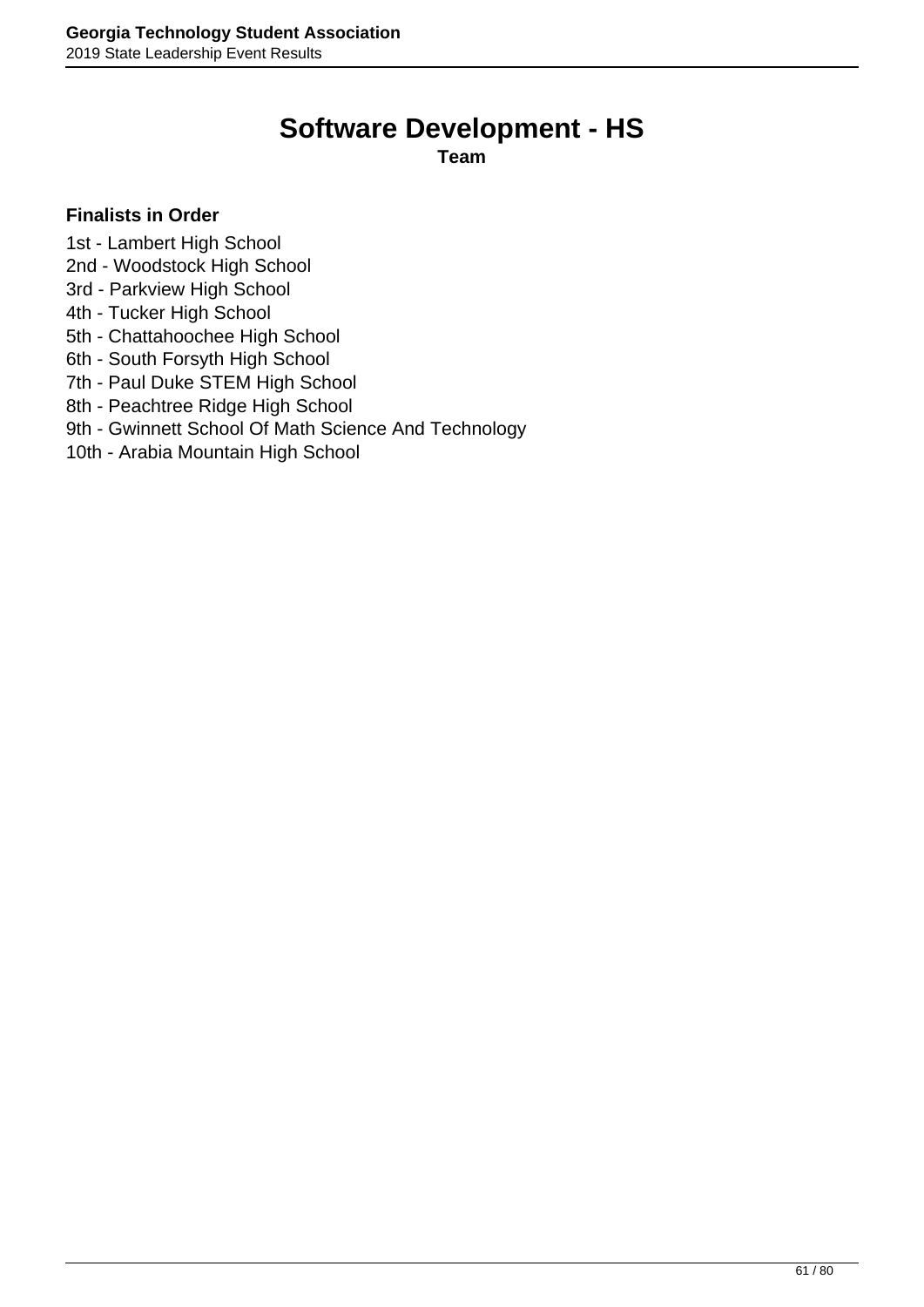# Software Development - HS

**Team**

**Finalists in Order**

1st - Lambert High School
2nd - Woodstock High School
3rd - Parkview High School
4th - Tucker High School
5th - Chattahoochee High School
6th - South Forsyth High School
7th - Paul Duke STEM High School
8th - Peachtree Ridge High School
9th - Gwinnett School Of Math Science And Technology
10th - Arabia Mountain High School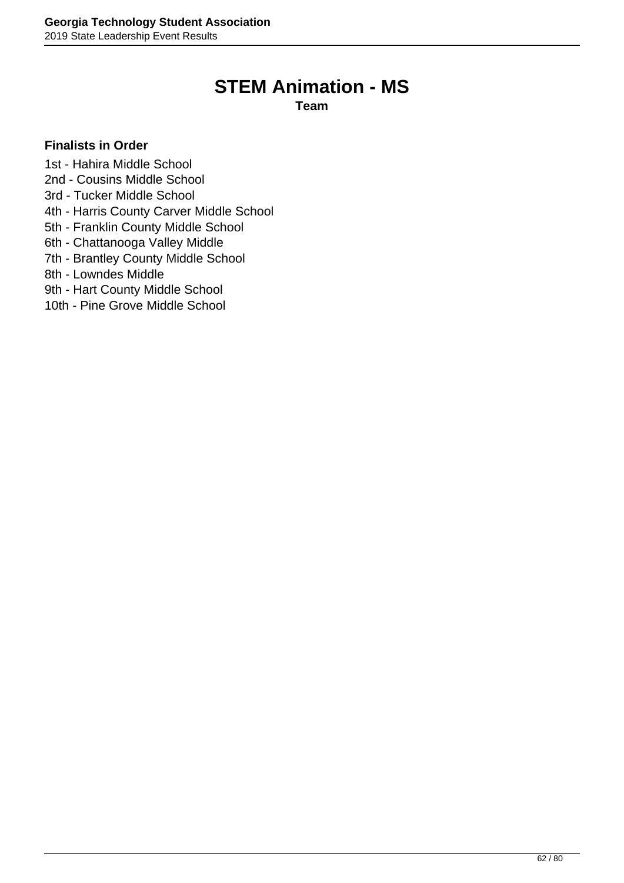# STEM Animation - MS

**Team**

**Finalists in Order**

1st - Hahira Middle School
2nd - Cousins Middle School
3rd - Tucker Middle School
4th - Harris County Carver Middle School
5th - Franklin County Middle School
6th - Chattanooga Valley Middle
7th - Brantley County Middle School
8th - Lowndes Middle
9th - Hart County Middle School
10th - Pine Grove Middle School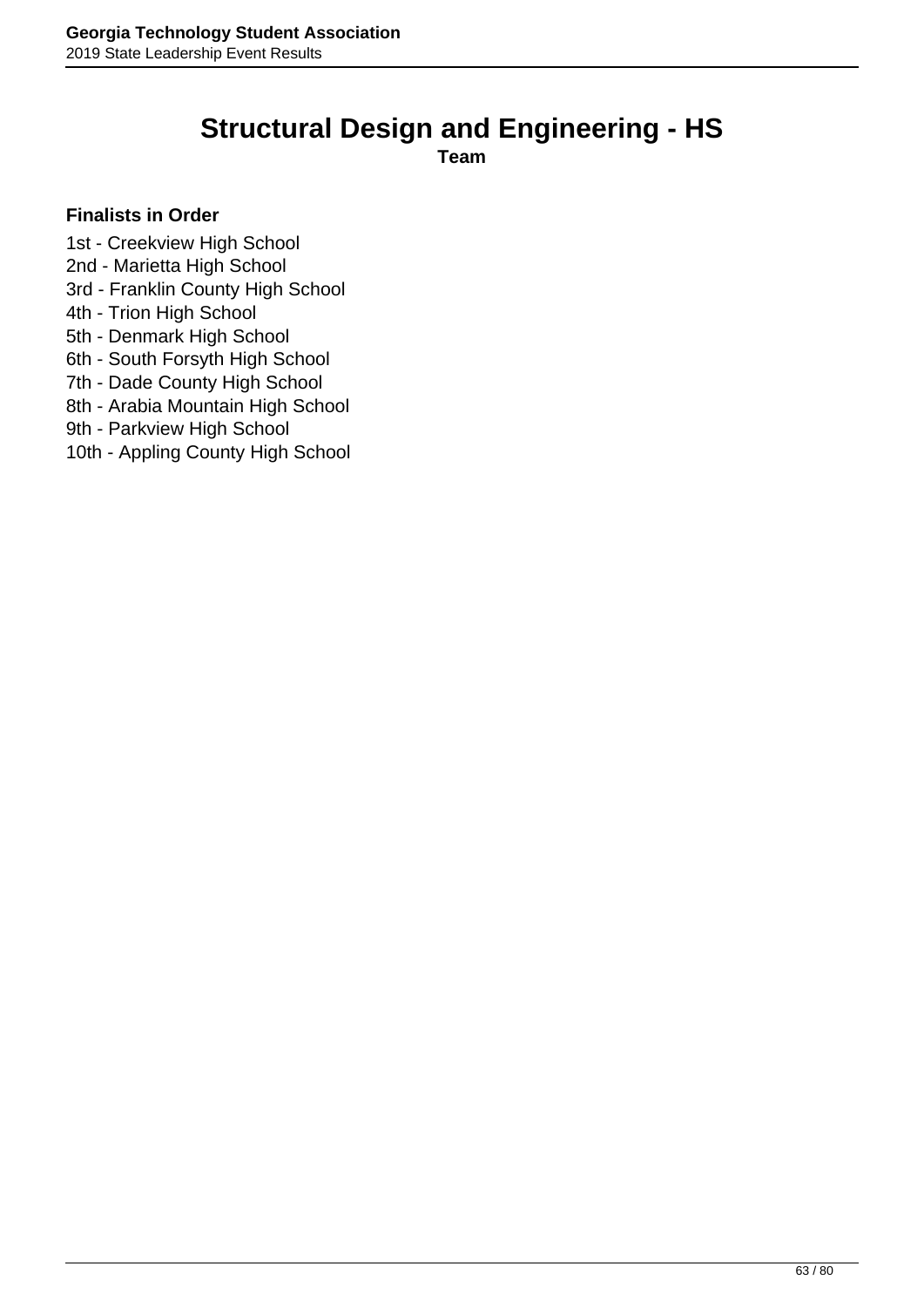# Structural Design and Engineering - HS

**Team**

**Finalists in Order**

1st - Creekview High School
2nd - Marietta High School
3rd - Franklin County High School
4th - Trion High School
5th - Denmark High School
6th - South Forsyth High School
7th - Dade County High School
8th - Arabia Mountain High School
9th - Parkview High School
10th - Appling County High School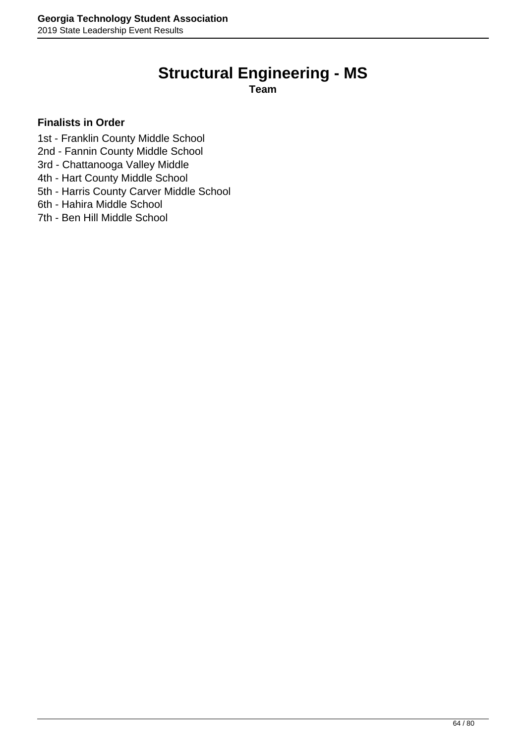# Structural Engineering - MS

**Team**

**Finalists in Order**

1st - Franklin County Middle School
2nd - Fannin County Middle School
3rd - Chattanooga Valley Middle
4th - Hart County Middle School
5th - Harris County Carver Middle School
6th - Hahira Middle School
7th - Ben Hill Middle School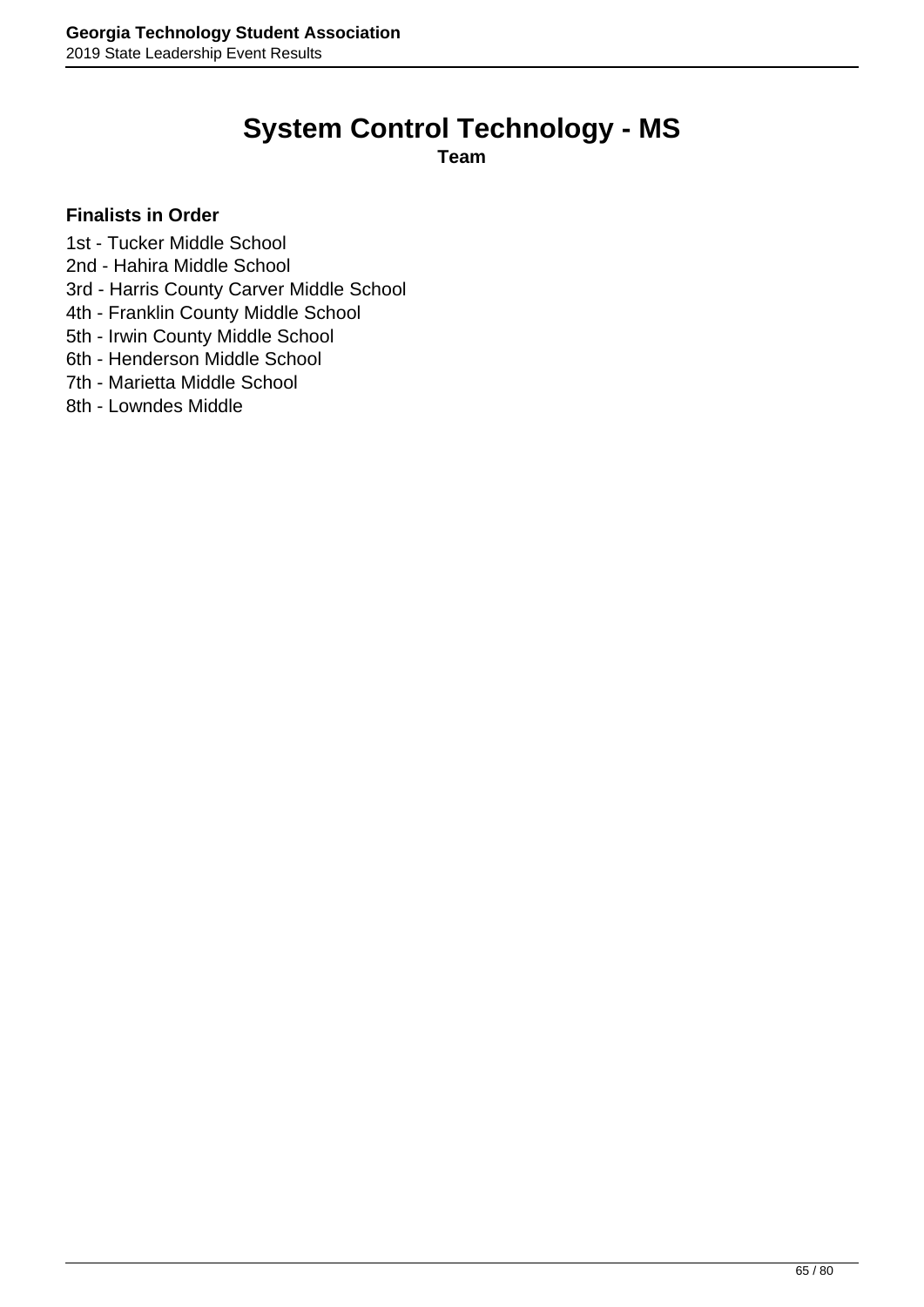# System Control Technology - MS

**Team**

**Finalists in Order**

1st - Tucker Middle School
2nd - Hahira Middle School
3rd - Harris County Carver Middle School
4th - Franklin County Middle School
5th - Irwin County Middle School
6th - Henderson Middle School
7th - Marietta Middle School
8th - Lowndes Middle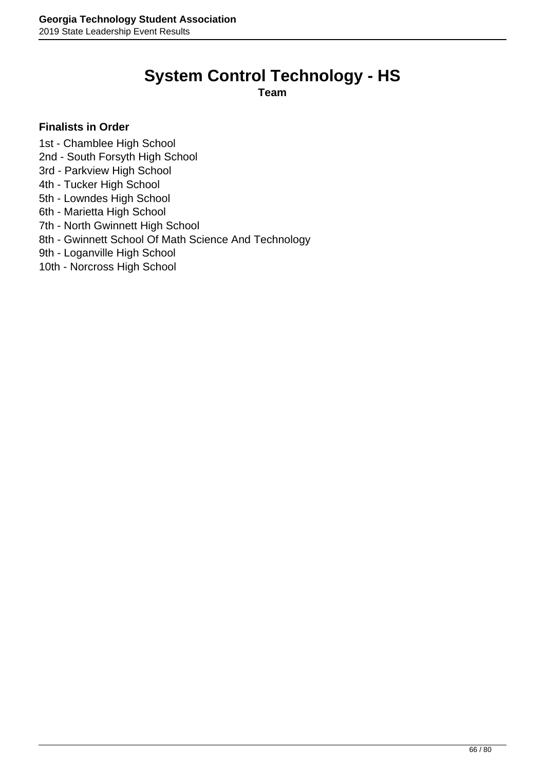# System Control Technology - HS

**Team**

**Finalists in Order**

1st - Chamblee High School
2nd - South Forsyth High School
3rd - Parkview High School
4th - Tucker High School
5th - Lowndes High School
6th - Marietta High School
7th - North Gwinnett High School
8th - Gwinnett School Of Math Science And Technology
9th - Loganville High School
10th - Norcross High School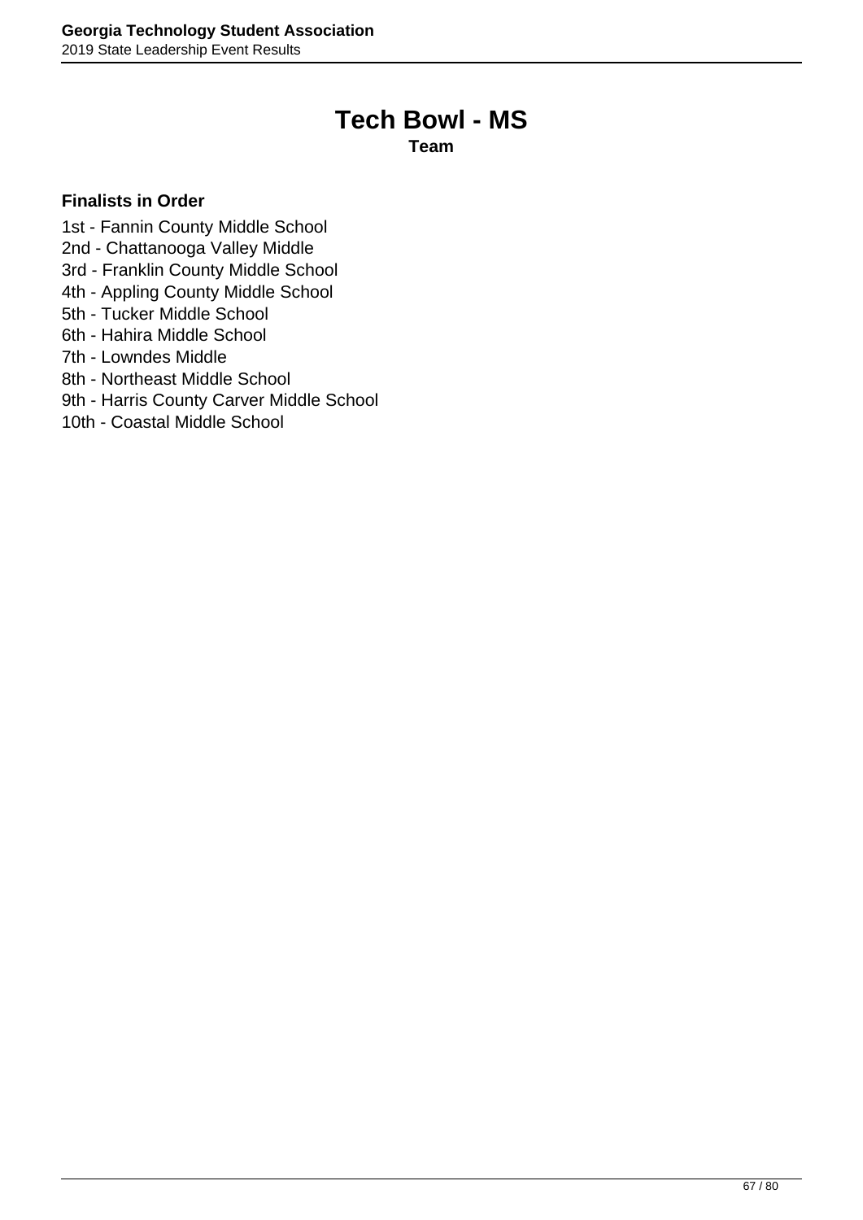# Tech Bowl - MS

**Team**

### Finalists in Order

1st - Fannin County Middle School
2nd - Chattanooga Valley Middle
3rd - Franklin County Middle School
4th - Appling County Middle School
5th - Tucker Middle School
6th - Hahira Middle School
7th - Lowndes Middle
8th - Northeast Middle School
9th - Harris County Carver Middle School
10th - Coastal Middle School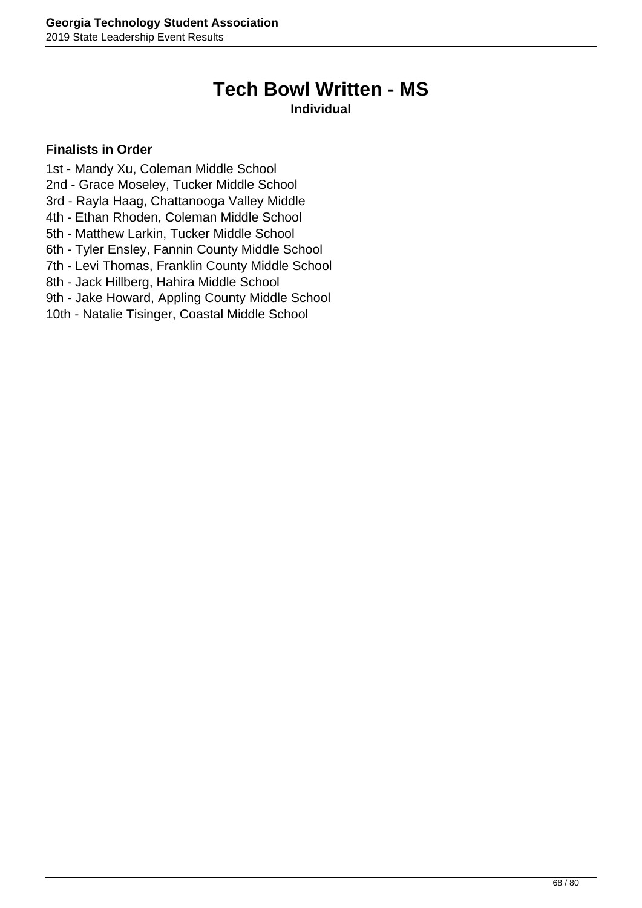# Tech Bowl Written - MS

**Individual**

**Finalists in Order**

1st - Mandy Xu, Coleman Middle School
2nd - Grace Moseley, Tucker Middle School
3rd - Rayla Haag, Chattanooga Valley Middle
4th - Ethan Rhoden, Coleman Middle School
5th - Matthew Larkin, Tucker Middle School
6th - Tyler Ensley, Fannin County Middle School
7th - Levi Thomas, Franklin County Middle School
8th - Jack Hillberg, Hahira Middle School
9th - Jake Howard, Appling County Middle School
10th - Natalie Tisinger, Coastal Middle School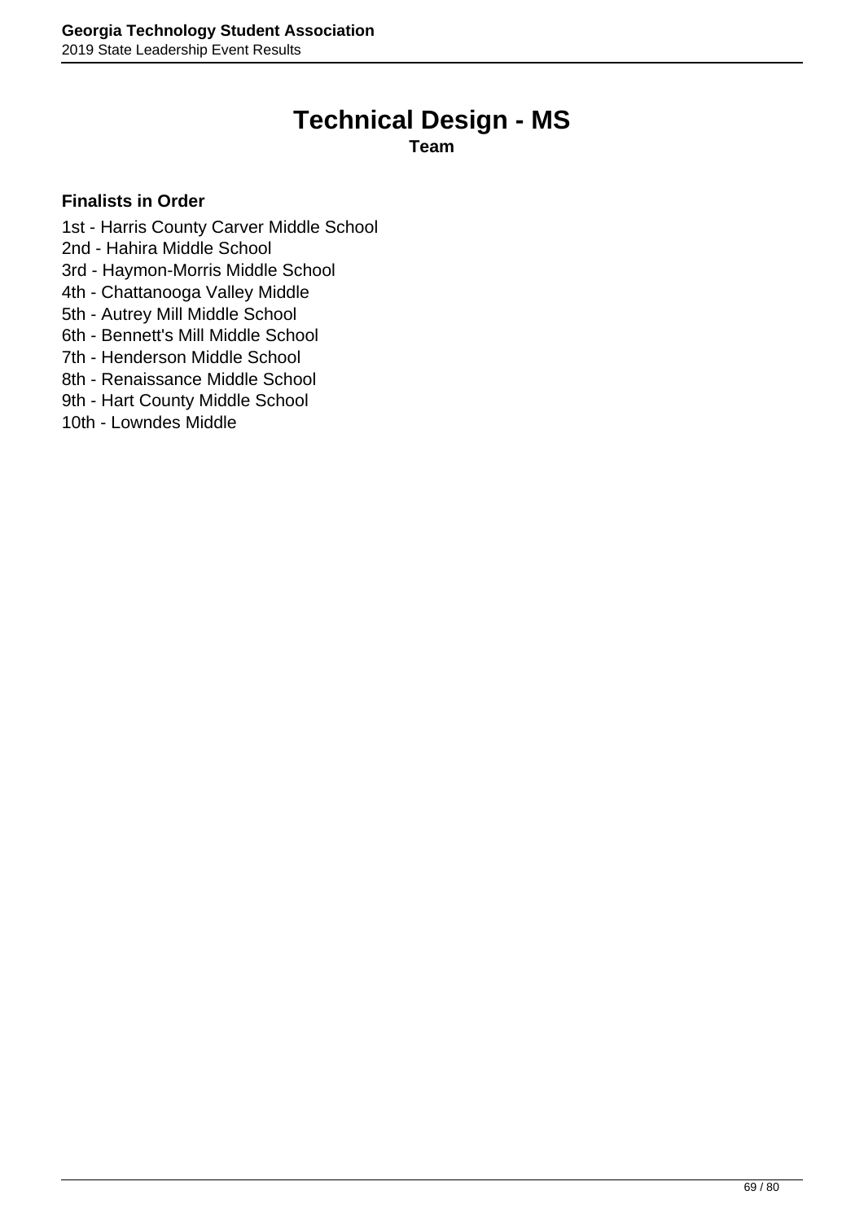# Technical Design - MS

**Team**

**Finalists in Order**

1st - Harris County Carver Middle School
2nd - Hahira Middle School
3rd - Haymon-Morris Middle School
4th - Chattanooga Valley Middle
5th - Autrey Mill Middle School
6th - Bennett's Mill Middle School
7th - Henderson Middle School
8th - Renaissance Middle School
9th - Hart County Middle School
10th - Lowndes Middle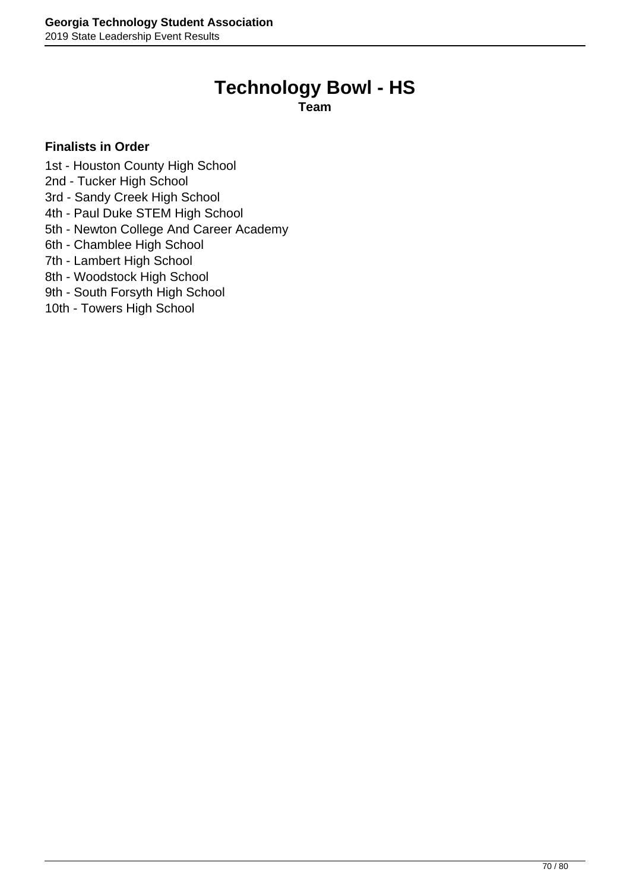# Technology Bowl - HS

**Team**

**Finalists in Order**

1st - Houston County High School
2nd - Tucker High School
3rd - Sandy Creek High School
4th - Paul Duke STEM High School
5th - Newton College And Career Academy
6th - Chamblee High School
7th - Lambert High School
8th - Woodstock High School
9th - South Forsyth High School
10th - Towers High School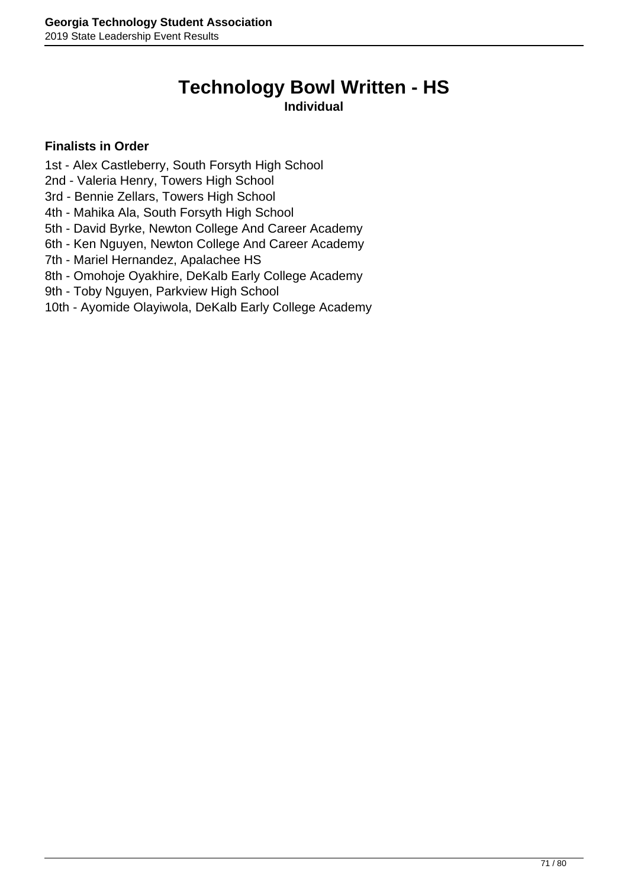# Technology Bowl Written - HS

**Individual**

**Finalists in Order**

1st - Alex Castleberry, South Forsyth High School
2nd - Valeria Henry, Towers High School
3rd - Bennie Zellars, Towers High School
4th - Mahika Ala, South Forsyth High School
5th - David Byrke, Newton College And Career Academy
6th - Ken Nguyen, Newton College And Career Academy
7th - Mariel Hernandez, Apalachee HS
8th - Omohoje Oyakhire, DeKalb Early College Academy
9th - Toby Nguyen, Parkview High School
10th - Ayomide Olayiwola, DeKalb Early College Academy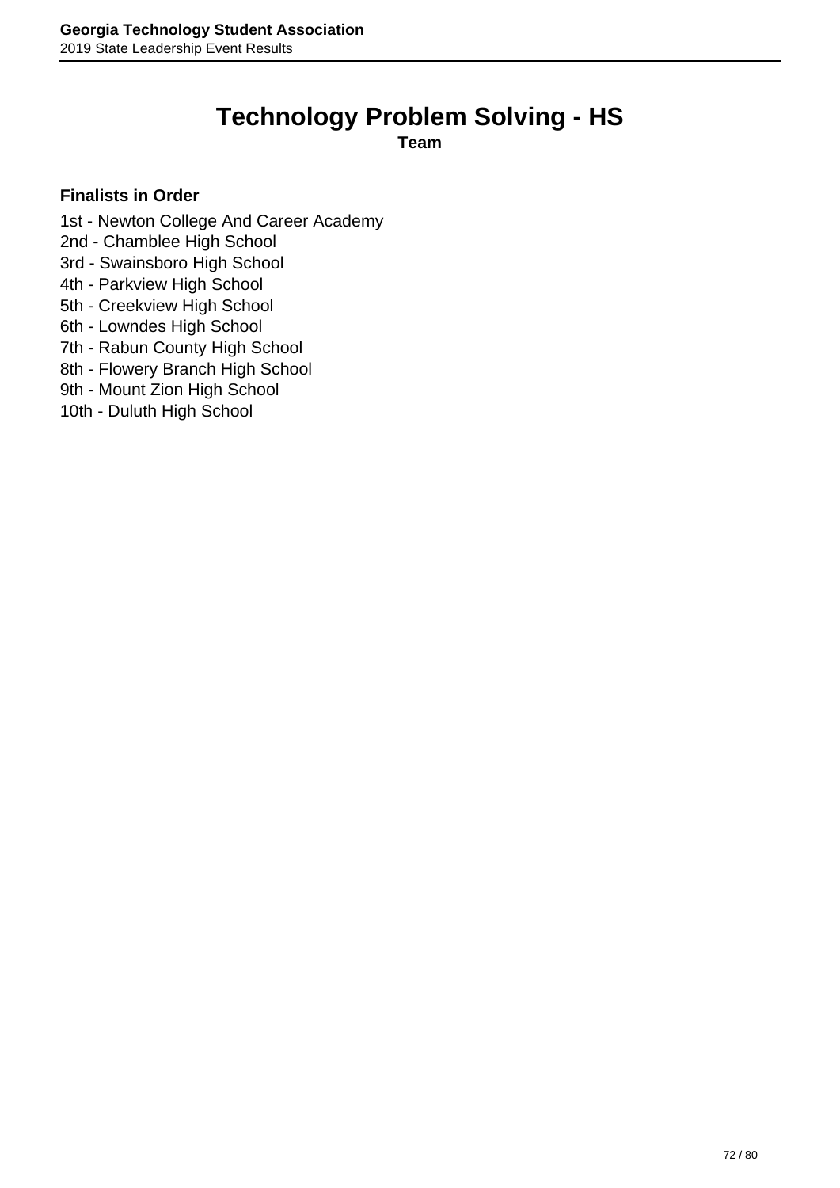# Technology Problem Solving - HS

**Team**

**Finalists in Order**

1st - Newton College And Career Academy
2nd - Chamblee High School
3rd - Swainsboro High School
4th - Parkview High School
5th - Creekview High School
6th - Lowndes High School
7th - Rabun County High School
8th - Flowery Branch High School
9th - Mount Zion High School
10th - Duluth High School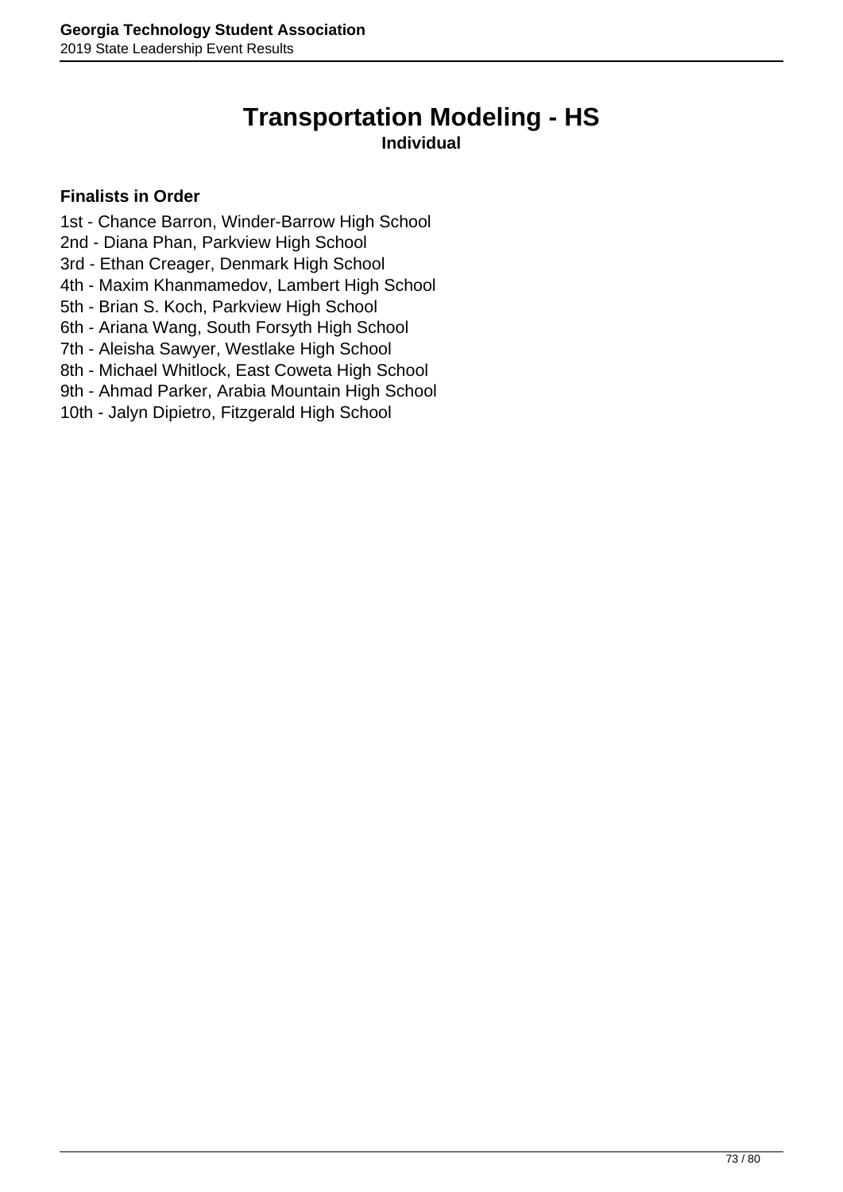# Transportation Modeling - HS

**Individual**

**Finalists in Order**

1st - Chance Barron, Winder-Barrow High School
2nd - Diana Phan, Parkview High School
3rd - Ethan Creager, Denmark High School
4th - Maxim Khanmamedov, Lambert High School
5th - Brian S. Koch, Parkview High School
6th - Ariana Wang, South Forsyth High School
7th - Aleisha Sawyer, Westlake High School
8th - Michael Whitlock, East Coweta High School
9th - Ahmad Parker, Arabia Mountain High School
10th - Jalyn Dipietro, Fitzgerald High School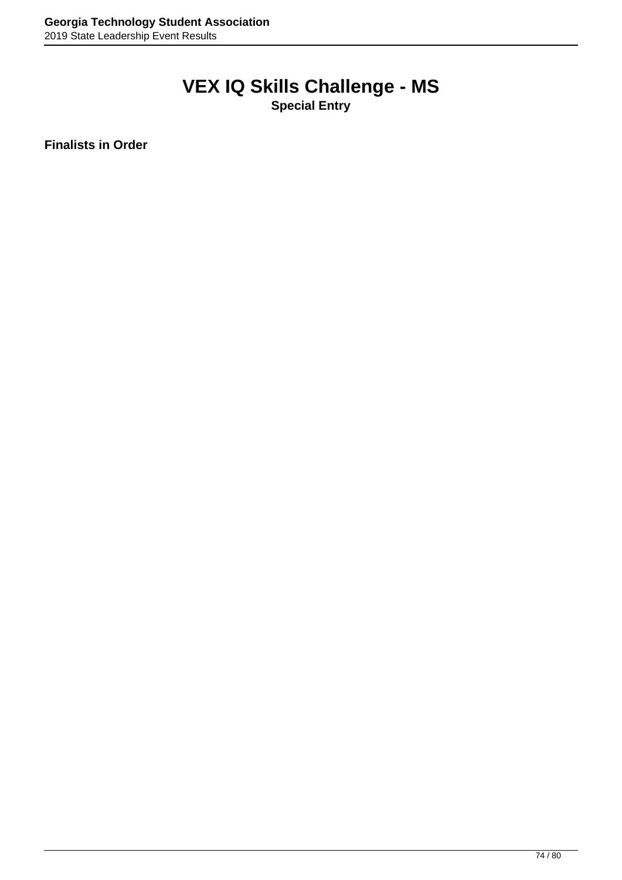# VEX IQ Skills Challenge - MS

**Special Entry**

**Finalists in Order**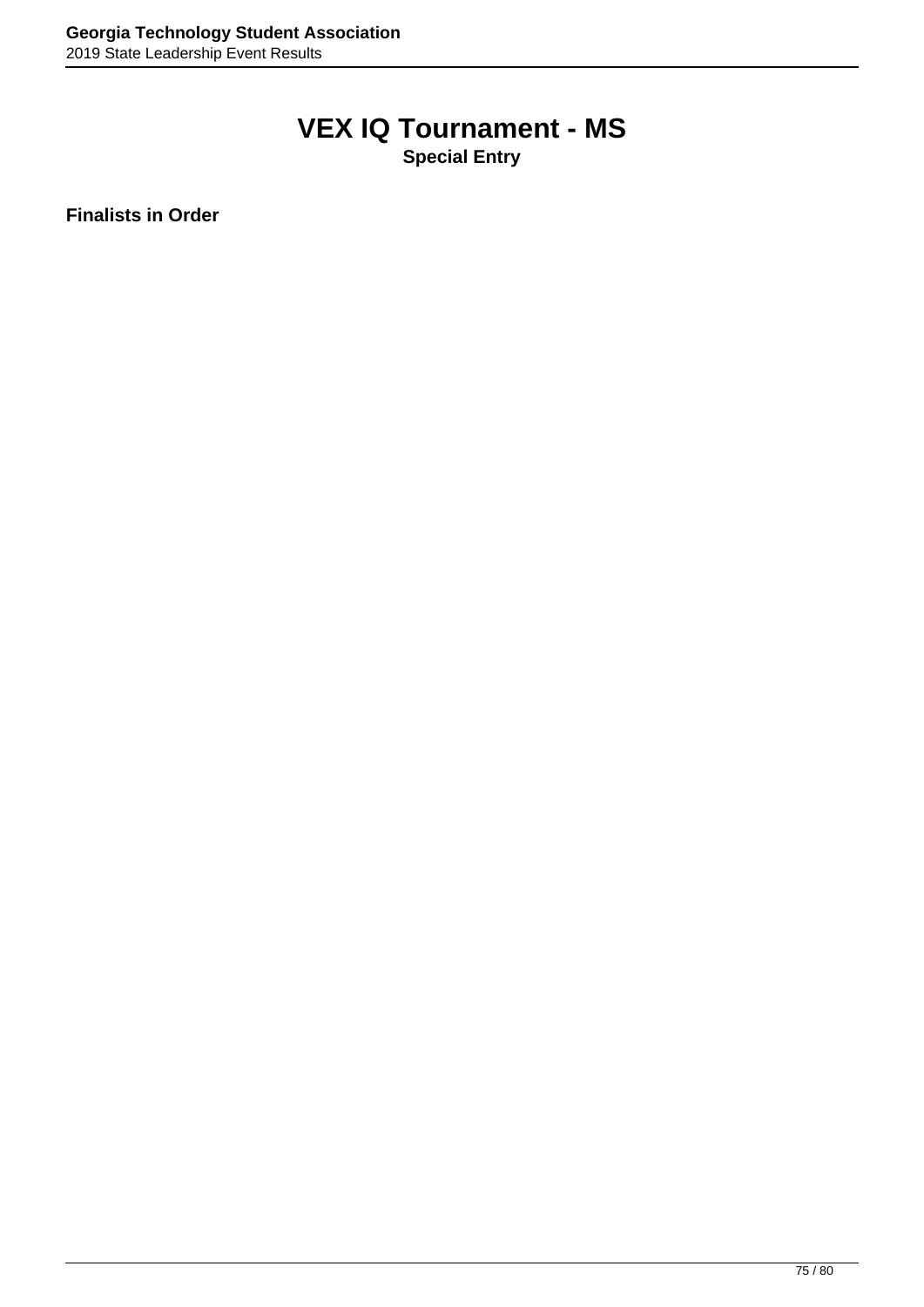# VEX IQ Tournament - MS

**Special Entry**

**Finalists in Order**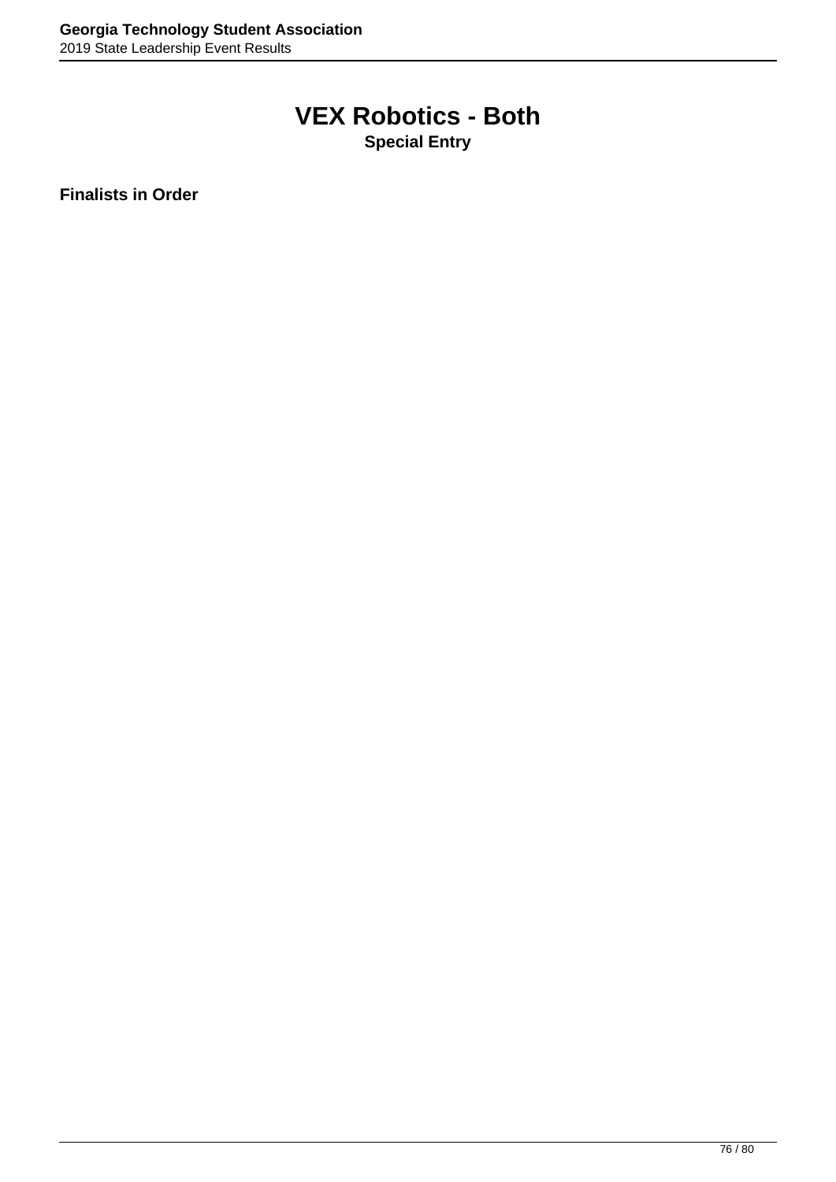# VEX Robotics - Both

**Special Entry**

**Finalists in Order**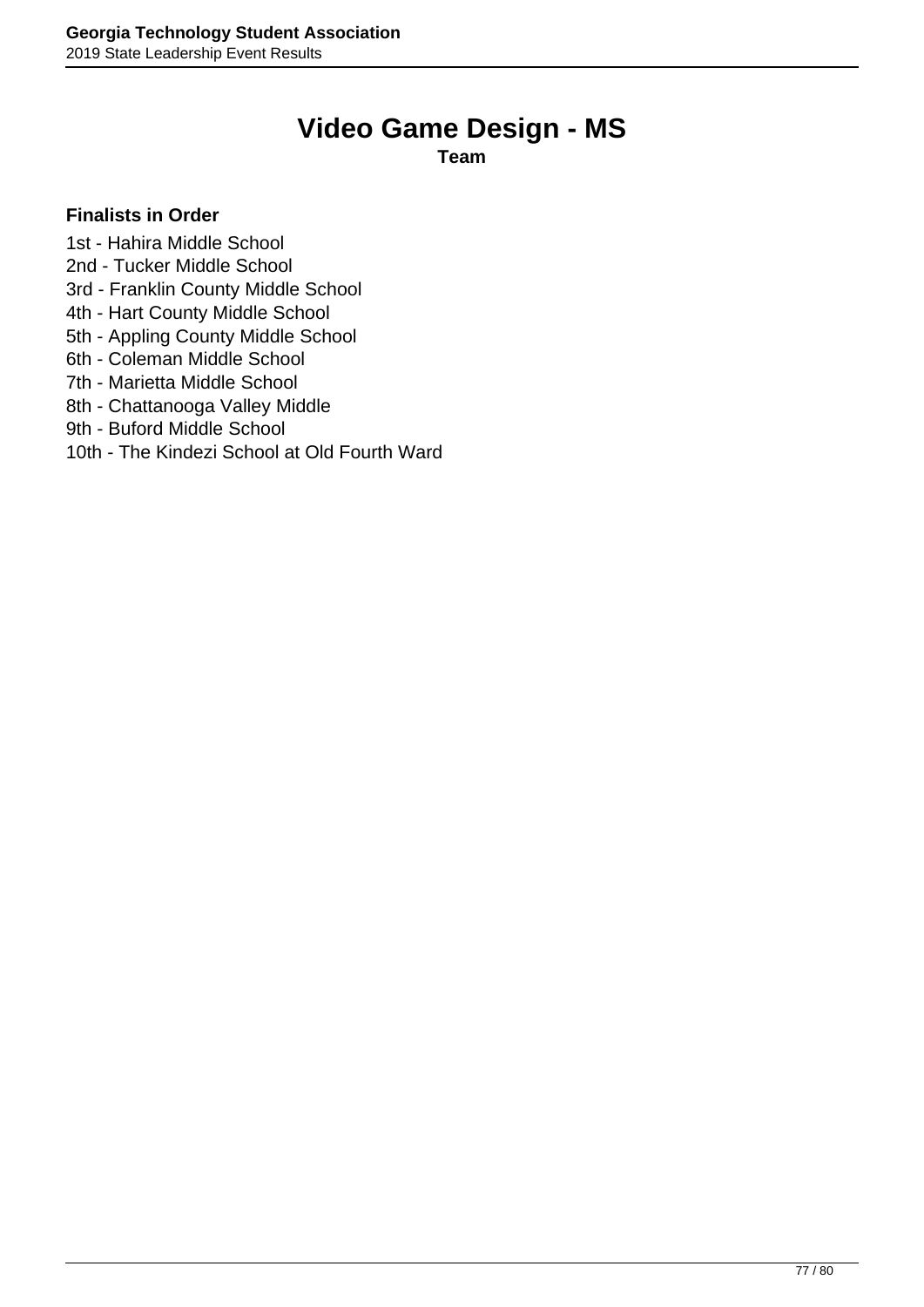# Video Game Design - MS

**Team**

**Finalists in Order**

1st - Hahira Middle School
2nd - Tucker Middle School
3rd - Franklin County Middle School
4th - Hart County Middle School
5th - Appling County Middle School
6th - Coleman Middle School
7th - Marietta Middle School
8th - Chattanooga Valley Middle
9th - Buford Middle School
10th - The Kindezi School at Old Fourth Ward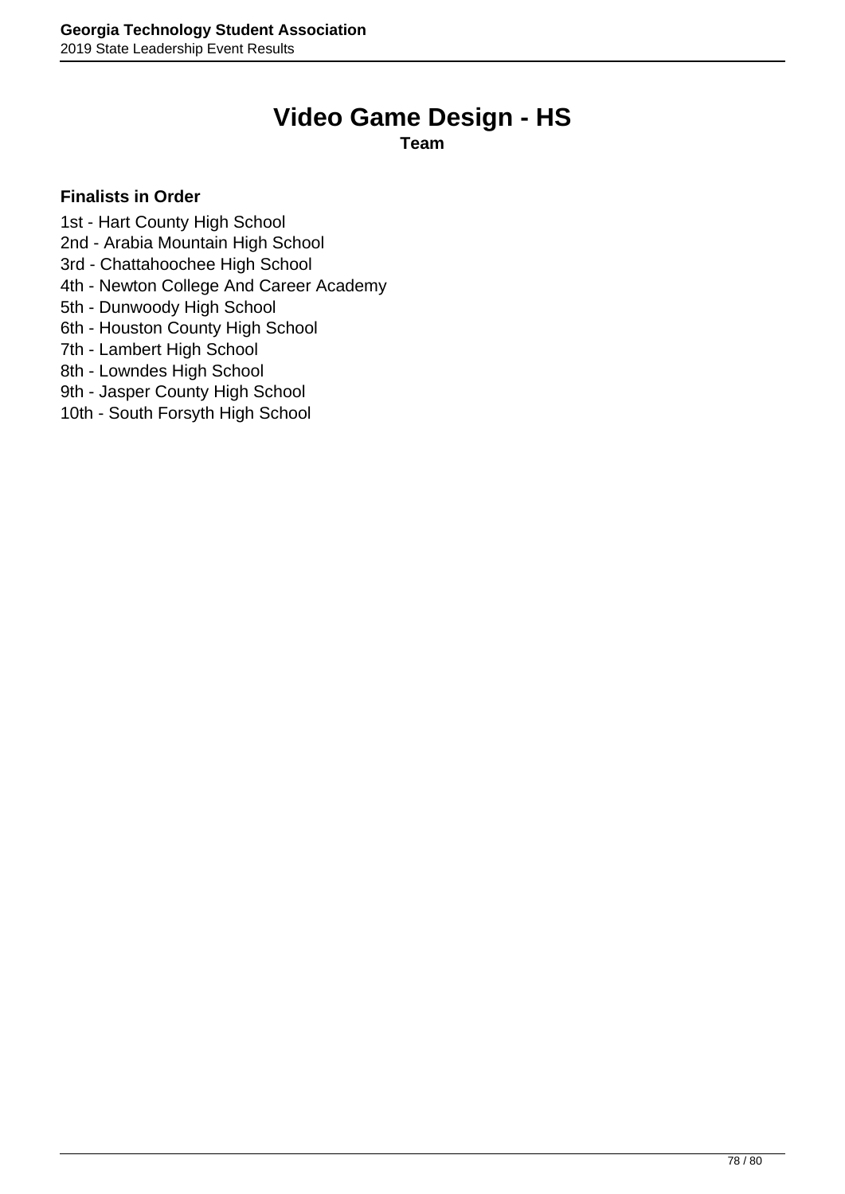# Video Game Design - HS

**Team**

**Finalists in Order**

1st - Hart County High School
2nd - Arabia Mountain High School
3rd - Chattahoochee High School
4th - Newton College And Career Academy
5th - Dunwoody High School
6th - Houston County High School
7th - Lambert High School
8th - Lowndes High School
9th - Jasper County High School
10th - South Forsyth High School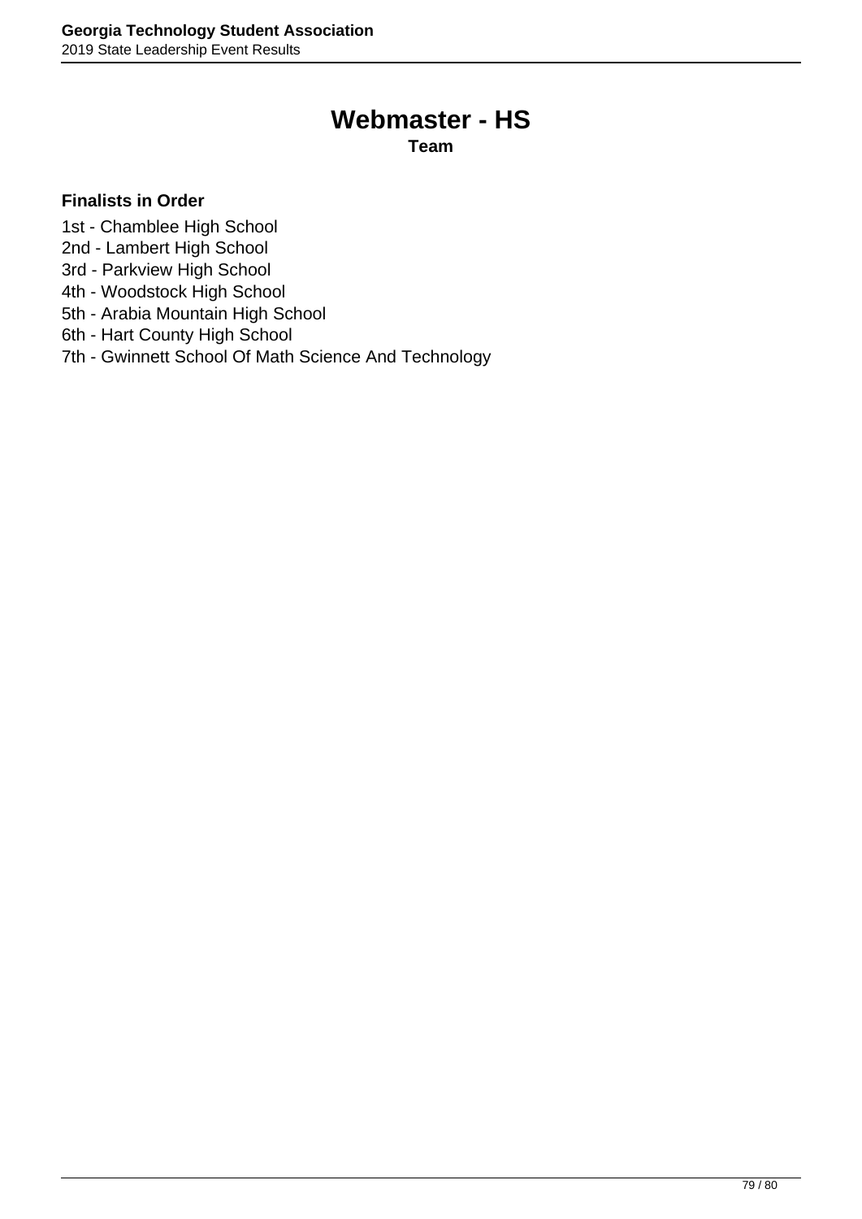# Webmaster - HS

**Team**

**Finalists in Order**

1st - Chamblee High School
2nd - Lambert High School
3rd - Parkview High School
4th - Woodstock High School
5th - Arabia Mountain High School
6th - Hart County High School
7th - Gwinnett School Of Math Science And Technology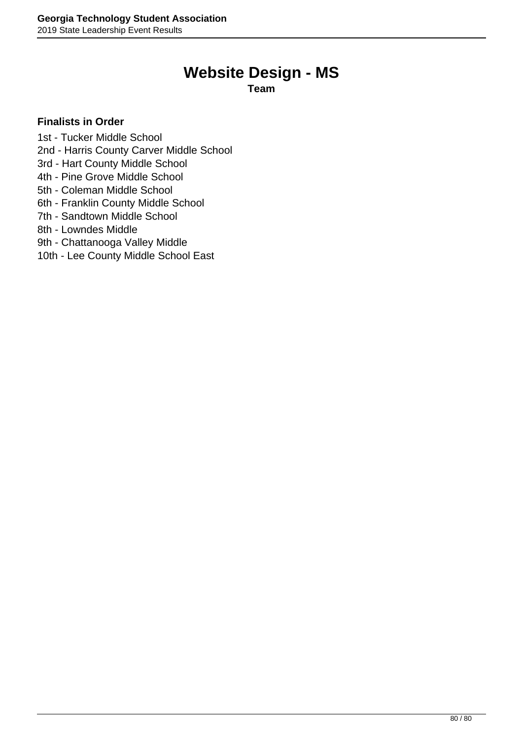# Website Design - MS

**Team**

**Finalists in Order**

1st - Tucker Middle School
2nd - Harris County Carver Middle School
3rd - Hart County Middle School
4th - Pine Grove Middle School
5th - Coleman Middle School
6th - Franklin County Middle School
7th - Sandtown Middle School
8th - Lowndes Middle
9th - Chattanooga Valley Middle
10th - Lee County Middle School East